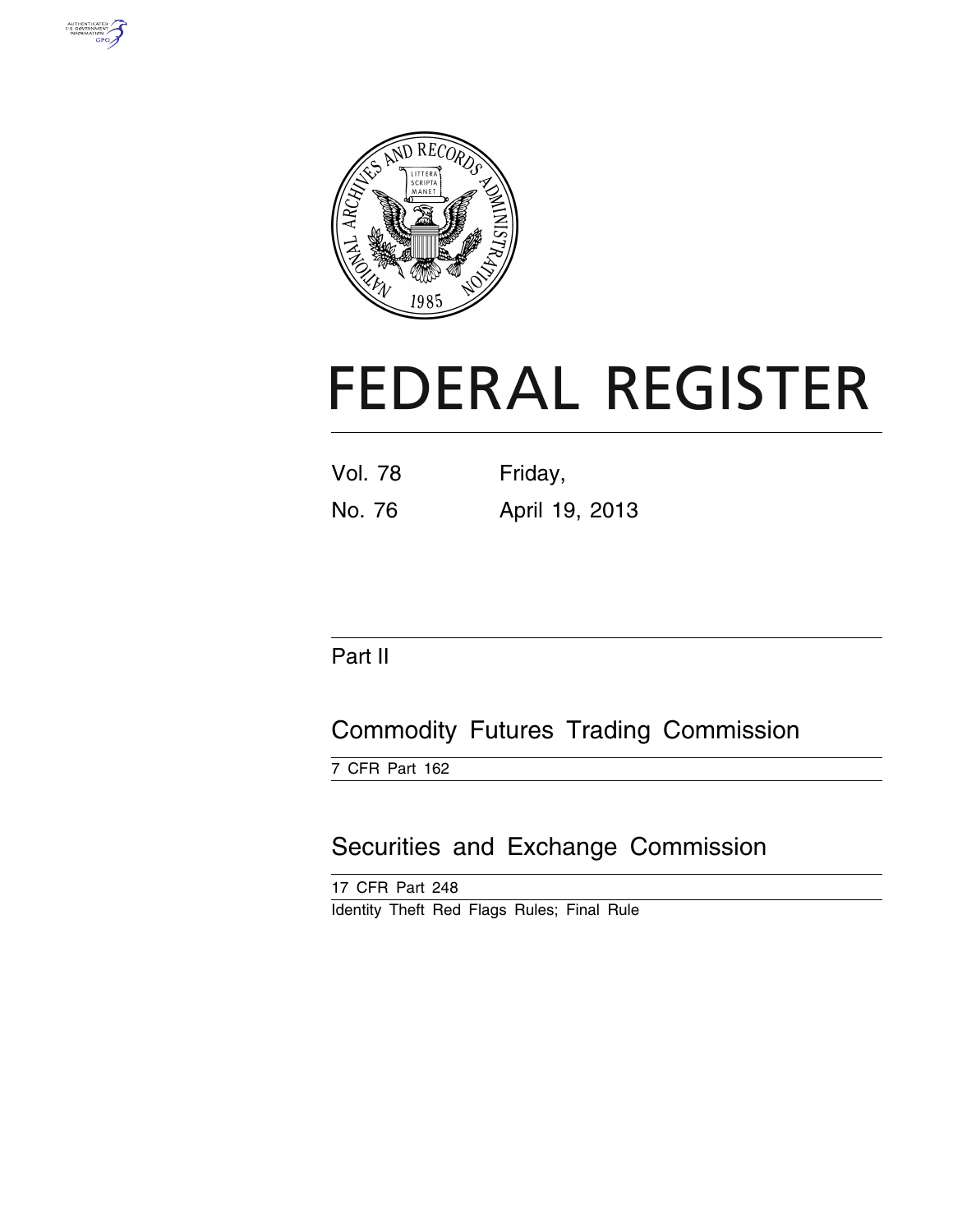# FEDERAL REGISTER

Vol. 78 No. 76

Friday, April 19, 2013

## Part II

## Commodity Futures Trading Commission

7 CFR Part 162

## Securities and Exchange Commission

17 CFR Part 248

Identity Theft Red Flags Rules; Final Rule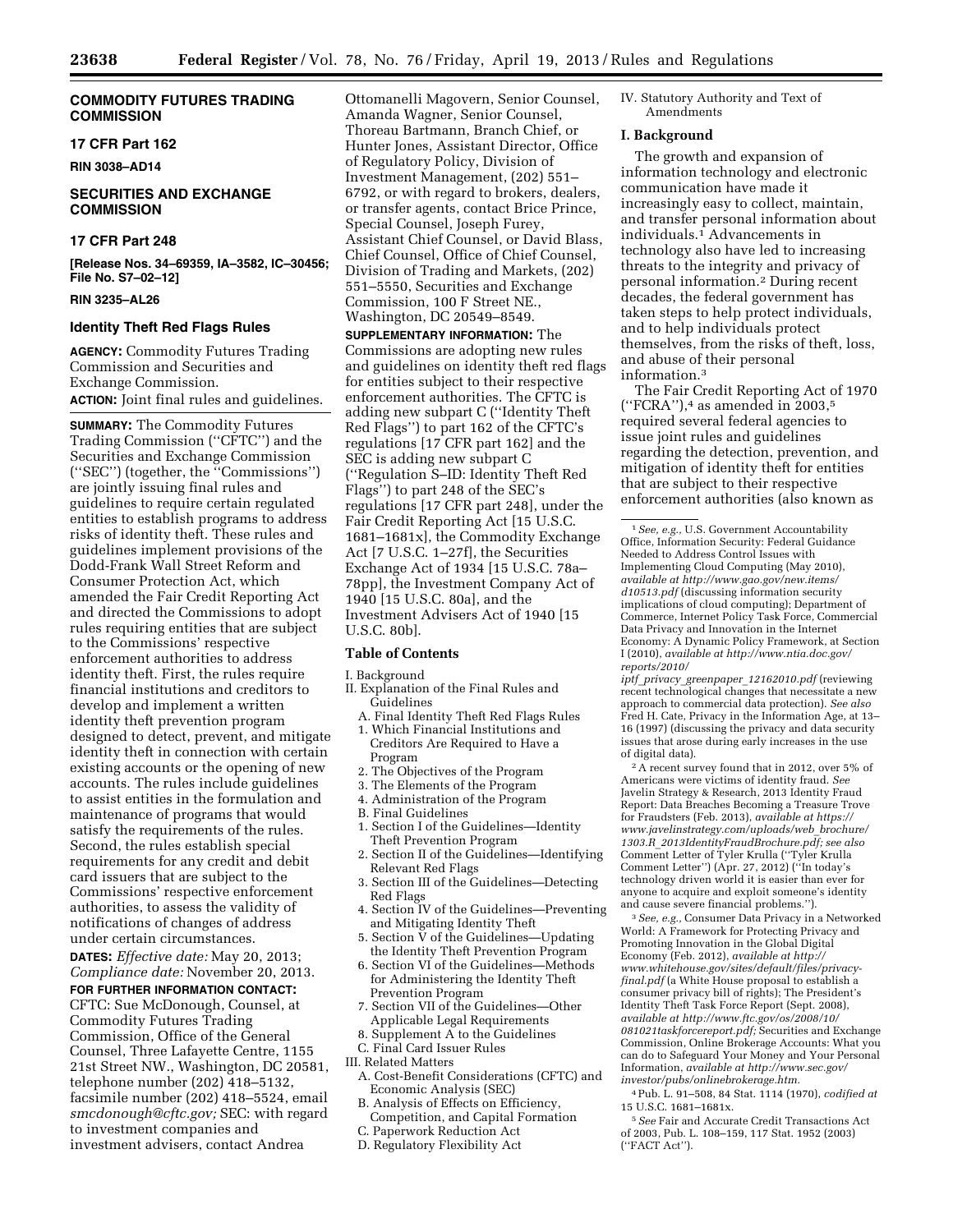## COMMODITY FUTURES TRADING COMMISSION

### 17 CFR Part 162

**RIN 3038–AD14**

## SECURITIES AND EXCHANGE COMMISSION

### 17 CFR Part 248

**[Release Nos. 34–69359, IA–3582, IC–30456; File No. S7–02–12]**

**RIN 3235–AL26**

### Identity Theft Red Flags Rules

**AGENCY:** Commodity Futures Trading Commission and Securities and Exchange Commission.

**ACTION:** Joint final rules and guidelines.

**SUMMARY:** The Commodity Futures Trading Commission (''CFTC'') and the Securities and Exchange Commission (''SEC'') (together, the ''Commissions'') are jointly issuing final rules and guidelines to require certain regulated entities to establish programs to address risks of identity theft. These rules and guidelines implement provisions of the Dodd-Frank Wall Street Reform and Consumer Protection Act, which amended the Fair Credit Reporting Act and directed the Commissions to adopt rules requiring entities that are subject to the Commissions' respective enforcement authorities to address identity theft. First, the rules require financial institutions and creditors to develop and implement a written identity theft prevention program designed to detect, prevent, and mitigate identity theft in connection with certain existing accounts or the opening of new accounts. The rules include guidelines to assist entities in the formulation and maintenance of programs that would satisfy the requirements of the rules. Second, the rules establish special requirements for any credit and debit card issuers that are subject to the Commissions' respective enforcement authorities, to assess the validity of notifications of changes of address under certain circumstances.

**DATES:** *Effective date:* May 20, 2013; *Compliance date:* November 20, 2013.

**FOR FURTHER INFORMATION CONTACT:** CFTC: Sue McDonough, Counsel, at Commodity Futures Trading Commission, Office of the General Counsel, Three Lafayette Centre, 1155 21st Street NW., Washington, DC 20581, telephone number (202) 418–5132, facsimile number (202) 418–5524, email *smcdonough@cftc.gov;* SEC: with regard to investment companies and investment advisers, contact Andrea Ottomanelli Magovern, Senior Counsel, Amanda Wagner, Senior Counsel, Thoreau Bartmann, Branch Chief, or Hunter Jones, Assistant Director, Office of Regulatory Policy, Division of Investment Management, (202) 551–6792, or with regard to brokers, dealers, or transfer agents, contact Brice Prince, Special Counsel, Joseph Furey, Assistant Chief Counsel, or David Blass, Chief Counsel, Office of Chief Counsel, Division of Trading and Markets, (202) 551–5550, Securities and Exchange Commission, 100 F Street NE., Washington, DC 20549–8549.

**SUPPLEMENTARY INFORMATION:** The Commissions are adopting new rules and guidelines on identity theft red flags for entities subject to their respective enforcement authorities. The CFTC is adding new subpart C (''Identity Theft Red Flags'') to part 162 of the CFTC's regulations [17 CFR part 162] and the SEC is adding new subpart C (''Regulation S–ID: Identity Theft Red Flags'') to part 248 of the SEC's regulations [17 CFR part 248], under the Fair Credit Reporting Act [15 U.S.C. 1681–1681x], the Commodity Exchange Act [7 U.S.C. 1–27f], the Securities Exchange Act of 1934 [15 U.S.C. 78a–78pp], the Investment Company Act of 1940 [15 U.S.C. 80a], and the Investment Advisers Act of 1940 [15 U.S.C. 80b].

**Table of Contents**

I. Background
II. Explanation of the Final Rules and Guidelines
  A. Final Identity Theft Red Flags Rules
    1. Which Financial Institutions and Creditors Are Required to Have a Program
    2. The Objectives of the Program
    3. The Elements of the Program
    4. Administration of the Program
  B. Final Guidelines
    1. Section I of the Guidelines—Identity Theft Prevention Program
    2. Section II of the Guidelines—Identifying Relevant Red Flags
    3. Section III of the Guidelines—Detecting Red Flags
    4. Section IV of the Guidelines—Preventing and Mitigating Identity Theft
    5. Section V of the Guidelines—Updating the Identity Theft Prevention Program
    6. Section VI of the Guidelines—Methods for Administering the Identity Theft Prevention Program
    7. Section VII of the Guidelines—Other Applicable Legal Requirements
    8. Supplement A to the Guidelines
  C. Final Card Issuer Rules
III. Related Matters
  A. Cost-Benefit Considerations (CFTC) and Economic Analysis (SEC)
  B. Analysis of Effects on Efficiency, Competition, and Capital Formation
  C. Paperwork Reduction Act
  D. Regulatory Flexibility Act
IV. Statutory Authority and Text of Amendments

### I. Background

The growth and expansion of information technology and electronic communication have made it increasingly easy to collect, maintain, and transfer personal information about individuals.[1] Advancements in technology also have led to increasing threats to the integrity and privacy of personal information.[2] During recent decades, the federal government has taken steps to help protect individuals, and to help individuals protect themselves, from the risks of theft, loss, and abuse of their personal information.[3]

The Fair Credit Reporting Act of 1970 (''FCRA''),[4] as amended in 2003,[5] required several federal agencies to issue joint rules and guidelines regarding the detection, prevention, and mitigation of identity theft for entities that are subject to their respective enforcement authorities (also known as

---

[1] *See, e.g.,* U.S. Government Accountability Office, Information Security: Federal Guidance Needed to Address Control Issues with Implementing Cloud Computing (May 2010), *available at http://www.gao.gov/new.items/d10513.pdf* (discussing information security implications of cloud computing); Department of Commerce, Internet Policy Task Force, Commercial Data Privacy and Innovation in the Internet Economy: A Dynamic Policy Framework, at Section I (2010), *available at http://www.ntia.doc.gov/reports/2010/iptf_privacy_greenpaper_12162010.pdf* (reviewing recent technological changes that necessitate a new approach to commercial data protection). *See also* Fred H. Cate, Privacy in the Information Age, at 13–16 (1997) (discussing the privacy and data security issues that arose during early increases in the use of digital data).

[2] A recent survey found that in 2012, over 5% of Americans were victims of identity fraud. *See* Javelin Strategy & Research, 2013 Identity Fraud Report: Data Breaches Becoming a Treasure Trove for Fraudsters (Feb. 2013), *available at https://www.javelinstrategy.com/uploads/web_brochure/1303.R_2013IdentityFraudBrochure.pdf; see also* Comment Letter of Tyler Krulla (''Tyler Krulla Comment Letter'') (Apr. 27, 2012) (''In today's technology driven world it is easier than ever for anyone to acquire and exploit someone's identity and cause severe financial problems.'').

[3] *See, e.g.,* Consumer Data Privacy in a Networked World: A Framework for Protecting Privacy and Promoting Innovation in the Global Digital Economy (Feb. 2012), *available at http://www.whitehouse.gov/sites/default/files/privacy-final.pdf* (a White House proposal to establish a consumer privacy bill of rights); The President's Identity Theft Task Force Report (Sept. 2008), *available at http://www.ftc.gov/os/2008/10/081021taskforcereport.pdf;* Securities and Exchange Commission, Online Brokerage Accounts: What you can do to Safeguard Your Money and Your Personal Information, *available at http://www.sec.gov/investor/pubs/onlinebrokerage.htm.*

[4] Pub. L. 91–508, 84 Stat. 1114 (1970), *codified at* 15 U.S.C. 1681–1681x.

[5] *See* Fair and Accurate Credit Transactions Act of 2003, Pub. L. 108–159, 117 Stat. 1952 (2003) (''FACT Act'').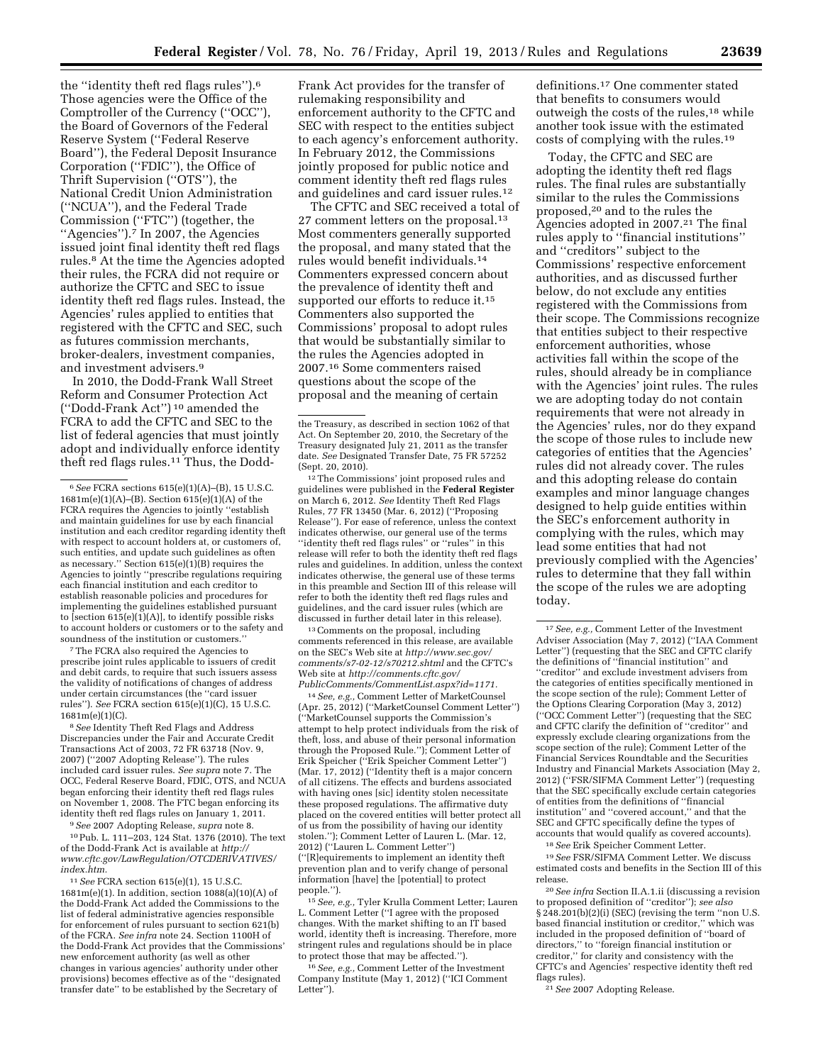the "identity theft red flags rules").[6] Those agencies were the Office of the Comptroller of the Currency ("OCC"), the Board of Governors of the Federal Reserve System ("Federal Reserve Board"), the Federal Deposit Insurance Corporation ("FDIC"), the Office of Thrift Supervision ("OTS"), the National Credit Union Administration ("NCUA"), and the Federal Trade Commission ("FTC") (together, the "Agencies").[7] In 2007, the Agencies issued joint final identity theft red flags rules.[8] At the time the Agencies adopted their rules, the FCRA did not require or authorize the CFTC and SEC to issue identity theft red flags rules. Instead, the Agencies' rules applied to entities that registered with the CFTC and SEC, such as futures commission merchants, broker-dealers, investment companies, and investment advisers.[9]

In 2010, the Dodd-Frank Wall Street Reform and Consumer Protection Act ("Dodd-Frank Act")[10] amended the FCRA to add the CFTC and SEC to the list of federal agencies that must jointly adopt and individually enforce identity theft red flags rules.[11] Thus, the Dodd-Frank Act provides for the transfer of rulemaking responsibility and enforcement authority to the CFTC and SEC with respect to the entities subject to each agency's enforcement authority. In February 2012, the Commissions jointly proposed for public notice and comment identity theft red flags rules and guidelines and card issuer rules.[12]

The CFTC and SEC received a total of 27 comment letters on the proposal.[13] Most commenters generally supported the proposal, and many stated that the rules would benefit individuals.[14] Commenters expressed concern about the prevalence of identity theft and supported our efforts to reduce it.[15] Commenters also supported the Commissions' proposal to adopt rules that would be substantially similar to the rules the Agencies adopted in 2007.[16] Some commenters raised questions about the scope of the proposal and the meaning of certain definitions.[17] One commenter stated that benefits to consumers would outweigh the costs of the rules,[18] while another took issue with the estimated costs of complying with the rules.[19]

Today, the CFTC and SEC are adopting the identity theft red flags rules. The final rules are substantially similar to the rules the Commissions proposed,[20] and to the rules the Agencies adopted in 2007.[21] The final rules apply to "financial institutions" and "creditors" subject to the Commissions' respective enforcement authorities, and as discussed further below, do not exclude any entities registered with the Commissions from their scope. The Commissions recognize that entities subject to their respective enforcement authorities, whose activities fall within the scope of the rules, should already be in compliance with the Agencies' joint rules. The rules we are adopting today do not contain requirements that were not already in the Agencies' rules, nor do they expand the scope of those rules to include new categories of entities that the Agencies' rules did not already cover. The rules and this adopting release do contain examples and minor language changes designed to help guide entities within the SEC's enforcement authority in complying with the rules, which may lead some entities that had not previously complied with the Agencies' rules to determine that they fall within the scope of the rules we are adopting today.

---

[6] *See* FCRA sections 615(e)(1)(A)–(B), 15 U.S.C. 1681m(e)(1)(A)–(B). Section 615(e)(1)(A) of the FCRA requires the Agencies to jointly "establish and maintain guidelines for use by each financial institution and each creditor regarding identity theft with respect to account holders at, or customers of, such entities, and update such guidelines as often as necessary." Section 615(e)(1)(B) requires the Agencies to jointly "prescribe regulations requiring each financial institution and each creditor to establish reasonable policies and procedures for implementing the guidelines established pursuant to [section 615(e)(1)(A)], to identify possible risks to account holders or customers or to the safety and soundness of the institution or customers."

[7] The FCRA also required the Agencies to prescribe joint rules applicable to issuers of credit and debit cards, to require that such issuers assess the validity of notifications of changes of address under certain circumstances (the "card issuer rules"). *See* FCRA section 615(e)(1)(C), 15 U.S.C. 1681m(e)(1)(C).

[8] *See* Identity Theft Red Flags and Address Discrepancies under the Fair and Accurate Credit Transactions Act of 2003, 72 FR 63718 (Nov. 9, 2007) ("2007 Adopting Release"). The rules included card issuer rules. *See supra* note 7. The OCC, Federal Reserve Board, FDIC, OTS, and NCUA began enforcing their identity theft red flags rules on November 1, 2008. The FTC began enforcing its identity theft red flags rules on January 1, 2011.

[9] *See* 2007 Adopting Release, *supra* note 8.

[10] Pub. L. 111–203, 124 Stat. 1376 (2010). The text of the Dodd-Frank Act is available at *http://www.cftc.gov/LawRegulation/OTCDERIVATIVES/index.htm.*

[11] *See* FCRA section 615(e)(1), 15 U.S.C. 1681m(e)(1). In addition, section 1088(a)(10)(A) of the Dodd-Frank Act added the Commissions to the list of federal administrative agencies responsible for enforcement of rules pursuant to section 621(b) of the FCRA. *See infra* note 24. Section 1100H of the Dodd-Frank Act provides that the Commissions' new enforcement authority (as well as other changes in various agencies' authority under other provisions) becomes effective as of the "designated transfer date" to be established by the Secretary of the Treasury, as described in section 1062 of that Act. On September 20, 2010, the Secretary of the Treasury designated July 21, 2011 as the transfer date. *See* Designated Transfer Date, 75 FR 57252 (Sept. 20, 2010).

[12] The Commissions' joint proposed rules and guidelines were published in the **Federal Register** on March 6, 2012. *See* Identity Theft Red Flags Rules, 77 FR 13450 (Mar. 6, 2012) ("Proposing Release"). For ease of reference, unless the context indicates otherwise, our general use of the terms "identity theft red flags rules" or "rules" in this release will refer to both the identity theft red flags rules and guidelines. In addition, unless the context indicates otherwise, the general use of these terms in this preamble and Section III of this release will refer to both the identity theft red flags rules and guidelines, and the card issuer rules (which are discussed in further detail later in this release).

[13] Comments on the proposal, including comments referenced in this release, are available on the SEC's Web site at *http://www.sec.gov/comments/s7-02-12/s70212.shtml* and the CFTC's Web site at *http://comments.cftc.gov/PublicComments/CommentList.aspx?id=1171.*

[14] *See, e.g.,* Comment Letter of MarketCounsel (Apr. 25, 2012) ("MarketCounsel Comment Letter") ("MarketCounsel supports the Commission's attempt to help protect individuals from the risk of theft, loss, and abuse of their personal information through the Proposed Rule."); Comment Letter of Erik Speicher ("Erik Speicher Comment Letter") (Mar. 17, 2012) ("Identity theft is a major concern of all citizens. The effects and burdens associated with having ones [sic] identity stolen necessitate these proposed regulations. The affirmative duty placed on the covered entities will better protect all of us from the possibility of having our identity stolen."); Comment Letter of Lauren L. (Mar. 12, 2012) ("Lauren L. Comment Letter") ("[R]equirements to implement an identity theft prevention plan and to verify change of personal information [have] the [potential] to protect people.").

[15] *See, e.g.,* Tyler Krulla Comment Letter; Lauren L. Comment Letter ("I agree with the proposed changes. With the market shifting to an IT based world, identity theft is increasing. Therefore, more stringent rules and regulations should be in place to protect those that may be affected.").

[16] *See, e.g.,* Comment Letter of the Investment Company Institute (May 1, 2012) ("ICI Comment Letter").

[17] *See, e.g.,* Comment Letter of the Investment Adviser Association (May 7, 2012) ("IAA Comment Letter") (requesting that the SEC and CFTC clarify the definitions of "financial institution" and "creditor" and exclude investment advisers from the categories of entities specifically mentioned in the scope section of the rule); Comment Letter of the Options Clearing Corporation (May 3, 2012) ("OCC Comment Letter") (requesting that the SEC and CFTC clarify the definition of "creditor" and expressly exclude clearing organizations from the scope section of the rule); Comment Letter of the Financial Services Roundtable and the Securities Industry and Financial Markets Association (May 2, 2012) ("FSR/SIFMA Comment Letter") (requesting that the SEC specifically exclude certain categories of entities from the definitions of "financial institution" and "covered account," and that the SEC and CFTC specifically define the types of accounts that would qualify as covered accounts).

[18] *See* Erik Speicher Comment Letter.

[19] *See* FSR/SIFMA Comment Letter. We discuss estimated costs and benefits in the Section III of this release.

[20] *See infra* Section II.A.1.ii (discussing a revision to proposed definition of "creditor"); *see also* § 248.201(b)(2)(i) (SEC) (revising the term "non U.S. based financial institution or creditor," which was included in the proposed definition of "board of directors," to "foreign financial institution or creditor," for clarity and consistency with the CFTC's and Agencies' respective identity theft red flags rules).

[21] *See* 2007 Adopting Release.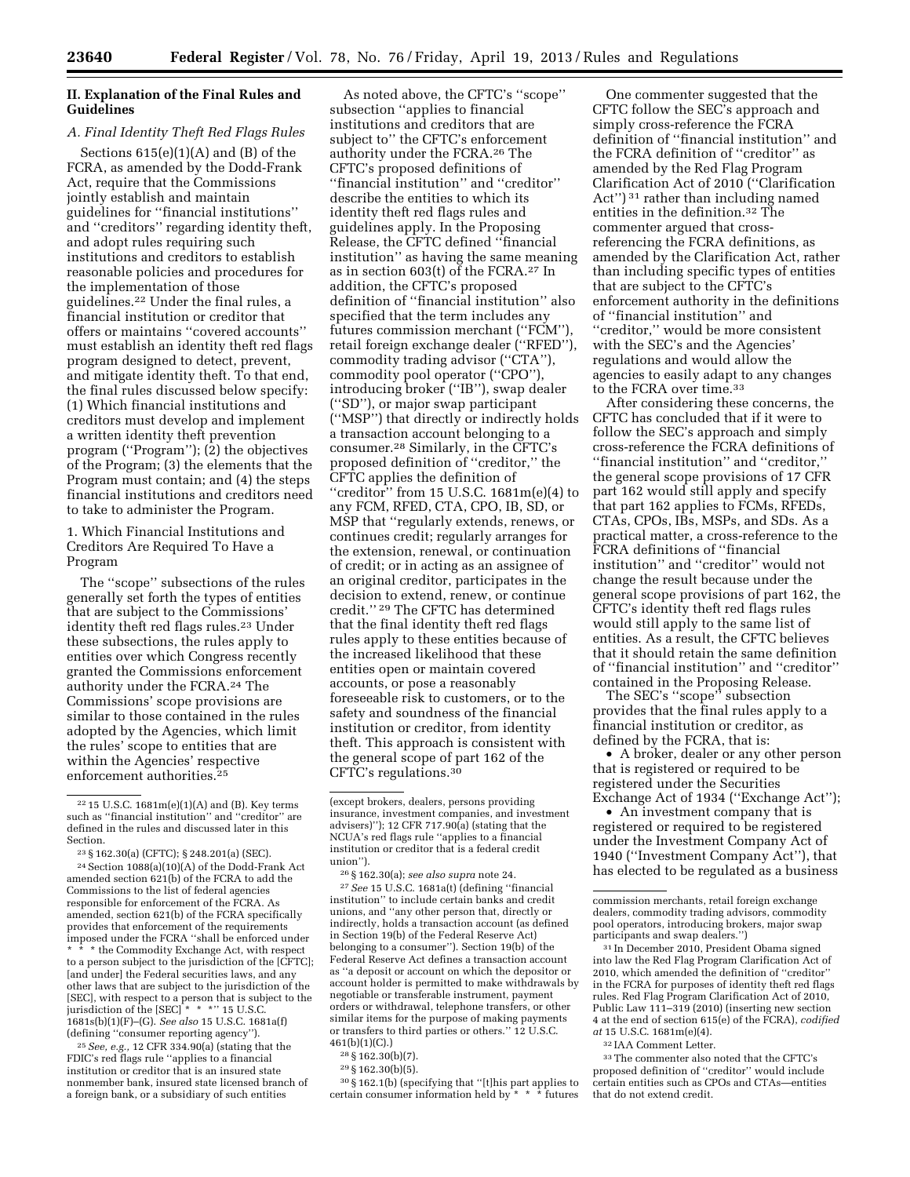## II. Explanation of the Final Rules and Guidelines

### A. Final Identity Theft Red Flags Rules

Sections 615(e)(1)(A) and (B) of the FCRA, as amended by the Dodd-Frank Act, require that the Commissions jointly establish and maintain guidelines for ''financial institutions'' and ''creditors'' regarding identity theft, and adopt rules requiring such institutions and creditors to establish reasonable policies and procedures for the implementation of those guidelines.[22] Under the final rules, a financial institution or creditor that offers or maintains ''covered accounts'' must establish an identity theft red flags program designed to detect, prevent, and mitigate identity theft. To that end, the final rules discussed below specify: (1) Which financial institutions and creditors must develop and implement a written identity theft prevention program (''Program''); (2) the objectives of the Program; (3) the elements that the Program must contain; and (4) the steps financial institutions and creditors need to take to administer the Program.

#### 1. Which Financial Institutions and Creditors Are Required To Have a Program

The ''scope'' subsections of the rules generally set forth the types of entities that are subject to the Commissions' identity theft red flags rules.[23] Under these subsections, the rules apply to entities over which Congress recently granted the Commissions enforcement authority under the FCRA.[24] The Commissions' scope provisions are similar to those contained in the rules adopted by the Agencies, which limit the rules' scope to entities that are within the Agencies' respective enforcement authorities.[25]

As noted above, the CFTC's ''scope'' subsection ''applies to financial institutions and creditors that are subject to'' the CFTC's enforcement authority under the FCRA.[26] The CFTC's proposed definitions of ''financial institution'' and ''creditor'' describe the entities to which its identity theft red flags rules and guidelines apply. In the Proposing Release, the CFTC defined ''financial institution'' as having the same meaning as in section 603(t) of the FCRA.[27] In addition, the CFTC's proposed definition of ''financial institution'' also specified that the term includes any futures commission merchant (''FCM''), retail foreign exchange dealer (''RFED''), commodity trading advisor (''CTA''), commodity pool operator (''CPO''), introducing broker (''IB''), swap dealer (''SD''), or major swap participant (''MSP'') that directly or indirectly holds a transaction account belonging to a consumer.[28] Similarly, in the CFTC's proposed definition of ''creditor,'' the CFTC applies the definition of ''creditor'' from 15 U.S.C. 1681m(e)(4) to any FCM, RFED, CTA, CPO, IB, SD, or MSP that ''regularly extends, renews, or continues credit; regularly arranges for the extension, renewal, or continuation of credit; or in acting as an assignee of an original creditor, participates in the decision to extend, renew, or continue credit.'' [29] The CFTC has determined that the final identity theft red flags rules apply to these entities because of the increased likelihood that these entities open or maintain covered accounts, or pose a reasonably foreseeable risk to customers, or to the safety and soundness of the financial institution or creditor, from identity theft. This approach is consistent with the general scope of part 162 of the CFTC's regulations.[30]

One commenter suggested that the CFTC follow the SEC's approach and simply cross-reference the FCRA definition of ''financial institution'' and the FCRA definition of ''creditor'' as amended by the Red Flag Program Clarification Act of 2010 (''Clarification Act'') [31] rather than including named entities in the definition.[32] The commenter argued that cross-referencing the FCRA definitions, as amended by the Clarification Act, rather than including specific types of entities that are subject to the CFTC's enforcement authority in the definitions of ''financial institution'' and ''creditor,'' would be more consistent with the SEC's and the Agencies' regulations and would allow the agencies to easily adapt to any changes to the FCRA over time.[33]

After considering these concerns, the CFTC has concluded that if it were to follow the SEC's approach and simply cross-reference the FCRA definitions of ''financial institution'' and ''creditor,'' the general scope provisions of 17 CFR part 162 would still apply and specify that part 162 applies to FCMs, RFEDs, CTAs, CPOs, IBs, MSPs, and SDs. As a practical matter, a cross-reference to the FCRA definitions of ''financial institution'' and ''creditor'' would not change the result because under the general scope provisions of part 162, the CFTC's identity theft red flags rules would still apply to the same list of entities. As a result, the CFTC believes that it should retain the same definition of ''financial institution'' and ''creditor'' contained in the Proposing Release.

The SEC's ''scope'' subsection provides that the final rules apply to a financial institution or creditor, as defined by the FCRA, that is:

- A broker, dealer or any other person that is registered or required to be registered under the Securities Exchange Act of 1934 (''Exchange Act'');
- An investment company that is registered or required to be registered under the Investment Company Act of 1940 (''Investment Company Act''), that has elected to be regulated as a business

---

[22] 15 U.S.C. 1681m(e)(1)(A) and (B). Key terms such as ''financial institution'' and ''creditor'' are defined in the rules and discussed later in this Section.

[23] § 162.30(a) (CFTC); § 248.201(a) (SEC).

[24] Section 1088(a)(10)(A) of the Dodd-Frank Act amended section 621(b) of the FCRA to add the Commissions to the list of federal agencies responsible for enforcement of the FCRA. As amended, section 621(b) of the FCRA specifically provides that enforcement of the requirements imposed under the FCRA ''shall be enforced under * * * the Commodity Exchange Act, with respect to a person subject to the jurisdiction of the [CFTC]; [and under] the Federal securities laws, and any other laws that are subject to the jurisdiction of the [SEC], with respect to a person that is subject to the jurisdiction of the [SEC] * * *'' 15 U.S.C. 1681s(b)(1)(F)–(G). *See also* 15 U.S.C. 1681a(f) (defining ''consumer reporting agency'').

[25] *See, e.g.,* 12 CFR 334.90(a) (stating that the FDIC's red flags rule ''applies to a financial institution or creditor that is an insured state nonmember bank, insured state licensed branch of a foreign bank, or a subsidiary of such entities (except brokers, dealers, persons providing insurance, investment companies, and investment advisers)''); 12 CFR 717.90(a) (stating that the NCUA's red flags rule ''applies to a financial institution or creditor that is a federal credit union'').

[26] § 162.30(a); *see also supra* note 24.

[27] *See* 15 U.S.C. 1681a(t) (defining ''financial institution'' to include certain banks and credit unions, and ''any other person that, directly or indirectly, holds a transaction account (as defined in Section 19(b) of the Federal Reserve Act) belonging to a consumer''). Section 19(b) of the Federal Reserve Act defines a transaction account as ''a deposit or account on which the depositor or account holder is permitted to make withdrawals by negotiable or transferable instrument, payment orders or withdrawal, telephone transfers, or other similar items for the purpose of making payments or transfers to third parties or others.'' 12 U.S.C. 461(b)(1)(C).)

[28] § 162.30(b)(7).

[29] § 162.30(b)(5).

[30] § 162.1(b) (specifying that ''[t]his part applies to certain consumer information held by * * * futures commission merchants, retail foreign exchange dealers, commodity trading advisors, commodity pool operators, introducing brokers, major swap participants and swap dealers.'')

[31] In December 2010, President Obama signed into law the Red Flag Program Clarification Act of 2010, which amended the definition of ''creditor'' in the FCRA for purposes of identity theft red flags rules. Red Flag Program Clarification Act of 2010, Public Law 111–319 (2010) (inserting new section 4 at the end of section 615(e) of the FCRA), *codified at* 15 U.S.C. 1681m(e)(4).

[32] IAA Comment Letter.

[33] The commenter also noted that the CFTC's proposed definition of ''creditor'' would include certain entities such as CPOs and CTAs—entities that do not extend credit.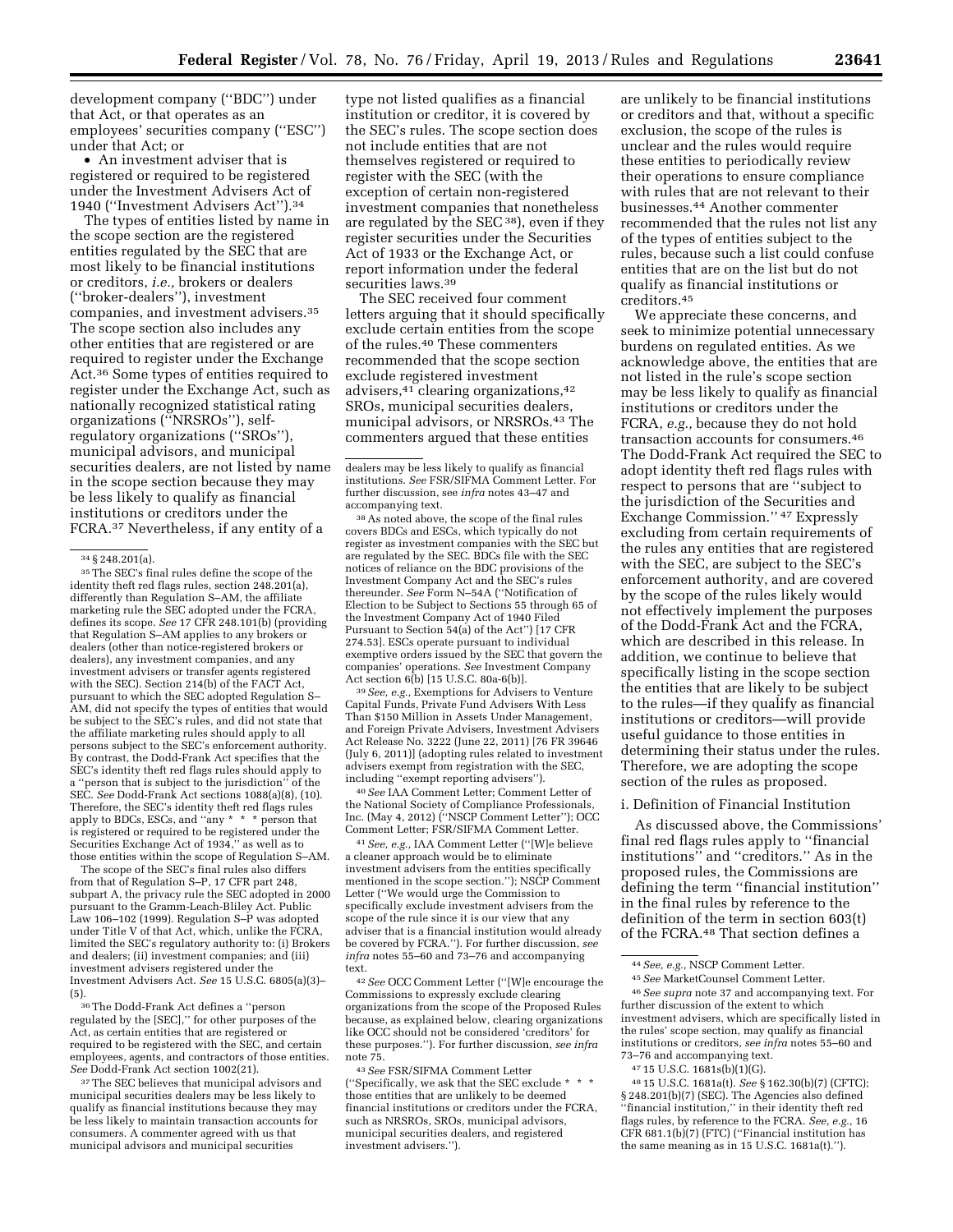development company ("BDC") under that Act, or that operates as an employees' securities company ("ESC") under that Act; or

- An investment adviser that is registered or required to be registered under the Investment Advisers Act of 1940 ("Investment Advisers Act").[34]

The types of entities listed by name in the scope section are the registered entities regulated by the SEC that are most likely to be financial institutions or creditors, *i.e.,* brokers or dealers ("broker-dealers"), investment companies, and investment advisers.[35] The scope section also includes any other entities that are registered or are required to register under the Exchange Act.[36] Some types of entities required to register under the Exchange Act, such as nationally recognized statistical rating organizations ("NRSROs"), self-regulatory organizations ("SROs"), municipal advisors, and municipal securities dealers, are not listed by name in the scope section because they may be less likely to qualify as financial institutions or creditors under the FCRA.[37] Nevertheless, if any entity of a type not listed qualifies as a financial institution or creditor, it is covered by the SEC's rules. The scope section does not include entities that are not themselves registered or required to register with the SEC (with the exception of certain non-registered investment companies that nonetheless are regulated by the SEC [38]), even if they register securities under the Securities Act of 1933 or the Exchange Act, or report information under the federal securities laws.[39]

The SEC received four comment letters arguing that it should specifically exclude certain entities from the scope of the rules.[40] These commenters recommended that the scope section exclude registered investment advisers,[41] clearing organizations,[42] SROs, municipal securities dealers, municipal advisors, or NRSROs.[43] The commenters argued that these entities are unlikely to be financial institutions or creditors and that, without a specific exclusion, the scope of the rules is unclear and the rules would require these entities to periodically review their operations to ensure compliance with rules that are not relevant to their businesses.[44] Another commenter recommended that the rules not list any of the types of entities subject to the rules, because such a list could confuse entities that are on the list but do not qualify as financial institutions or creditors.[45]

We appreciate these concerns, and seek to minimize potential unnecessary burdens on regulated entities. As we acknowledge above, the entities that are not listed in the rule's scope section may be less likely to qualify as financial institutions or creditors under the FCRA, *e.g.,* because they do not hold transaction accounts for consumers.[46] The Dodd-Frank Act required the SEC to adopt identity theft red flags rules with respect to persons that are "subject to the jurisdiction of the Securities and Exchange Commission." [47] Expressly excluding from certain requirements of the rules any entities that are registered with the SEC, are subject to the SEC's enforcement authority, and are covered by the scope of the rules likely would not effectively implement the purposes of the Dodd-Frank Act and the FCRA, which are described in this release. In addition, we continue to believe that specifically listing in the scope section the entities that are likely to be subject to the rules—if they qualify as financial institutions or creditors—will provide useful guidance to those entities in determining their status under the rules. Therefore, we are adopting the scope section of the rules as proposed.

i. Definition of Financial Institution

As discussed above, the Commissions' final red flags rules apply to "financial institutions" and "creditors." As in the proposed rules, the Commissions are defining the term "financial institution" in the final rules by reference to the definition of the term in section 603(t) of the FCRA.[48] That section defines a

---

[34] § 248.201(a).

[35] The SEC's final rules define the scope of the identity theft red flags rules, section 248.201(a), differently than Regulation S–AM, the affiliate marketing rule the SEC adopted under the FCRA, defines its scope. *See* 17 CFR 248.101(b) (providing that Regulation S–AM applies to any brokers or dealers (other than notice-registered brokers or dealers), any investment companies, and any investment advisers or transfer agents registered with the SEC). Section 214(b) of the FACT Act, pursuant to which the SEC adopted Regulation S–AM, did not specify the types of entities that would be subject to the SEC's rules, and did not state that the affiliate marketing rules should apply to all persons subject to the SEC's enforcement authority. By contrast, the Dodd-Frank Act specifies that the SEC's identity theft red flags rules should apply to a "person that is subject to the jurisdiction" of the SEC. *See* Dodd-Frank Act sections 1088(a)(8), (10). Therefore, the SEC's identity theft red flags rules apply to BDCs, ESCs, and "any * * * person that is registered or required to be registered under the Securities Exchange Act of 1934," as well as to those entities within the scope of Regulation S–AM.

The scope of the SEC's final rules also differs from that of Regulation S–P, 17 CFR part 248, subpart A, the privacy rule the SEC adopted in 2000 pursuant to the Gramm-Leach-Bliley Act. Public Law 106–102 (1999). Regulation S–P was adopted under Title V of that Act, which, unlike the FCRA, limited the SEC's regulatory authority to: (i) Brokers and dealers; (ii) investment companies; and (iii) investment advisers registered under the Investment Advisers Act. *See* 15 U.S.C. 6805(a)(3)–(5).

[36] The Dodd-Frank Act defines a "person regulated by the [SEC]," for other purposes of the Act, as certain entities that are registered or required to be registered with the SEC, and certain employees, agents, and contractors of those entities. *See* Dodd-Frank Act section 1002(21).

[37] The SEC believes that municipal advisors and municipal securities dealers may be less likely to qualify as financial institutions because they may be less likely to maintain transaction accounts for consumers. A commenter agreed with us that municipal advisors and municipal securities dealers may be less likely to qualify as financial institutions. *See* FSR/SIFMA Comment Letter. For further discussion, see *infra* notes 43–47 and accompanying text.

[38] As noted above, the scope of the final rules covers BDCs and ESCs, which typically do not register as investment companies with the SEC but are regulated by the SEC. BDCs file with the SEC notices of reliance on the BDC provisions of the Investment Company Act and the SEC's rules thereunder. *See* Form N–54A ("Notification of Election to be Subject to Sections 55 through 65 of the Investment Company Act of 1940 Filed Pursuant to Section 54(a) of the Act") [17 CFR 274.53]. ESCs operate pursuant to individual exemptive orders issued by the SEC that govern the companies' operations. *See* Investment Company Act section 6(b) [15 U.S.C. 80a-6(b)].

[39] *See, e.g.,* Exemptions for Advisers to Venture Capital Funds, Private Fund Advisers With Less Than $150 Million in Assets Under Management, and Foreign Private Advisers, Investment Advisers Act Release No. 3222 (June 22, 2011) [76 FR 39646 (July 6, 2011)] (adopting rules related to investment advisers exempt from registration with the SEC, including "exempt reporting advisers").

[40] *See* IAA Comment Letter; Comment Letter of the National Society of Compliance Professionals, Inc. (May 4, 2012) ("NSCP Comment Letter"); OCC Comment Letter; FSR/SIFMA Comment Letter.

[41] *See, e.g.,* IAA Comment Letter ("[W]e believe a cleaner approach would be to eliminate investment advisers from the entities specifically mentioned in the scope section."); NSCP Comment Letter ("We would urge the Commission to specifically exclude investment advisers from the scope of the rule since it is our view that any adviser that is a financial institution would already be covered by FCRA."). For further discussion, *see infra* notes 55–60 and 73–76 and accompanying text.

[42] *See* OCC Comment Letter ("[W]e encourage the Commissions to expressly exclude clearing organizations from the scope of the Proposed Rules because, as explained below, clearing organizations like OCC should not be considered 'creditors' for these purposes."). For further discussion, *see infra* note 75.

[43] *See* FSR/SIFMA Comment Letter ("Specifically, we ask that the SEC exclude * * * those entities that are unlikely to be deemed financial institutions or creditors under the FCRA, such as NRSROs, SROs, municipal advisors, municipal securities dealers, and registered investment advisers.").

[44] *See, e.g.,* NSCP Comment Letter.

[45] *See* MarketCounsel Comment Letter.

[46] *See supra* note 37 and accompanying text. For further discussion of the extent to which investment advisers, which are specifically listed in the rules' scope section, may qualify as financial institutions or creditors, *see infra* notes 55–60 and 73–76 and accompanying text.

[47] 15 U.S.C. 1681s(b)(1)(G).

[48] 15 U.S.C. 1681a(t). *See* § 162.30(b)(7) (CFTC); § 248.201(b)(7) (SEC). The Agencies also defined "financial institution," in their identity theft red flags rules, by reference to the FCRA. *See, e.g.,* 16 CFR 681.1(b)(7) (FTC) ("Financial institution has the same meaning as in 15 U.S.C. 1681a(t).").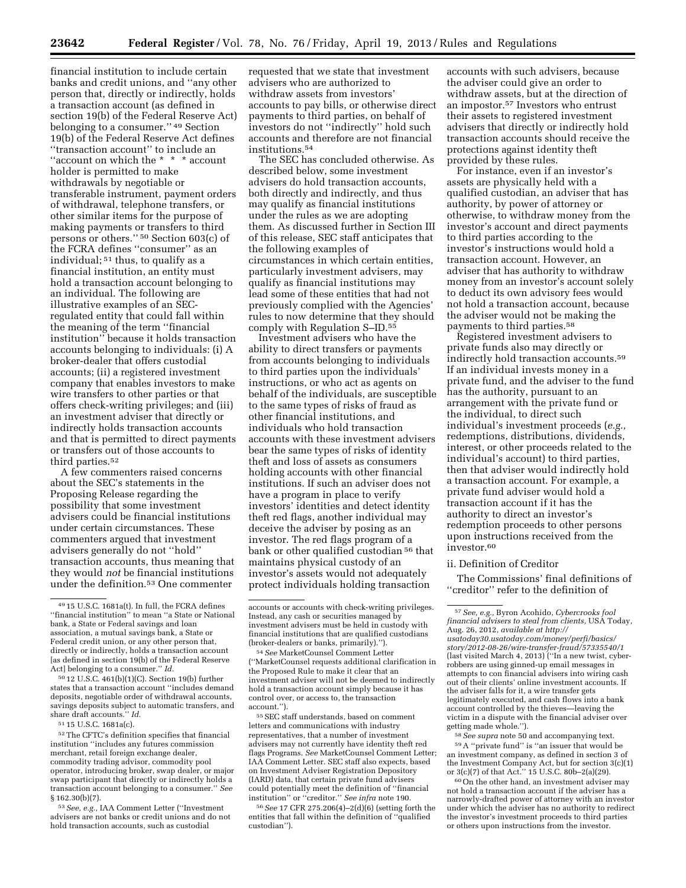financial institution to include certain banks and credit unions, and ''any other person that, directly or indirectly, holds a transaction account (as defined in section 19(b) of the Federal Reserve Act) belonging to a consumer.'' [49] Section 19(b) of the Federal Reserve Act defines ''transaction account'' to include an ''account on which the * * * account holder is permitted to make withdrawals by negotiable or transferable instrument, payment orders of withdrawal, telephone transfers, or other similar items for the purpose of making payments or transfers to third persons or others.'' [50] Section 603(c) of the FCRA defines ''consumer'' as an individual; [51] thus, to qualify as a financial institution, an entity must hold a transaction account belonging to an individual. The following are illustrative examples of an SEC-regulated entity that could fall within the meaning of the term ''financial institution'' because it holds transaction accounts belonging to individuals: (i) A broker-dealer that offers custodial accounts; (ii) a registered investment company that enables investors to make wire transfers to other parties or that offers check-writing privileges; and (iii) an investment adviser that directly or indirectly holds transaction accounts and that is permitted to direct payments or transfers out of those accounts to third parties.[52]

A few commenters raised concerns about the SEC's statements in the Proposing Release regarding the possibility that some investment advisers could be financial institutions under certain circumstances. These commenters argued that investment advisers generally do not ''hold'' transaction accounts, thus meaning that they would *not* be financial institutions under the definition.[53] One commenter requested that we state that investment advisers who are authorized to withdraw assets from investors' accounts to pay bills, or otherwise direct payments to third parties, on behalf of investors do not ''indirectly'' hold such accounts and therefore are not financial institutions.[54]

The SEC has concluded otherwise. As described below, some investment advisers do hold transaction accounts, both directly and indirectly, and thus may qualify as financial institutions under the rules as we are adopting them. As discussed further in Section III of this release, SEC staff anticipates that the following examples of circumstances in which certain entities, particularly investment advisers, may qualify as financial institutions may lead some of these entities that had not previously complied with the Agencies' rules to now determine that they should comply with Regulation S–ID.[55]

Investment advisers who have the ability to direct transfers or payments from accounts belonging to individuals to third parties upon the individuals' instructions, or who act as agents on behalf of the individuals, are susceptible to the same types of risks of fraud as other financial institutions, and individuals who hold transaction accounts with these investment advisers bear the same types of risks of identity theft and loss of assets as consumers holding accounts with other financial institutions. If such an adviser does not have a program in place to verify investors' identities and detect identity theft red flags, another individual may deceive the adviser by posing as an investor. The red flags program of a bank or other qualified custodian [56] that maintains physical custody of an investor's assets would not adequately protect individuals holding transaction accounts with such advisers, because the adviser could give an order to withdraw assets, but at the direction of an impostor.[57] Investors who entrust their assets to registered investment advisers that directly or indirectly hold transaction accounts should receive the protections against identity theft provided by these rules.

For instance, even if an investor's assets are physically held with a qualified custodian, an adviser that has authority, by power of attorney or otherwise, to withdraw money from the investor's account and direct payments to third parties according to the investor's instructions would hold a transaction account. However, an adviser that has authority to withdraw money from an investor's account solely to deduct its own advisory fees would not hold a transaction account, because the adviser would not be making the payments to third parties.[58]

Registered investment advisers to private funds also may directly or indirectly hold transaction accounts.[59] If an individual invests money in a private fund, and the adviser to the fund has the authority, pursuant to an arrangement with the private fund or the individual, to direct such individual's investment proceeds (*e.g.,* redemptions, distributions, dividends, interest, or other proceeds related to the individual's account) to third parties, then that adviser would indirectly hold a transaction account. For example, a private fund adviser would hold a transaction account if it has the authority to direct an investor's redemption proceeds to other persons upon instructions received from the investor.[60]

ii. Definition of Creditor

The Commissions' final definitions of ''creditor'' refer to the definition of

---

[49] 15 U.S.C. 1681a(t). In full, the FCRA defines ''financial institution'' to mean ''a State or National bank, a State or Federal savings and loan association, a mutual savings bank, a State or Federal credit union, or any other person that, directly or indirectly, holds a transaction account [as defined in section 19(b) of the Federal Reserve Act] belonging to a consumer.'' *Id.*

[50] 12 U.S.C. 461(b)(1)(C). Section 19(b) further states that a transaction account ''includes demand deposits, negotiable order of withdrawal accounts, savings deposits subject to automatic transfers, and share draft accounts.'' *Id.*

[51] 15 U.S.C. 1681a(c).

[52] The CFTC's definition specifies that financial institution ''includes any futures commission merchant, retail foreign exchange dealer, commodity trading advisor, commodity pool operator, introducing broker, swap dealer, or major swap participant that directly or indirectly holds a transaction account belonging to a consumer.'' *See* § 162.30(b)(7).

[53] *See, e.g.,* IAA Comment Letter (''Investment advisers are not banks or credit unions and do not hold transaction accounts, such as custodial accounts or accounts with check-writing privileges. Instead, any cash or securities managed by investment advisers must be held in custody with financial institutions that are qualified custodians (broker-dealers or banks, primarily).'').

[54] *See* MarketCounsel Comment Letter (''MarketCounsel requests additional clarification in the Proposed Rule to make it clear that an investment adviser will not be deemed to indirectly hold a transaction account simply because it has control over, or access to, the transaction account.'').

[55] SEC staff understands, based on comment letters and communications with industry representatives, that a number of investment advisers may not currently have identity theft red flags Programs. *See* MarketCounsel Comment Letter; IAA Comment Letter. SEC staff also expects, based on Investment Adviser Registration Depository (IARD) data, that certain private fund advisers could potentially meet the definition of ''financial institution'' or ''creditor.'' *See infra* note 190.

[56] *See* 17 CFR 275.206(4)–2(d)(6) (setting forth the entities that fall within the definition of ''qualified custodian'').

[57] *See, e.g.,* Byron Acohido, *Cybercrooks fool financial advisers to steal from clients,* USA Today, Aug. 26, 2012, *available at http://usatoday30.usatoday.com/money/perfi/basics/story/2012-08-26/wire-transfer-fraud/57335540/1* (last visited March 4, 2013) (''In a new twist, cyber-robbers are using ginned-up email messages in attempts to con financial advisers into wiring cash out of their clients' online investment accounts. If the adviser falls for it, a wire transfer gets legitimately executed, and cash flows into a bank account controlled by the thieves—leaving the victim in a dispute with the financial adviser over getting made whole.'').

[58] *See supra* note 50 and accompanying text.

[59] A ''private fund'' is ''an issuer that would be an investment company, as defined in section 3 of the Investment Company Act, but for section 3(c)(1) or 3(c)(7) of that Act.'' 15 U.S.C. 80b–2(a)(29).

[60] On the other hand, an investment adviser may not hold a transaction account if the adviser has a narrowly-drafted power of attorney with an investor under which the adviser has no authority to redirect the investor's investment proceeds to third parties or others upon instructions from the investor.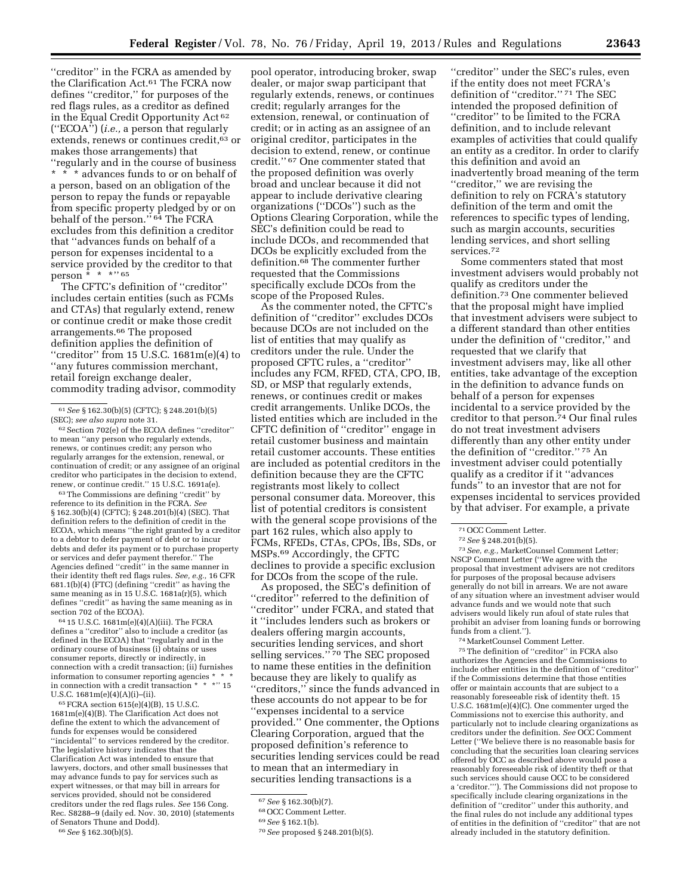"creditor" in the FCRA as amended by the Clarification Act.[61] The FCRA now defines "creditor," for purposes of the red flags rules, as a creditor as defined in the Equal Credit Opportunity Act[62] ("ECOA") (*i.e.,* a person that regularly extends, renews or continues credit,[63] or makes those arrangements) that "regularly and in the course of business * * * advances funds to or on behalf of a person, based on an obligation of the person to repay the funds or repayable from specific property pledged by or on behalf of the person."[64] The FCRA excludes from this definition a creditor that "advances funds on behalf of a person for expenses incidental to a service provided by the creditor to that person * * *"[65]

The CFTC's definition of "creditor" includes certain entities (such as FCMs and CTAs) that regularly extend, renew or continue credit or make those credit arrangements.[66] The proposed definition applies the definition of "creditor" from 15 U.S.C. 1681m(e)(4) to "any futures commission merchant, retail foreign exchange dealer, commodity trading advisor, commodity pool operator, introducing broker, swap dealer, or major swap participant that regularly extends, renews, or continues credit; regularly arranges for the extension, renewal, or continuation of credit; or in acting as an assignee of an original creditor, participates in the decision to extend, renew, or continue credit."[67] One commenter stated that the proposed definition was overly broad and unclear because it did not appear to include derivative clearing organizations ("DCOs") such as the Options Clearing Corporation, while the SEC's definition could be read to include DCOs, and recommended that DCOs be explicitly excluded from the definition.[68] The commenter further requested that the Commissions specifically exclude DCOs from the scope of the Proposed Rules.

As the commenter noted, the CFTC's definition of "creditor" excludes DCOs because DCOs are not included on the list of entities that may qualify as creditors under the rule. Under the proposed CFTC rules, a "creditor" includes any FCM, RFED, CTA, CPO, IB, SD, or MSP that regularly extends, renews, or continues credit or makes credit arrangements. Unlike DCOs, the listed entities which are included in the CFTC definition of "creditor" engage in retail customer business and maintain retail customer accounts. These entities are included as potential creditors in the definition because they are the CFTC registrants most likely to collect personal consumer data. Moreover, this list of potential creditors is consistent with the general scope provisions of the part 162 rules, which also apply to FCMs, RFEDs, CTAs, CPOs, IBs, SDs, or MSPs.[69] Accordingly, the CFTC declines to provide a specific exclusion for DCOs from the scope of the rule.

As proposed, the SEC's definition of "creditor" referred to the definition of "creditor" under FCRA, and stated that it "includes lenders such as brokers or dealers offering margin accounts, securities lending services, and short selling services."[70] The SEC proposed to name these entities in the definition because they are likely to qualify as "creditors," since the funds advanced in these accounts do not appear to be for "expenses incidental to a service provided." One commenter, the Options Clearing Corporation, argued that the proposed definition's reference to securities lending services could be read to mean that an intermediary in securities lending transactions is a "creditor" under the SEC's rules, even if the entity does not meet FCRA's definition of "creditor."[71] The SEC intended the proposed definition of "creditor" to be limited to the FCRA definition, and to include relevant examples of activities that could qualify an entity as a creditor. In order to clarify this definition and avoid an inadvertently broad meaning of the term "creditor," we are revising the definition to rely on FCRA's statutory definition of the term and omit the references to specific types of lending, such as margin accounts, securities lending services, and short selling services.[72]

Some commenters stated that most investment advisers would probably not qualify as creditors under the definition.[73] One commenter believed that the proposal might have implied that investment advisers were subject to a different standard than other entities under the definition of "creditor," and requested that we clarify that investment advisers may, like all other entities, take advantage of the exception in the definition to advance funds on behalf of a person for expenses incidental to a service provided by the creditor to that person.[74] Our final rules do not treat investment advisers differently than any other entity under the definition of "creditor."[75] An investment adviser could potentially qualify as a creditor if it "advances funds" to an investor that are not for expenses incidental to services provided by that adviser. For example, a private

---

[61] *See* § 162.30(b)(5) (CFTC); § 248.201(b)(5) (SEC); *see also supra* note 31.

[62] Section 702(e) of the ECOA defines "creditor" to mean "any person who regularly extends, renews, or continues credit; any person who regularly arranges for the extension, renewal, or continuation of credit; or any assignee of an original creditor who participates in the decision to extend, renew, or continue credit." 15 U.S.C. 1691a(e).

[63] The Commissions are defining "credit" by reference to its definition in the FCRA. *See* § 162.30(b)(4) (CFTC); § 248.201(b)(4) (SEC). That definition refers to the definition of credit in the ECOA, which means "the right granted by a creditor to a debtor to defer payment of debt or to incur debts and defer its payment or to purchase property or services and defer payment therefor." The Agencies defined "credit" in the same manner in their identity theft red flags rules. *See, e.g.,* 16 CFR 681.1(b)(4) (FTC) (defining "credit" as having the same meaning as in 15 U.S.C. 1681a(r)(5), which defines "credit" as having the same meaning as in section 702 of the ECOA).

[64] 15 U.S.C. 1681m(e)(4)(A)(iii). The FCRA defines a "creditor" also to include a creditor (as defined in the ECOA) that "regularly and in the ordinary course of business (i) obtains or uses consumer reports, directly or indirectly, in connection with a credit transaction; (ii) furnishes information to consumer reporting agencies * * * in connection with a credit transaction * * *" 15 U.S.C. 1681m(e)(4)(A)(i)–(ii).

[65] FCRA section 615(e)(4)(B), 15 U.S.C. 1681m(e)(4)(B). The Clarification Act does not define the extent to which the advancement of funds for expenses would be considered "incidental" to services rendered by the creditor. The legislative history indicates that the Clarification Act was intended to ensure that lawyers, doctors, and other small businesses that may advance funds to pay for services such as expert witnesses, or that may bill in arrears for services provided, should not be considered creditors under the red flags rules. *See* 156 Cong. Rec. S8288–9 (daily ed. Nov. 30, 2010) (statements of Senators Thune and Dodd).

[66] *See* § 162.30(b)(5).

[67] *See* § 162.30(b)(7).

[68] OCC Comment Letter.

[69] *See* § 162.1(b).

[70] *See* proposed § 248.201(b)(5).

[71] OCC Comment Letter.

[72] *See* § 248.201(b)(5).

[73] *See, e.g.,* MarketCounsel Comment Letter; NSCP Comment Letter ("We agree with the proposal that investment advisers are not creditors for purposes of the proposal because advisers generally do not bill in arrears. We are not aware of any situation where an investment adviser would advance funds and we would note that such advisers would likely run afoul of state rules that prohibit an adviser from loaning funds or borrowing funds from a client.").

[74] MarketCounsel Comment Letter.

[75] The definition of "creditor" in FCRA also authorizes the Agencies and the Commissions to include other entities in the definition of "creditor" if the Commissions determine that those entities offer or maintain accounts that are subject to a reasonably foreseeable risk of identity theft. 15 U.S.C. 1681m(e)(4)(C). One commenter urged the Commissions not to exercise this authority, and particularly not to include clearing organizations as creditors under the definition. *See* OCC Comment Letter ("We believe there is no reasonable basis for concluding that the securities loan clearing services offered by OCC as described above would pose a reasonably foreseeable risk of identity theft or that such services should cause OCC to be considered a 'creditor.'"). The Commissions did not propose to specifically include clearing organizations in the definition of "creditor" under this authority, and the final rules do not include any additional types of entities in the definition of "creditor" that are not already included in the statutory definition.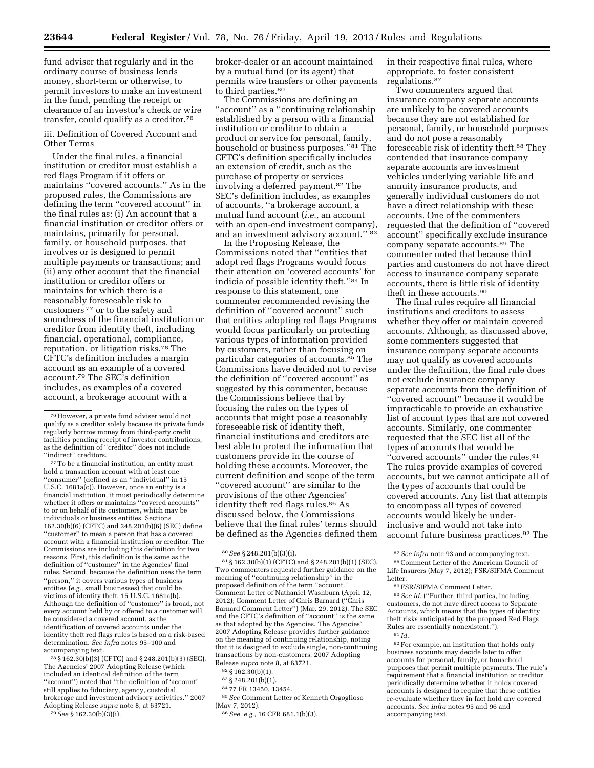fund adviser that regularly and in the ordinary course of business lends money, short-term or otherwise, to permit investors to make an investment in the fund, pending the receipt or clearance of an investor's check or wire transfer, could qualify as a creditor.[76]

iii. Definition of Covered Account and Other Terms

Under the final rules, a financial institution or creditor must establish a red flags Program if it offers or maintains "covered accounts." As in the proposed rules, the Commissions are defining the term "covered account" in the final rules as: (i) An account that a financial institution or creditor offers or maintains, primarily for personal, family, or household purposes, that involves or is designed to permit multiple payments or transactions; and (ii) any other account that the financial institution or creditor offers or maintains for which there is a reasonably foreseeable risk to customers[77] or to the safety and soundness of the financial institution or creditor from identity theft, including financial, operational, compliance, reputation, or litigation risks.[78] The CFTC's definition includes a margin account as an example of a covered account.[79] The SEC's definition includes, as examples of a covered account, a brokerage account with a broker-dealer or an account maintained by a mutual fund (or its agent) that permits wire transfers or other payments to third parties.[80]

The Commissions are defining an "account" as a "continuing relationship established by a person with a financial institution or creditor to obtain a product or service for personal, family, household or business purposes."[81] The CFTC's definition specifically includes an extension of credit, such as the purchase of property or services involving a deferred payment.[82] The SEC's definition includes, as examples of accounts, "a brokerage account, a mutual fund account (*i.e.,* an account with an open-end investment company), and an investment advisory account."[83]

In the Proposing Release, the Commissions noted that "entities that adopt red flags Programs would focus their attention on 'covered accounts' for indicia of possible identity theft."[84] In response to this statement, one commenter recommended revising the definition of "covered account" such that entities adopting red flags Programs would focus particularly on protecting various types of information provided by customers, rather than focusing on particular categories of accounts.[85] The Commissions have decided not to revise the definition of "covered account" as suggested by this commenter, because the Commissions believe that by focusing the rules on the types of accounts that might pose a reasonably foreseeable risk of identity theft, financial institutions and creditors are best able to protect the information that customers provide in the course of holding these accounts. Moreover, the current definition and scope of the term "covered account" are similar to the provisions of the other Agencies' identity theft red flags rules.[86] As discussed below, the Commissions believe that the final rules' terms should be defined as the Agencies defined them in their respective final rules, where appropriate, to foster consistent regulations.[87]

Two commenters argued that insurance company separate accounts are unlikely to be covered accounts because they are not established for personal, family, or household purposes and do not pose a reasonably foreseeable risk of identity theft.[88] They contended that insurance company separate accounts are investment vehicles underlying variable life and annuity insurance products, and generally individual customers do not have a direct relationship with these accounts. One of the commenters requested that the definition of "covered account" specifically exclude insurance company separate accounts.[89] The commenter noted that because third parties and customers do not have direct access to insurance company separate accounts, there is little risk of identity theft in these accounts.[90]

The final rules require all financial institutions and creditors to assess whether they offer or maintain covered accounts. Although, as discussed above, some commenters suggested that insurance company separate accounts may not qualify as covered accounts under the definition, the final rule does not exclude insurance company separate accounts from the definition of "covered account" because it would be impracticable to provide an exhaustive list of account types that are not covered accounts. Similarly, one commenter requested that the SEC list all of the types of accounts that would be "covered accounts" under the rules.[91] The rules provide examples of covered accounts, but we cannot anticipate all of the types of accounts that could be covered accounts. Any list that attempts to encompass all types of covered accounts would likely be under-inclusive and would not take into account future business practices.[92] The

---

[76] However, a private fund adviser would not qualify as a creditor solely because its private funds regularly borrow money from third-party credit facilities pending receipt of investor contributions, as the definition of "creditor" does not include "indirect" creditors.

[77] To be a financial institution, an entity must hold a transaction account with at least one "consumer" (defined as an "individual" in 15 U.S.C. 1681a(c)). However, once an entity is a financial institution, it must periodically determine whether it offers or maintains "covered accounts" to or on behalf of its customers, which may be individuals or business entities. Sections 162.30(b)(6) (CFTC) and 248.201(b)(6) (SEC) define "customer" to mean a person that has a covered account with a financial institution or creditor. The Commissions are including this definition for two reasons. First, this definition is the same as the definition of "customer" in the Agencies' final rules. Second, because the definition uses the term "person," it covers various types of business entities (*e.g.,* small businesses) that could be victims of identity theft. 15 U.S.C. 1681a(b). Although the definition of "customer" is broad, not every account held by or offered to a customer will be considered a covered account, as the identification of covered accounts under the identity theft red flags rules is based on a risk-based determination. *See infra* notes 95–100 and accompanying text.

[78] § 162.30(b)(3) (CFTC) and § 248.201(b)(3) (SEC). The Agencies' 2007 Adopting Release (which included an identical definition of the term "account") noted that "the definition of 'account' still applies to fiduciary, agency, custodial, brokerage and investment advisory activities." 2007 Adopting Release *supra* note 8, at 63721.

[79] *See* § 162.30(b)(3)(i).

[80] *See* § 248.201(b)(3)(i).

[81] § 162.30(b)(1) (CFTC) and § 248.201(b)(1) (SEC). Two commenters requested further guidance on the meaning of "continuing relationship" in the proposed definition of the term "account." Comment Letter of Nathaniel Washburn (April 12, 2012); Comment Letter of Chris Barnard ("Chris Barnard Comment Letter") (Mar. 29, 2012). The SEC and the CFTC's definition of "account" is the same as that adopted by the Agencies. The Agencies' 2007 Adopting Release provides further guidance on the meaning of continuing relationship, noting that it is designed to exclude single, non-continuing transactions by non-customers. 2007 Adopting Release *supra* note 8, at 63721.

[82] § 162.30(b)(1).

[83] § 248.201(b)(1).

[84] 77 FR 13450, 13454.

[85] *See* Comment Letter of Kenneth Orgoglioso (May 7, 2012).

[86] *See, e.g.,* 16 CFR 681.1(b)(3).

[87] *See infra* note 93 and accompanying text.

[88] Comment Letter of the American Council of Life Insurers (May 7, 2012); FSR/SIFMA Comment Letter.

[89] FSR/SIFMA Comment Letter.

[90] *See id.* ("Further, third parties, including customers, do not have direct access to Separate Accounts, which means that the types of identity theft risks anticipated by the proposed Red Flags Rules are essentially nonexistent.").

[91] *Id.*

[92] For example, an institution that holds only business accounts may decide later to offer accounts for personal, family, or household purposes that permit multiple payments. The rule's requirement that a financial institution or creditor periodically determine whether it holds covered accounts is designed to require that these entities re-evaluate whether they in fact hold any covered accounts. *See infra* notes 95 and 96 and accompanying text.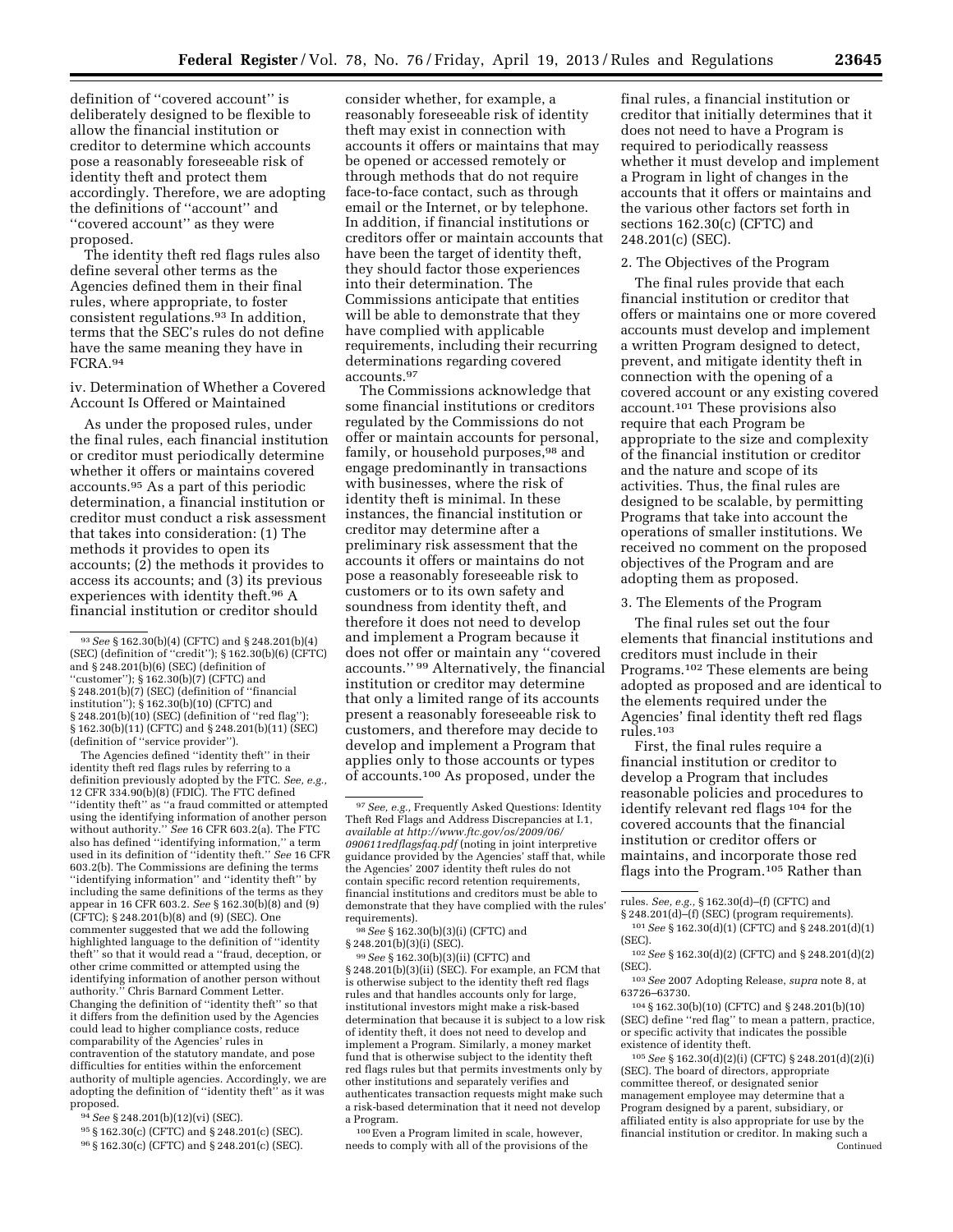definition of ''covered account'' is deliberately designed to be flexible to allow the financial institution or creditor to determine which accounts pose a reasonably foreseeable risk of identity theft and protect them accordingly. Therefore, we are adopting the definitions of ''account'' and ''covered account'' as they were proposed.

The identity theft red flags rules also define several other terms as the Agencies defined them in their final rules, where appropriate, to foster consistent regulations.[93] In addition, terms that the SEC's rules do not define have the same meaning they have in FCRA.[94]

iv. Determination of Whether a Covered Account Is Offered or Maintained

As under the proposed rules, under the final rules, each financial institution or creditor must periodically determine whether it offers or maintains covered accounts.[95] As a part of this periodic determination, a financial institution or creditor must conduct a risk assessment that takes into consideration: (1) The methods it provides to open its accounts; (2) the methods it provides to access its accounts; and (3) its previous experiences with identity theft.[96] A financial institution or creditor should consider whether, for example, a reasonably foreseeable risk of identity theft may exist in connection with accounts it offers or maintains that may be opened or accessed remotely or through methods that do not require face-to-face contact, such as through email or the Internet, or by telephone. In addition, if financial institutions or creditors offer or maintain accounts that have been the target of identity theft, they should factor those experiences into their determination. The Commissions anticipate that entities will be able to demonstrate that they have complied with applicable requirements, including their recurring determinations regarding covered accounts.[97]

The Commissions acknowledge that some financial institutions or creditors regulated by the Commissions do not offer or maintain accounts for personal, family, or household purposes,[98] and engage predominantly in transactions with businesses, where the risk of identity theft is minimal. In these instances, the financial institution or creditor may determine after a preliminary risk assessment that the accounts it offers or maintains do not pose a reasonably foreseeable risk to customers or to its own safety and soundness from identity theft, and therefore it does not need to develop and implement a Program because it does not offer or maintain any ''covered accounts.''[99] Alternatively, the financial institution or creditor may determine that only a limited range of its accounts present a reasonably foreseeable risk to customers, and therefore may decide to develop and implement a Program that applies only to those accounts or types of accounts.[100] As proposed, under the final rules, a financial institution or creditor that initially determines that it does not need to have a Program is required to periodically reassess whether it must develop and implement a Program in light of changes in the accounts that it offers or maintains and the various other factors set forth in sections 162.30(c) (CFTC) and 248.201(c) (SEC).

2. The Objectives of the Program

The final rules provide that each financial institution or creditor that offers or maintains one or more covered accounts must develop and implement a written Program designed to detect, prevent, and mitigate identity theft in connection with the opening of a covered account or any existing covered account.[101] These provisions also require that each Program be appropriate to the size and complexity of the financial institution or creditor and the nature and scope of its activities. Thus, the final rules are designed to be scalable, by permitting Programs that take into account the operations of smaller institutions. We received no comment on the proposed objectives of the Program and are adopting them as proposed.

3. The Elements of the Program

The final rules set out the four elements that financial institutions and creditors must include in their Programs.[102] These elements are being adopted as proposed and are identical to the elements required under the Agencies' final identity theft red flags rules.[103]

First, the final rules require a financial institution or creditor to develop a Program that includes reasonable policies and procedures to identify relevant red flags[104] for the covered accounts that the financial institution or creditor offers or maintains, and incorporate those red flags into the Program.[105] Rather than

---

[93] *See* § 162.30(b)(4) (CFTC) and § 248.201(b)(4) (SEC) (definition of ''credit''); § 162.30(b)(6) (CFTC) and § 248.201(b)(6) (SEC) (definition of ''customer''); § 162.30(b)(7) (CFTC) and § 248.201(b)(7) (SEC) (definition of ''financial institution''); § 162.30(b)(10) (CFTC) and § 248.201(b)(10) (SEC) (definition of ''red flag''); § 162.30(b)(11) (CFTC) and § 248.201(b)(11) (SEC) (definition of ''service provider'').

The Agencies defined ''identity theft'' in their identity theft red flags rules by referring to a definition previously adopted by the FTC. *See, e.g.,* 12 CFR 334.90(b)(8) (FDIC). The FTC defined ''identity theft'' as ''a fraud committed or attempted using the identifying information of another person without authority.'' *See* 16 CFR 603.2(a). The FTC also has defined ''identifying information,'' a term used in its definition of ''identity theft.'' *See* 16 CFR 603.2(b). The Commissions are defining the terms ''identifying information'' and ''identity theft'' by including the same definitions of the terms as they appear in 16 CFR 603.2. *See* § 162.30(b)(8) and (9) (CFTC); § 248.201(b)(8) and (9) (SEC). One commenter suggested that we add the following highlighted language to the definition of ''identity theft'' so that it would read a ''fraud, deception, or other crime committed or attempted using the identifying information of another person without authority.'' Chris Barnard Comment Letter. Changing the definition of ''identity theft'' so that it differs from the definition used by the Agencies could lead to higher compliance costs, reduce comparability of the Agencies' rules in contravention of the statutory mandate, and pose difficulties for entities within the enforcement authority of multiple agencies. Accordingly, we are adopting the definition of ''identity theft'' as it was proposed.

[94] *See* § 248.201(b)(12)(vi) (SEC).

[95] § 162.30(c) (CFTC) and § 248.201(c) (SEC).

[96] § 162.30(c) (CFTC) and § 248.201(c) (SEC).

[97] *See, e.g.,* Frequently Asked Questions: Identity Theft Red Flags and Address Discrepancies at I.1, *available at http://www.ftc.gov/os/2009/06/090611redflagsfaq.pdf* (noting in joint interpretive guidance provided by the Agencies' staff that, while the Agencies' 2007 identity theft rules do not contain specific record retention requirements, financial institutions and creditors must be able to demonstrate that they have complied with the rules' requirements).

[98] *See* § 162.30(b)(3)(i) (CFTC) and § 248.201(b)(3)(i) (SEC).

[99] *See* § 162.30(b)(3)(ii) (CFTC) and § 248.201(b)(3)(ii) (SEC). For example, an FCM that is otherwise subject to the identity theft red flags rules and that handles accounts only for large, institutional investors might make a risk-based determination that because it is subject to a low risk of identity theft, it does not need to develop and implement a Program. Similarly, a money market fund that is otherwise subject to the identity theft red flags rules but that permits investments only by other institutions and separately verifies and authenticates transaction requests might make such a risk-based determination that it need not develop a Program.

[100] Even a Program limited in scale, however, needs to comply with all of the provisions of the rules. *See, e.g.,* § 162.30(d)–(f) (CFTC) and § 248.201(d)–(f) (SEC) (program requirements).

[101] *See* § 162.30(d)(1) (CFTC) and § 248.201(d)(1) (SEC).

[102] *See* § 162.30(d)(2) (CFTC) and § 248.201(d)(2) (SEC).

[103] *See* 2007 Adopting Release, *supra* note 8, at 63726–63730.

[104] § 162.30(b)(10) (CFTC) and § 248.201(b)(10) (SEC) define ''red flag'' to mean a pattern, practice, or specific activity that indicates the possible existence of identity theft.

[105] *See* § 162.30(d)(2)(i) (CFTC) § 248.201(d)(2)(i) (SEC). The board of directors, appropriate committee thereof, or designated senior management employee may determine that a Program designed by a parent, subsidiary, or affiliated entity is also appropriate for use by the financial institution or creditor. In making such a

Continued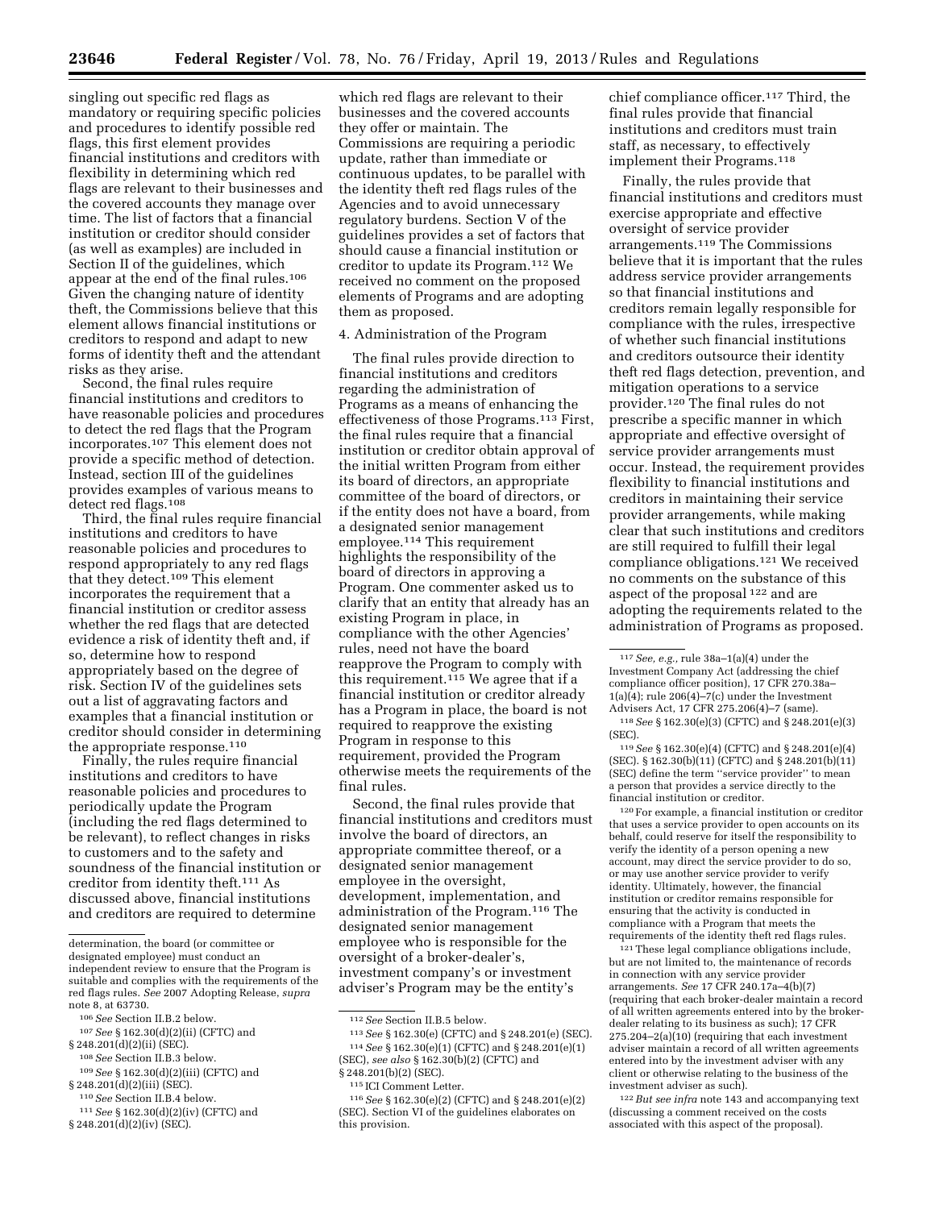singling out specific red flags as mandatory or requiring specific policies and procedures to identify possible red flags, this first element provides financial institutions and creditors with flexibility in determining which red flags are relevant to their businesses and the covered accounts they manage over time. The list of factors that a financial institution or creditor should consider (as well as examples) are included in Section II of the guidelines, which appear at the end of the final rules.[106] Given the changing nature of identity theft, the Commissions believe that this element allows financial institutions or creditors to respond and adapt to new forms of identity theft and the attendant risks as they arise.

Second, the final rules require financial institutions and creditors to have reasonable policies and procedures to detect the red flags that the Program incorporates.[107] This element does not provide a specific method of detection. Instead, section III of the guidelines provides examples of various means to detect red flags.[108]

Third, the final rules require financial institutions and creditors to have reasonable policies and procedures to respond appropriately to any red flags that they detect.[109] This element incorporates the requirement that a financial institution or creditor assess whether the red flags that are detected evidence a risk of identity theft and, if so, determine how to respond appropriately based on the degree of risk. Section IV of the guidelines sets out a list of aggravating factors and examples that a financial institution or creditor should consider in determining the appropriate response.[110]

Finally, the rules require financial institutions and creditors to have reasonable policies and procedures to periodically update the Program (including the red flags determined to be relevant), to reflect changes in risks to customers and to the safety and soundness of the financial institution or creditor from identity theft.[111] As discussed above, financial institutions and creditors are required to determine which red flags are relevant to their businesses and the covered accounts they offer or maintain. The Commissions are requiring a periodic update, rather than immediate or continuous updates, to be parallel with the identity theft red flags rules of the Agencies and to avoid unnecessary regulatory burdens. Section V of the guidelines provides a set of factors that should cause a financial institution or creditor to update its Program.[112] We received no comment on the proposed elements of Programs and are adopting them as proposed.

4. Administration of the Program

The final rules provide direction to financial institutions and creditors regarding the administration of Programs as a means of enhancing the effectiveness of those Programs.[113] First, the final rules require that a financial institution or creditor obtain approval of the initial written Program from either its board of directors, an appropriate committee of the board of directors, or if the entity does not have a board, from a designated senior management employee.[114] This requirement highlights the responsibility of the board of directors in approving a Program. One commenter asked us to clarify that an entity that already has an existing Program in place, in compliance with the other Agencies' rules, need not have the board reapprove the Program to comply with this requirement.[115] We agree that if a financial institution or creditor already has a Program in place, the board is not required to reapprove the existing Program in response to this requirement, provided the Program otherwise meets the requirements of the final rules.

Second, the final rules provide that financial institutions and creditors must involve the board of directors, an appropriate committee thereof, or a designated senior management employee in the oversight, development, implementation, and administration of the Program.[116] The designated senior management employee who is responsible for the oversight of a broker-dealer's, investment company's or investment adviser's Program may be the entity's chief compliance officer.[117] Third, the final rules provide that financial institutions and creditors must train staff, as necessary, to effectively implement their Programs.[118]

Finally, the rules provide that financial institutions and creditors must exercise appropriate and effective oversight of service provider arrangements.[119] The Commissions believe that it is important that the rules address service provider arrangements so that financial institutions and creditors remain legally responsible for compliance with the rules, irrespective of whether such financial institutions and creditors outsource their identity theft red flags detection, prevention, and mitigation operations to a service provider.[120] The final rules do not prescribe a specific manner in which appropriate and effective oversight of service provider arrangements must occur. Instead, the requirement provides flexibility to financial institutions and creditors in maintaining their service provider arrangements, while making clear that such institutions and creditors are still required to fulfill their legal compliance obligations.[121] We received no comments on the substance of this aspect of the proposal [122] and are adopting the requirements related to the administration of Programs as proposed.

---

determination, the board (or committee or designated employee) must conduct an independent review to ensure that the Program is suitable and complies with the requirements of the red flags rules. *See* 2007 Adopting Release, *supra* note 8, at 63730.

[106] *See* Section II.B.2 below.

[107] *See* § 162.30(d)(2)(ii) (CFTC) and § 248.201(d)(2)(ii) (SEC).

[108] *See* Section II.B.3 below.

[109] *See* § 162.30(d)(2)(iii) (CFTC) and § 248.201(d)(2)(iii) (SEC).

[110] *See* Section II.B.4 below.

[111] *See* § 162.30(d)(2)(iv) (CFTC) and § 248.201(d)(2)(iv) (SEC).

[112] *See* Section II.B.5 below.

[113] *See* § 162.30(e) (CFTC) and § 248.201(e) (SEC).

[114] *See* § 162.30(e)(1) (CFTC) and § 248.201(e)(1) (SEC), *see also* § 162.30(b)(2) (CFTC) and § 248.201(b)(2) (SEC).

[115] ICI Comment Letter.

[116] *See* § 162.30(e)(2) (CFTC) and § 248.201(e)(2) (SEC). Section VI of the guidelines elaborates on this provision.

[117] *See, e.g.,* rule 38a–1(a)(4) under the Investment Company Act (addressing the chief compliance officer position), 17 CFR 270.38a–1(a)(4); rule 206(4)–7(c) under the Investment Advisers Act, 17 CFR 275.206(4)–7 (same).

[118] *See* § 162.30(e)(3) (CFTC) and § 248.201(e)(3) (SEC).

[119] *See* § 162.30(e)(4) (CFTC) and § 248.201(e)(4) (SEC). § 162.30(b)(11) (CFTC) and § 248.201(b)(11) (SEC) define the term ''service provider'' to mean a person that provides a service directly to the financial institution or creditor.

[120] For example, a financial institution or creditor that uses a service provider to open accounts on its behalf, could reserve for itself the responsibility to verify the identity of a person opening a new account, may direct the service provider to do so, or may use another service provider to verify identity. Ultimately, however, the financial institution or creditor remains responsible for ensuring that the activity is conducted in compliance with a Program that meets the requirements of the identity theft red flags rules.

[121] These legal compliance obligations include, but are not limited to, the maintenance of records in connection with any service provider arrangements. *See* 17 CFR 240.17a–4(b)(7) (requiring that each broker-dealer maintain a record of all written agreements entered into by the broker-dealer relating to its business as such); 17 CFR 275.204–2(a)(10) (requiring that each investment adviser maintain a record of all written agreements entered into by the investment adviser with any client or otherwise relating to the business of the investment adviser as such).

[122] *But see infra* note 143 and accompanying text (discussing a comment received on the costs associated with this aspect of the proposal).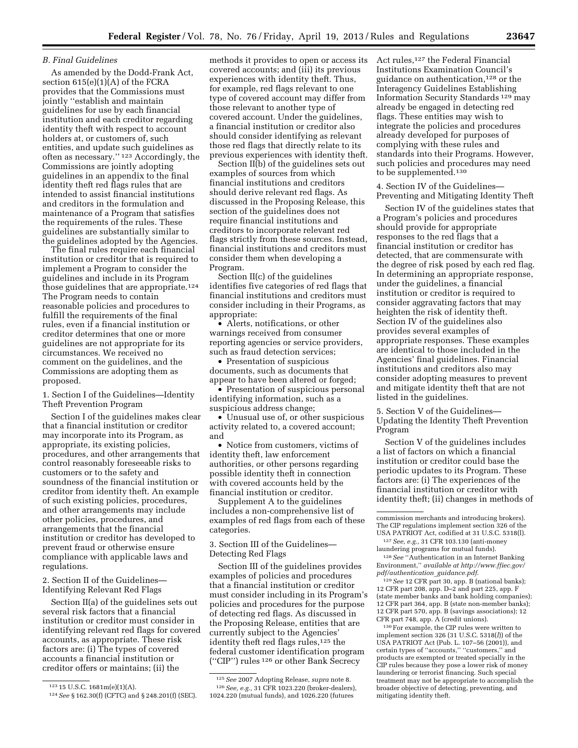### B. Final Guidelines

As amended by the Dodd-Frank Act, section 615(e)(1)(A) of the FCRA provides that the Commissions must jointly "establish and maintain guidelines for use by each financial institution and each creditor regarding identity theft with respect to account holders at, or customers of, such entities, and update such guidelines as often as necessary." [123] Accordingly, the Commissions are jointly adopting guidelines in an appendix to the final identity theft red flags rules that are intended to assist financial institutions and creditors in the formulation and maintenance of a Program that satisfies the requirements of the rules. These guidelines are substantially similar to the guidelines adopted by the Agencies.

The final rules require each financial institution or creditor that is required to implement a Program to consider the guidelines and include in its Program those guidelines that are appropriate.[124] The Program needs to contain reasonable policies and procedures to fulfill the requirements of the final rules, even if a financial institution or creditor determines that one or more guidelines are not appropriate for its circumstances. We received no comment on the guidelines, and the Commissions are adopting them as proposed.

1. Section I of the Guidelines—Identity Theft Prevention Program

Section I of the guidelines makes clear that a financial institution or creditor may incorporate into its Program, as appropriate, its existing policies, procedures, and other arrangements that control reasonably foreseeable risks to customers or to the safety and soundness of the financial institution or creditor from identity theft. An example of such existing policies, procedures, and other arrangements may include other policies, procedures, and arrangements that the financial institution or creditor has developed to prevent fraud or otherwise ensure compliance with applicable laws and regulations.

2. Section II of the Guidelines—Identifying Relevant Red Flags

Section II(a) of the guidelines sets out several risk factors that a financial institution or creditor must consider in identifying relevant red flags for covered accounts, as appropriate. These risk factors are: (i) The types of covered accounts a financial institution or creditor offers or maintains; (ii) the methods it provides to open or access its covered accounts; and (iii) its previous experiences with identity theft. Thus, for example, red flags relevant to one type of covered account may differ from those relevant to another type of covered account. Under the guidelines, a financial institution or creditor also should consider identifying as relevant those red flags that directly relate to its previous experiences with identity theft.

Section II(b) of the guidelines sets out examples of sources from which financial institutions and creditors should derive relevant red flags. As discussed in the Proposing Release, this section of the guidelines does not require financial institutions and creditors to incorporate relevant red flags strictly from these sources. Instead, financial institutions and creditors must consider them when developing a Program.

Section II(c) of the guidelines identifies five categories of red flags that financial institutions and creditors must consider including in their Programs, as appropriate:

- Alerts, notifications, or other warnings received from consumer reporting agencies or service providers, such as fraud detection services;
- Presentation of suspicious documents, such as documents that appear to have been altered or forged;
- Presentation of suspicious personal identifying information, such as a suspicious address change;
- Unusual use of, or other suspicious activity related to, a covered account; and
- Notice from customers, victims of identity theft, law enforcement authorities, or other persons regarding possible identity theft in connection with covered accounts held by the financial institution or creditor.

Supplement A to the guidelines includes a non-comprehensive list of examples of red flags from each of these categories.

3. Section III of the Guidelines—Detecting Red Flags

Section III of the guidelines provides examples of policies and procedures that a financial institution or creditor must consider including in its Program's policies and procedures for the purpose of detecting red flags. As discussed in the Proposing Release, entities that are currently subject to the Agencies' identity theft red flags rules,[125] the federal customer identification program ("CIP") rules [126] or other Bank Secrecy Act rules,[127] the Federal Financial Institutions Examination Council's guidance on authentication,[128] or the Interagency Guidelines Establishing Information Security Standards [129] may already be engaged in detecting red flags. These entities may wish to integrate the policies and procedures already developed for purposes of complying with these rules and standards into their Programs. However, such policies and procedures may need to be supplemented.[130]

4. Section IV of the Guidelines—Preventing and Mitigating Identity Theft

Section IV of the guidelines states that a Program's policies and procedures should provide for appropriate responses to the red flags that a financial institution or creditor has detected, that are commensurate with the degree of risk posed by each red flag. In determining an appropriate response, under the guidelines, a financial institution or creditor is required to consider aggravating factors that may heighten the risk of identity theft. Section IV of the guidelines also provides several examples of appropriate responses. These examples are identical to those included in the Agencies' final guidelines. Financial institutions and creditors also may consider adopting measures to prevent and mitigate identity theft that are not listed in the guidelines.

5. Section V of the Guidelines—Updating the Identity Theft Prevention Program

Section V of the guidelines includes a list of factors on which a financial institution or creditor could base the periodic updates to its Program. These factors are: (i) The experiences of the financial institution or creditor with identity theft; (ii) changes in methods of

---

[123] 15 U.S.C. 1681m(e)(1)(A).

[124] *See* § 162.30(f) (CFTC) and § 248.201(f) (SEC).

[125] *See* 2007 Adopting Release, *supra* note 8.

[126] *See, e.g.,* 31 CFR 1023.220 (broker-dealers), 1024.220 (mutual funds), and 1026.220 (futures commission merchants and introducing brokers). The CIP regulations implement section 326 of the USA PATRIOT Act, codified at 31 U.S.C. 5318(l).

[127] *See, e.g.,* 31 CFR 103.130 (anti-money laundering programs for mutual funds).

[128] *See* "Authentication in an Internet Banking Environment," *available at http://www.ffiec.gov/pdf/authentication_guidance.pdf*.

[129] *See* 12 CFR part 30, app. B (national banks); 12 CFR part 208, app. D–2 and part 225, app. F (state member banks and bank holding companies); 12 CFR part 364, app. B (state non-member banks); 12 CFR part 570, app. B (savings associations); 12 CFR part 748, app. A (credit unions).

[130] For example, the CIP rules were written to implement section 326 (31 U.S.C. 5318(*l*)) of the USA PATRIOT Act (Pub. L. 107–56 (2001)), and certain types of "accounts," "customers," and products are exempted or treated specially in the CIP rules because they pose a lower risk of money laundering or terrorist financing. Such special treatment may not be appropriate to accomplish the broader objective of detecting, preventing, and mitigating identity theft.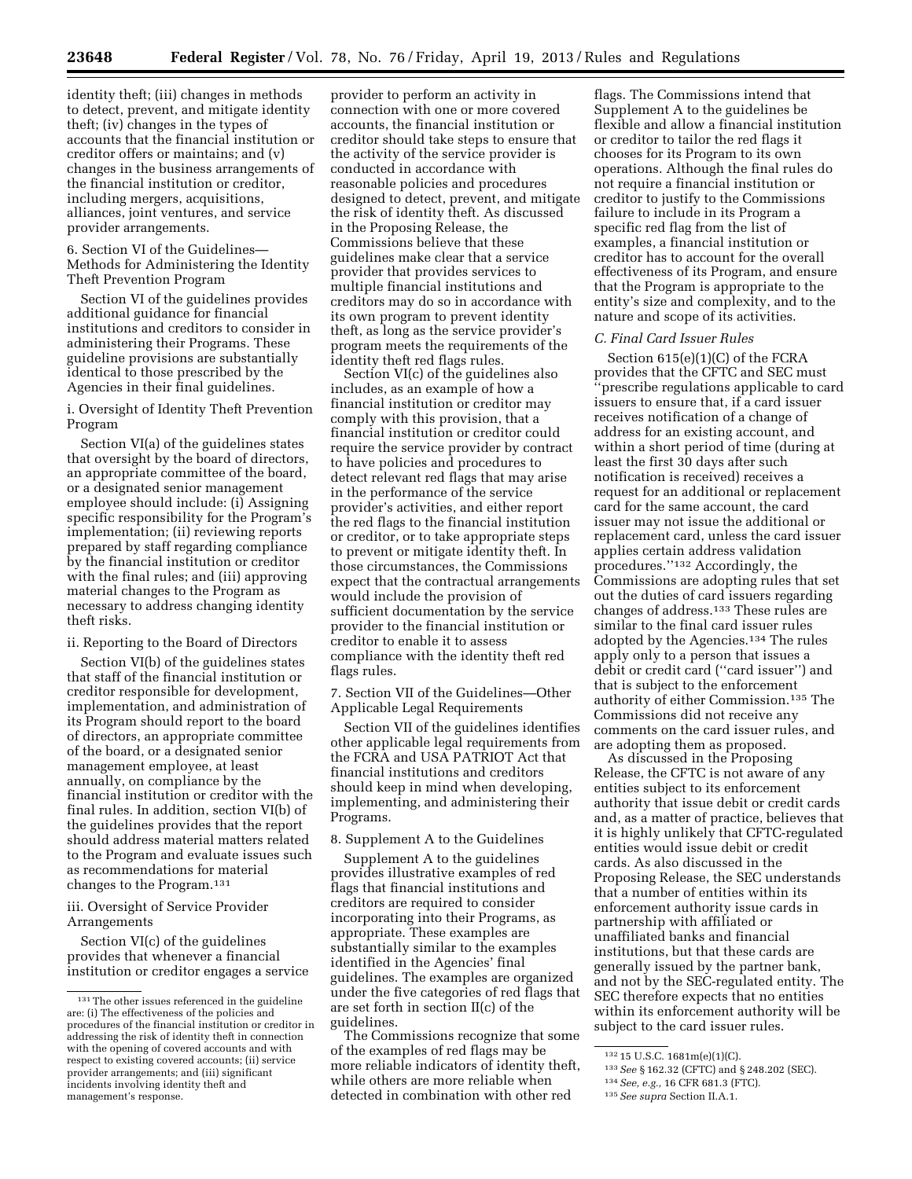identity theft; (iii) changes in methods to detect, prevent, and mitigate identity theft; (iv) changes in the types of accounts that the financial institution or creditor offers or maintains; and (v) changes in the business arrangements of the financial institution or creditor, including mergers, acquisitions, alliances, joint ventures, and service provider arrangements.

6. Section VI of the Guidelines—Methods for Administering the Identity Theft Prevention Program

Section VI of the guidelines provides additional guidance for financial institutions and creditors to consider in administering their Programs. These guideline provisions are substantially identical to those prescribed by the Agencies in their final guidelines.

i. Oversight of Identity Theft Prevention Program

Section VI(a) of the guidelines states that oversight by the board of directors, an appropriate committee of the board, or a designated senior management employee should include: (i) Assigning specific responsibility for the Program's implementation; (ii) reviewing reports prepared by staff regarding compliance by the financial institution or creditor with the final rules; and (iii) approving material changes to the Program as necessary to address changing identity theft risks.

ii. Reporting to the Board of Directors

Section VI(b) of the guidelines states that staff of the financial institution or creditor responsible for development, implementation, and administration of its Program should report to the board of directors, an appropriate committee of the board, or a designated senior management employee, at least annually, on compliance by the financial institution or creditor with the final rules. In addition, section VI(b) of the guidelines provides that the report should address material matters related to the Program and evaluate issues such as recommendations for material changes to the Program.[131]

iii. Oversight of Service Provider Arrangements

Section VI(c) of the guidelines provides that whenever a financial institution or creditor engages a service provider to perform an activity in connection with one or more covered accounts, the financial institution or creditor should take steps to ensure that the activity of the service provider is conducted in accordance with reasonable policies and procedures designed to detect, prevent, and mitigate the risk of identity theft. As discussed in the Proposing Release, the Commissions believe that these guidelines make clear that a service provider that provides services to multiple financial institutions and creditors may do so in accordance with its own program to prevent identity theft, as long as the service provider's program meets the requirements of the identity theft red flags rules.

Section VI(c) of the guidelines also includes, as an example of how a financial institution or creditor may comply with this provision, that a financial institution or creditor could require the service provider by contract to have policies and procedures to detect relevant red flags that may arise in the performance of the service provider's activities, and either report the red flags to the financial institution or creditor, or to take appropriate steps to prevent or mitigate identity theft. In those circumstances, the Commissions expect that the contractual arrangements would include the provision of sufficient documentation by the service provider to the financial institution or creditor to enable it to assess compliance with the identity theft red flags rules.

7. Section VII of the Guidelines—Other Applicable Legal Requirements

Section VII of the guidelines identifies other applicable legal requirements from the FCRA and USA PATRIOT Act that financial institutions and creditors should keep in mind when developing, implementing, and administering their Programs.

8. Supplement A to the Guidelines

Supplement A to the guidelines provides illustrative examples of red flags that financial institutions and creditors are required to consider incorporating into their Programs, as appropriate. These examples are substantially similar to the examples identified in the Agencies' final guidelines. The examples are organized under the five categories of red flags that are set forth in section II(c) of the guidelines.

The Commissions recognize that some of the examples of red flags may be more reliable indicators of identity theft, while others are more reliable when detected in combination with other red flags. The Commissions intend that Supplement A to the guidelines be flexible and allow a financial institution or creditor to tailor the red flags it chooses for its Program to its own operations. Although the final rules do not require a financial institution or creditor to justify to the Commissions failure to include in its Program a specific red flag from the list of examples, a financial institution or creditor has to account for the overall effectiveness of its Program, and ensure that the Program is appropriate to the entity's size and complexity, and to the nature and scope of its activities.

*C. Final Card Issuer Rules*

Section 615(e)(1)(C) of the FCRA provides that the CFTC and SEC must "prescribe regulations applicable to card issuers to ensure that, if a card issuer receives notification of a change of address for an existing account, and within a short period of time (during at least the first 30 days after such notification is received) receives a request for an additional or replacement card for the same account, the card issuer may not issue the additional or replacement card, unless the card issuer applies certain address validation procedures."[132] Accordingly, the Commissions are adopting rules that set out the duties of card issuers regarding changes of address.[133] These rules are similar to the final card issuer rules adopted by the Agencies.[134] The rules apply only to a person that issues a debit or credit card ("card issuer") and that is subject to the enforcement authority of either Commission.[135] The Commissions did not receive any comments on the card issuer rules, and are adopting them as proposed.

As discussed in the Proposing Release, the CFTC is not aware of any entities subject to its enforcement authority that issue debit or credit cards and, as a matter of practice, believes that it is highly unlikely that CFTC-regulated entities would issue debit or credit cards. As also discussed in the Proposing Release, the SEC understands that a number of entities within its enforcement authority issue cards in partnership with affiliated or unaffiliated banks and financial institutions, but that these cards are generally issued by the partner bank, and not by the SEC-regulated entity. The SEC therefore expects that no entities within its enforcement authority will be subject to the card issuer rules.

---

[131] The other issues referenced in the guideline are: (i) The effectiveness of the policies and procedures of the financial institution or creditor in addressing the risk of identity theft in connection with the opening of covered accounts and with respect to existing covered accounts; (ii) service provider arrangements; and (iii) significant incidents involving identity theft and management's response.

[132] 15 U.S.C. 1681m(e)(1)(C).

[133] *See* § 162.32 (CFTC) and § 248.202 (SEC).

[134] *See, e.g.,* 16 CFR 681.3 (FTC).

[135] *See supra* Section II.A.1.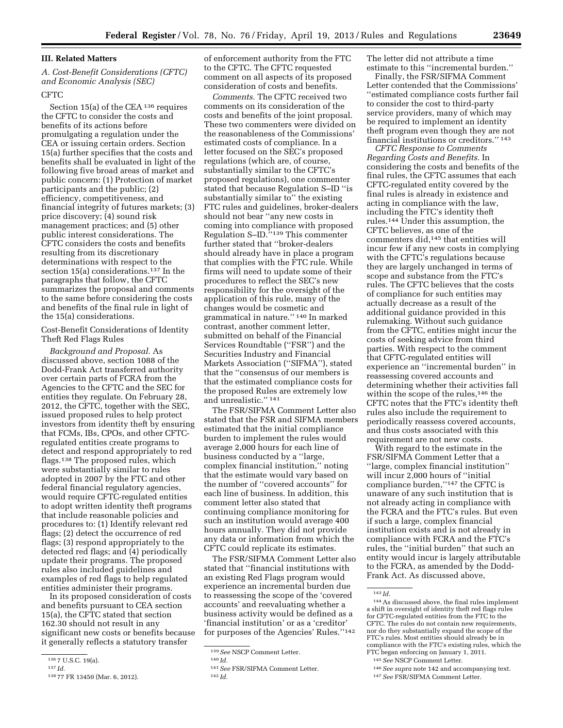## III. Related Matters

### A. Cost-Benefit Considerations (CFTC) and Economic Analysis (SEC)

#### CFTC

Section 15(a) of the CEA [136] requires the CFTC to consider the costs and benefits of its actions before promulgating a regulation under the CEA or issuing certain orders. Section 15(a) further specifies that the costs and benefits shall be evaluated in light of the following five broad areas of market and public concern: (1) Protection of market participants and the public; (2) efficiency, competitiveness, and financial integrity of futures markets; (3) price discovery; (4) sound risk management practices; and (5) other public interest considerations. The CFTC considers the costs and benefits resulting from its discretionary determinations with respect to the section 15(a) considerations.[137] In the paragraphs that follow, the CFTC summarizes the proposal and comments to the same before considering the costs and benefits of the final rule in light of the 15(a) considerations.

Cost-Benefit Considerations of Identity Theft Red Flags Rules

*Background and Proposal.* As discussed above, section 1088 of the Dodd-Frank Act transferred authority over certain parts of FCRA from the Agencies to the CFTC and the SEC for entities they regulate. On February 28, 2012, the CFTC, together with the SEC, issued proposed rules to help protect investors from identity theft by ensuring that FCMs, IBs, CPOs, and other CFTC-regulated entities create programs to detect and respond appropriately to red flags.[138] The proposed rules, which were substantially similar to rules adopted in 2007 by the FTC and other federal financial regulatory agencies, would require CFTC-regulated entities to adopt written identity theft programs that include reasonable policies and procedures to: (1) Identify relevant red flags; (2) detect the occurrence of red flags; (3) respond appropriately to the detected red flags; and (4) periodically update their programs. The proposed rules also included guidelines and examples of red flags to help regulated entities administer their programs.

In its proposed consideration of costs and benefits pursuant to CEA section 15(a), the CFTC stated that section 162.30 should not result in any significant new costs or benefits because it generally reflects a statutory transfer of enforcement authority from the FTC to the CFTC. The CFTC requested comment on all aspects of its proposed consideration of costs and benefits.

*Comments.* The CFTC received two comments on its consideration of the costs and benefits of the joint proposal. These two commenters were divided on the reasonableness of the Commissions' estimated costs of compliance. In a letter focused on the SEC's proposed regulations (which are, of course, substantially similar to the CFTC's proposed regulations), one commenter stated that because Regulation S–ID ''is substantially similar to'' the existing FTC rules and guidelines, broker-dealers should not bear ''any new costs in coming into compliance with proposed Regulation S–ID.''[139] This commenter further stated that ''broker-dealers should already have in place a program that complies with the FTC rule. While firms will need to update some of their procedures to reflect the SEC's new responsibility for the oversight of the application of this rule, many of the changes would be cosmetic and grammatical in nature.'' [140] In marked contrast, another comment letter, submitted on behalf of the Financial Services Roundtable (''FSR'') and the Securities Industry and Financial Markets Association (''SIFMA''), stated that the ''consensus of our members is that the estimated compliance costs for the proposed Rules are extremely low and unrealistic.'' [141]

The FSR/SIFMA Comment Letter also stated that the FSR and SIFMA members estimated that the initial compliance burden to implement the rules would average 2,000 hours for each line of business conducted by a ''large, complex financial institution,'' noting that the estimate would vary based on the number of ''covered accounts'' for each line of business. In addition, this comment letter also stated that continuing compliance monitoring for such an institution would average 400 hours annually. They did not provide any data or information from which the CFTC could replicate its estimates.

The FSR/SIFMA Comment Letter also stated that ''financial institutions with an existing Red Flags program would experience an incremental burden due to reassessing the scope of the 'covered accounts' and reevaluating whether a business activity would be defined as a 'financial institution' or as a 'creditor' for purposes of the Agencies' Rules.''[142] The letter did not attribute a time estimate to this ''incremental burden.''

Finally, the FSR/SIFMA Comment Letter contended that the Commissions' ''estimated compliance costs further fail to consider the cost to third-party service providers, many of which may be required to implement an identity theft program even though they are not financial institutions or creditors.'' [143]

*CFTC Response to Comments Regarding Costs and Benefits.* In considering the costs and benefits of the final rules, the CFTC assumes that each CFTC-regulated entity covered by the final rules is already in existence and acting in compliance with the law, including the FTC's identity theft rules.[144] Under this assumption, the CFTC believes, as one of the commenters did,[145] that entities will incur few if any new costs in complying with the CFTC's regulations because they are largely unchanged in terms of scope and substance from the FTC's rules. The CFTC believes that the costs of compliance for such entities may actually decrease as a result of the additional guidance provided in this rulemaking. Without such guidance from the CFTC, entities might incur the costs of seeking advice from third parties. With respect to the comment that CFTC-regulated entities will experience an ''incremental burden'' in reassessing covered accounts and determining whether their activities fall within the scope of the rules,[146] the CFTC notes that the FTC's identity theft rules also include the requirement to periodically reassess covered accounts, and thus costs associated with this requirement are not new costs.

With regard to the estimate in the FSR/SIFMA Comment Letter that a ''large, complex financial institution'' will incur 2,000 hours of ''initial compliance burden,''[147] the CFTC is unaware of any such institution that is not already acting in compliance with the FCRA and the FTC's rules. But even if such a large, complex financial institution exists and is not already in compliance with FCRA and the FTC's rules, the ''initial burden'' that such an entity would incur is largely attributable to the FCRA, as amended by the Dodd-Frank Act. As discussed above,

---

[136] 7 U.S.C. 19(a).

[137] *Id.*

[138] 77 FR 13450 (Mar. 6, 2012).

[139] *See* NSCP Comment Letter.

[140] *Id.*

[141] *See* FSR/SIFMA Comment Letter.

[142] *Id.*

[143] *Id.*

[144] As discussed above, the final rules implement a shift in oversight of identity theft red flags rules for CFTC-regulated entities from the FTC to the CFTC. The rules do not contain new requirements, nor do they substantially expand the scope of the FTC's rules. Most entities should already be in compliance with the FTC's existing rules, which the FTC began enforcing on January 1, 2011.

[145] *See* NSCP Comment Letter.

[146] *See supra* note 142 and accompanying text.

[147] *See* FSR/SIFMA Comment Letter.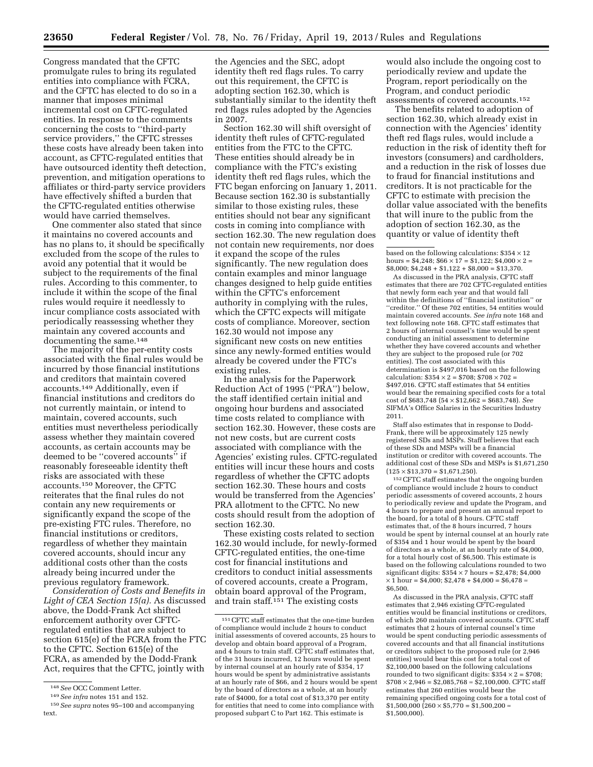Congress mandated that the CFTC promulgate rules to bring its regulated entities into compliance with FCRA, and the CFTC has elected to do so in a manner that imposes minimal incremental cost on CFTC-regulated entities. In response to the comments concerning the costs to ''third-party service providers,'' the CFTC stresses these costs have already been taken into account, as CFTC-regulated entities that have outsourced identity theft detection, prevention, and mitigation operations to affiliates or third-party service providers have effectively shifted a burden that the CFTC-regulated entities otherwise would have carried themselves.

One commenter also stated that since it maintains no covered accounts and has no plans to, it should be specifically excluded from the scope of the rules to avoid any potential that it would be subject to the requirements of the final rules. According to this commenter, to include it within the scope of the final rules would require it needlessly to incur compliance costs associated with periodically reassessing whether they maintain any covered accounts and documenting the same.[148]

The majority of the per-entity costs associated with the final rules would be incurred by those financial institutions and creditors that maintain covered accounts.[149] Additionally, even if financial institutions and creditors do not currently maintain, or intend to maintain, covered accounts, such entities must nevertheless periodically assess whether they maintain covered accounts, as certain accounts may be deemed to be ''covered accounts'' if reasonably foreseeable identity theft risks are associated with these accounts.[150] Moreover, the CFTC reiterates that the final rules do not contain any new requirements or significantly expand the scope of the pre-existing FTC rules. Therefore, no financial institutions or creditors, regardless of whether they maintain covered accounts, should incur any additional costs other than the costs already being incurred under the previous regulatory framework.

*Consideration of Costs and Benefits in Light of CEA Section 15(a).* As discussed above, the Dodd-Frank Act shifted enforcement authority over CFTC-regulated entities that are subject to section 615(e) of the FCRA from the FTC to the CFTC. Section 615(e) of the FCRA, as amended by the Dodd-Frank Act, requires that the CFTC, jointly with the Agencies and the SEC, adopt identity theft red flags rules. To carry out this requirement, the CFTC is adopting section 162.30, which is substantially similar to the identity theft red flags rules adopted by the Agencies in 2007.

Section 162.30 will shift oversight of identity theft rules of CFTC-regulated entities from the FTC to the CFTC. These entities should already be in compliance with the FTC's existing identity theft red flags rules, which the FTC began enforcing on January 1, 2011. Because section 162.30 is substantially similar to those existing rules, these entities should not bear any significant costs in coming into compliance with section 162.30. The new regulation does not contain new requirements, nor does it expand the scope of the rules significantly. The new regulation does contain examples and minor language changes designed to help guide entities within the CFTC's enforcement authority in complying with the rules, which the CFTC expects will mitigate costs of compliance. Moreover, section 162.30 would not impose any significant new costs on new entities since any newly-formed entities would already be covered under the FTC's existing rules.

In the analysis for the Paperwork Reduction Act of 1995 (''PRA'') below, the staff identified certain initial and ongoing hour burdens and associated time costs related to compliance with section 162.30. However, these costs are not new costs, but are current costs associated with compliance with the Agencies' existing rules. CFTC-regulated entities will incur these hours and costs regardless of whether the CFTC adopts section 162.30. These hours and costs would be transferred from the Agencies' PRA allotment to the CFTC. No new costs should result from the adoption of section 162.30.

These existing costs related to section 162.30 would include, for newly-formed CFTC-regulated entities, the one-time cost for financial institutions and creditors to conduct initial assessments of covered accounts, create a Program, obtain board approval of the Program, and train staff.[151] The existing costs would also include the ongoing cost to periodically review and update the Program, report periodically on the Program, and conduct periodic assessments of covered accounts.[152]

The benefits related to adoption of section 162.30, which already exist in connection with the Agencies' identity theft red flags rules, would include a reduction in the risk of identity theft for investors (consumers) and cardholders, and a reduction in the risk of losses due to fraud for financial institutions and creditors. It is not practicable for the CFTC to estimate with precision the dollar value associated with the benefits that will inure to the public from the adoption of section 162.30, as the quantity or value of identity theft

---

[148] *See* OCC Comment Letter.

[149] *See infra* notes 151 and 152.

[150] *See supra* notes 95–100 and accompanying text.

[151] CFTC staff estimates that the one-time burden of compliance would include 2 hours to conduct initial assessments of covered accounts, 25 hours to develop and obtain board approval of a Program, and 4 hours to train staff. CFTC staff estimates that, of the 31 hours incurred, 12 hours would be spent by internal counsel at an hourly rate of $354, 17 hours would be spent by administrative assistants at an hourly rate of $66, and 2 hours would be spent by the board of directors as a whole, at an hourly rate of $4000, for a total cost of $13,370 per entity for entities that need to come into compliance with proposed subpart C to Part 162. This estimate is based on the following calculations: $\$354 \times 12$ hours = $4,248; $\$66 \times 17$ = $1,122; $\$4,000 \times 2$ = $8,000; $4,248 + $1,122 + $8,000 = $13,370.

As discussed in the PRA analysis, CFTC staff estimates that there are 702 CFTC-regulated entities that newly form each year and that would fall within the definitions of ''financial institution'' or ''creditor.'' Of these 702 entities, 54 entities would maintain covered accounts. *See infra* note 168 and text following note 168. CFTC staff estimates that 2 hours of internal counsel's time would be spent conducting an initial assessment to determine whether they have covered accounts and whether they are subject to the proposed rule (or 702 entities). The cost associated with this determination is $497,016 based on the following calculation: $\$354 \times 2$ = $708; $\$708 \times 702$ = $497,016. CFTC staff estimates that 54 entities would bear the remaining specified costs for a total cost of $683,748 ($54 \times \$12,662$ = $683,748). *See* SIFMA's Office Salaries in the Securities Industry 2011.

Staff also estimates that in response to Dodd-Frank, there will be approximately 125 newly registered SDs and MSPs. Staff believes that each of these SDs and MSPs will be a financial institution or creditor with covered accounts. The additional cost of these SDs and MSPs is $1,671,250 ($125 \times \$13,370$ = $1,671,250).

[152] CFTC staff estimates that the ongoing burden of compliance would include 2 hours to conduct periodic assessments of covered accounts, 2 hours to periodically review and update the Program, and 4 hours to prepare and present an annual report to the board, for a total of 8 hours. CFTC staff estimates that, of the 8 hours incurred, 7 hours would be spent by internal counsel at an hourly rate of $354 and 1 hour would be spent by the board of directors as a whole, at an hourly rate of $4,000, for a total hourly cost of $6,500. This estimate is based on the following calculations rounded to two significant digits: $\$354 \times 7$ hours = $2,478; $\$4,000 \times 1$ hour = $4,000; $2,478 + $4,000 = $6,478 = $6,500.

As discussed in the PRA analysis, CFTC staff estimates that 2,946 existing CFTC-regulated entities would be financial institutions or creditors, of which 260 maintain covered accounts. CFTC staff estimates that 2 hours of internal counsel's time would be spent conducting periodic assessments of covered accounts and that all financial institutions or creditors subject to the proposed rule (or 2,946 entities) would bear this cost for a total cost of $2,100,000 based on the following calculations rounded to two significant digits: $\$354 \times 2$ = $708; $\$708 \times 2,946$ = $2,085,768 = $2,100,000. CFTC staff estimates that 260 entities would bear the remaining specified ongoing costs for a total cost of $1,500,000 ($260 \times \$5,770$ = $1,500,200 = $1,500,000).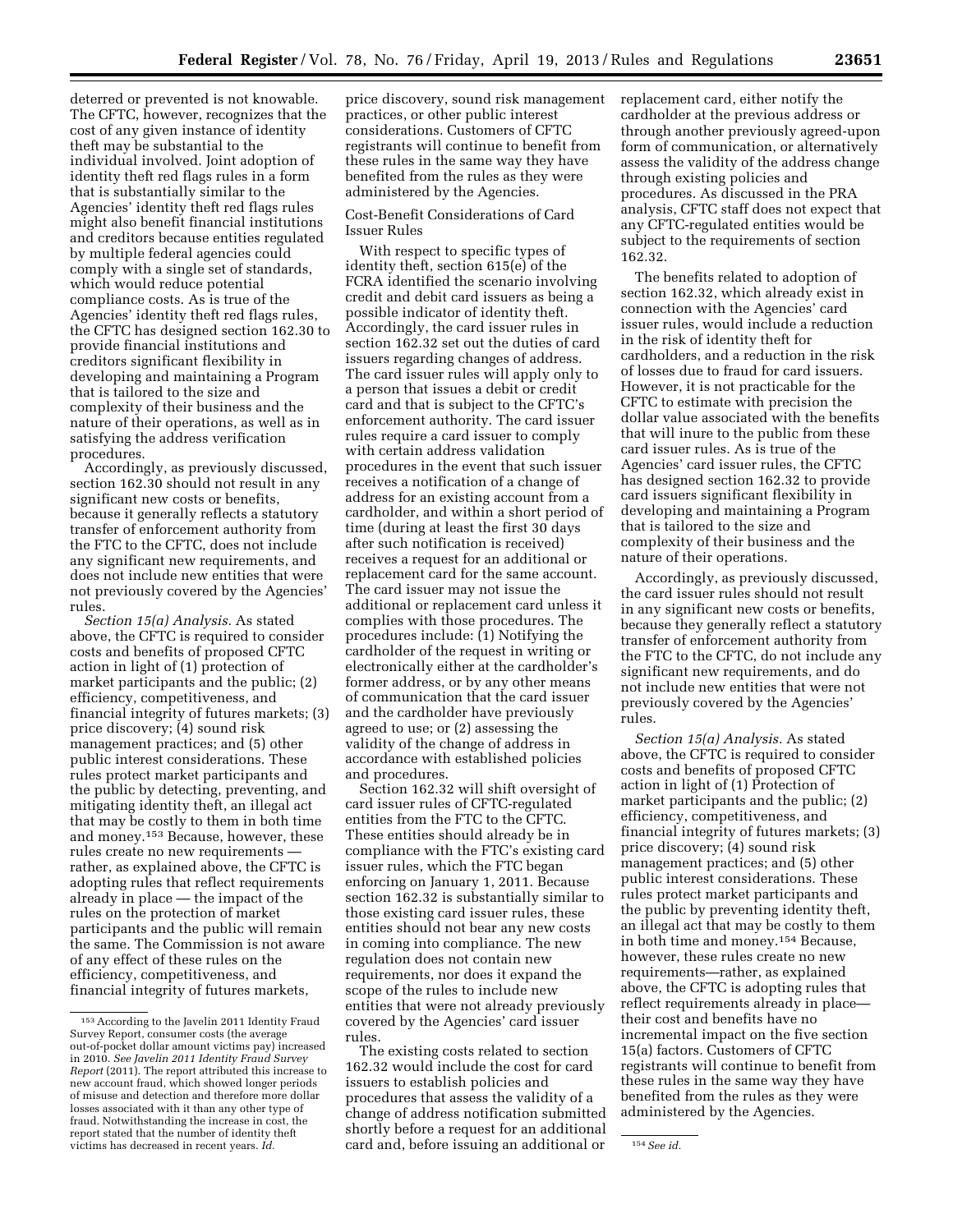deterred or prevented is not knowable. The CFTC, however, recognizes that the cost of any given instance of identity theft may be substantial to the individual involved. Joint adoption of identity theft red flags rules in a form that is substantially similar to the Agencies' identity theft red flags rules might also benefit financial institutions and creditors because entities regulated by multiple federal agencies could comply with a single set of standards, which would reduce potential compliance costs. As is true of the Agencies' identity theft red flags rules, the CFTC has designed section 162.30 to provide financial institutions and creditors significant flexibility in developing and maintaining a Program that is tailored to the size and complexity of their business and the nature of their operations, as well as in satisfying the address verification procedures.

Accordingly, as previously discussed, section 162.30 should not result in any significant new costs or benefits, because it generally reflects a statutory transfer of enforcement authority from the FTC to the CFTC, does not include any significant new requirements, and does not include new entities that were not previously covered by the Agencies' rules.

*Section 15(a) Analysis.* As stated above, the CFTC is required to consider costs and benefits of proposed CFTC action in light of (1) protection of market participants and the public; (2) efficiency, competitiveness, and financial integrity of futures markets; (3) price discovery; (4) sound risk management practices; and (5) other public interest considerations. These rules protect market participants and the public by detecting, preventing, and mitigating identity theft, an illegal act that may be costly to them in both time and money.[153] Because, however, these rules create no new requirements — rather, as explained above, the CFTC is adopting rules that reflect requirements already in place — the impact of the rules on the protection of market participants and the public will remain the same. The Commission is not aware of any effect of these rules on the efficiency, competitiveness, and financial integrity of futures markets, price discovery, sound risk management practices, or other public interest considerations. Customers of CFTC registrants will continue to benefit from these rules in the same way they have benefited from the rules as they were administered by the Agencies.

Cost-Benefit Considerations of Card Issuer Rules

With respect to specific types of identity theft, section 615(e) of the FCRA identified the scenario involving credit and debit card issuers as being a possible indicator of identity theft. Accordingly, the card issuer rules in section 162.32 set out the duties of card issuers regarding changes of address. The card issuer rules will apply only to a person that issues a debit or credit card and that is subject to the CFTC's enforcement authority. The card issuer rules require a card issuer to comply with certain address validation procedures in the event that such issuer receives a notification of a change of address for an existing account from a cardholder, and within a short period of time (during at least the first 30 days after such notification is received) receives a request for an additional or replacement card for the same account. The card issuer may not issue the additional or replacement card unless it complies with those procedures. The procedures include: (1) Notifying the cardholder of the request in writing or electronically either at the cardholder's former address, or by any other means of communication that the card issuer and the cardholder have previously agreed to use; or (2) assessing the validity of the change of address in accordance with established policies and procedures.

Section 162.32 will shift oversight of card issuer rules of CFTC-regulated entities from the FTC to the CFTC. These entities should already be in compliance with the FTC's existing card issuer rules, which the FTC began enforcing on January 1, 2011. Because section 162.32 is substantially similar to those existing card issuer rules, these entities should not bear any new costs in coming into compliance. The new regulation does not contain new requirements, nor does it expand the scope of the rules to include new entities that were not already previously covered by the Agencies' card issuer rules.

The existing costs related to section 162.32 would include the cost for card issuers to establish policies and procedures that assess the validity of a change of address notification submitted shortly before a request for an additional card and, before issuing an additional or replacement card, either notify the cardholder at the previous address or through another previously agreed-upon form of communication, or alternatively assess the validity of the address change through existing policies and procedures. As discussed in the PRA analysis, CFTC staff does not expect that any CFTC-regulated entities would be subject to the requirements of section 162.32.

The benefits related to adoption of section 162.32, which already exist in connection with the Agencies' card issuer rules, would include a reduction in the risk of identity theft for cardholders, and a reduction in the risk of losses due to fraud for card issuers. However, it is not practicable for the CFTC to estimate with precision the dollar value associated with the benefits that will inure to the public from these card issuer rules. As is true of the Agencies' card issuer rules, the CFTC has designed section 162.32 to provide card issuers significant flexibility in developing and maintaining a Program that is tailored to the size and complexity of their business and the nature of their operations.

Accordingly, as previously discussed, the card issuer rules should not result in any significant new costs or benefits, because they generally reflect a statutory transfer of enforcement authority from the FTC to the CFTC, do not include any significant new requirements, and do not include new entities that were not previously covered by the Agencies' rules.

*Section 15(a) Analysis.* As stated above, the CFTC is required to consider costs and benefits of proposed CFTC action in light of (1) Protection of market participants and the public; (2) efficiency, competitiveness, and financial integrity of futures markets; (3) price discovery; (4) sound risk management practices; and (5) other public interest considerations. These rules protect market participants and the public by preventing identity theft, an illegal act that may be costly to them in both time and money.[154] Because, however, these rules create no new requirements—rather, as explained above, the CFTC is adopting rules that reflect requirements already in place—their cost and benefits have no incremental impact on the five section 15(a) factors. Customers of CFTC registrants will continue to benefit from these rules in the same way they have benefited from the rules as they were administered by the Agencies.

---

[153] According to the Javelin 2011 Identity Fraud Survey Report, consumer costs (the average out-of-pocket dollar amount victims pay) increased in 2010. *See Javelin 2011 Identity Fraud Survey Report* (2011). The report attributed this increase to new account fraud, which showed longer periods of misuse and detection and therefore more dollar losses associated with it than any other type of fraud. Notwithstanding the increase in cost, the report stated that the number of identity theft victims has decreased in recent years. *Id.*

[154] *See id.*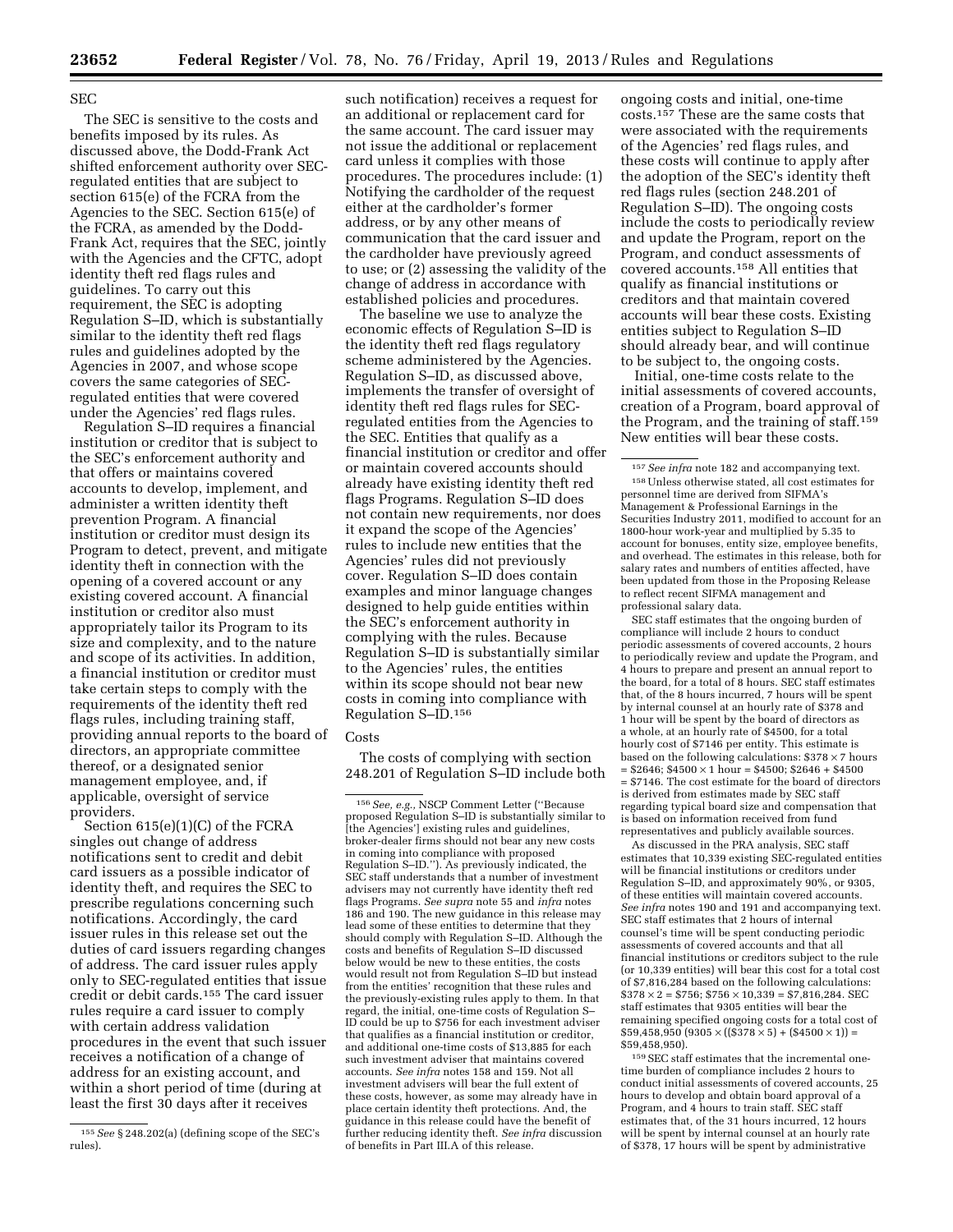SEC

The SEC is sensitive to the costs and benefits imposed by its rules. As discussed above, the Dodd-Frank Act shifted enforcement authority over SEC-regulated entities that are subject to section 615(e) of the FCRA from the Agencies to the SEC. Section 615(e) of the FCRA, as amended by the Dodd-Frank Act, requires that the SEC, jointly with the Agencies and the CFTC, adopt identity theft red flags rules and guidelines. To carry out this requirement, the SEC is adopting Regulation S–ID, which is substantially similar to the identity theft red flags rules and guidelines adopted by the Agencies in 2007, and whose scope covers the same categories of SEC-regulated entities that were covered under the Agencies' red flags rules.

Regulation S–ID requires a financial institution or creditor that is subject to the SEC's enforcement authority and that offers or maintains covered accounts to develop, implement, and administer a written identity theft prevention Program. A financial institution or creditor must design its Program to detect, prevent, and mitigate identity theft in connection with the opening of a covered account or any existing covered account. A financial institution or creditor also must appropriately tailor its Program to its size and complexity, and to the nature and scope of its activities. In addition, a financial institution or creditor must take certain steps to comply with the requirements of the identity theft red flags rules, including training staff, providing annual reports to the board of directors, an appropriate committee thereof, or a designated senior management employee, and, if applicable, oversight of service providers.

Section 615(e)(1)(C) of the FCRA singles out change of address notifications sent to credit and debit card issuers as a possible indicator of identity theft, and requires the SEC to prescribe regulations concerning such notifications. Accordingly, the card issuer rules in this release set out the duties of card issuers regarding changes of address. The card issuer rules apply only to SEC-regulated entities that issue credit or debit cards.[155] The card issuer rules require a card issuer to comply with certain address validation procedures in the event that such issuer receives a notification of a change of address for an existing account, and within a short period of time (during at least the first 30 days after it receives such notification) receives a request for an additional or replacement card for the same account. The card issuer may not issue the additional or replacement card unless it complies with those procedures. The procedures include: (1) Notifying the cardholder of the request either at the cardholder's former address, or by any other means of communication that the card issuer and the cardholder have previously agreed to use; or (2) assessing the validity of the change of address in accordance with established policies and procedures.

The baseline we use to analyze the economic effects of Regulation S–ID is the identity theft red flags regulatory scheme administered by the Agencies. Regulation S–ID, as discussed above, implements the transfer of oversight of identity theft red flags rules for SEC-regulated entities from the Agencies to the SEC. Entities that qualify as a financial institution or creditor and offer or maintain covered accounts should already have existing identity theft red flags Programs. Regulation S–ID does not contain new requirements, nor does it expand the scope of the Agencies' rules to include new entities that the Agencies' rules did not previously cover. Regulation S–ID does contain examples and minor language changes designed to help guide entities within the SEC's enforcement authority in complying with the rules. Because Regulation S–ID is substantially similar to the Agencies' rules, the entities within its scope should not bear new costs in coming into compliance with Regulation S–ID.[156]

Costs

The costs of complying with section 248.201 of Regulation S–ID include both ongoing costs and initial, one-time costs.[157] These are the same costs that were associated with the requirements of the Agencies' red flags rules, and these costs will continue to apply after the adoption of the SEC's identity theft red flags rules (section 248.201 of Regulation S–ID). The ongoing costs include the costs to periodically review and update the Program, report on the Program, and conduct assessments of covered accounts.[158] All entities that qualify as financial institutions or creditors and that maintain covered accounts will bear these costs. Existing entities subject to Regulation S–ID should already bear, and will continue to be subject to, the ongoing costs.

Initial, one-time costs relate to the initial assessments of covered accounts, creation of a Program, board approval of the Program, and the training of staff.[159] New entities will bear these costs.

---

[155] *See* § 248.202(a) (defining scope of the SEC's rules).

[156] *See, e.g.,* NSCP Comment Letter ("Because proposed Regulation S–ID is substantially similar to [the Agencies'] existing rules and guidelines, broker-dealer firms should not bear any new costs in coming into compliance with proposed Regulation S–ID."). As previously indicated, the SEC staff understands that a number of investment advisers may not currently have identity theft red flags Programs. *See supra* note 55 and *infra* notes 186 and 190. The new guidance in this release may lead some of these entities to determine that they should comply with Regulation S–ID. Although the costs and benefits of Regulation S–ID discussed below would be new to these entities, the costs would result not from Regulation S–ID but instead from the entities' recognition that these rules and the previously-existing rules apply to them. In that regard, the initial, one-time costs of Regulation S–ID could be up to $756 for each investment adviser that qualifies as a financial institution or creditor, and additional one-time costs of $13,885 for each such investment adviser that maintains covered accounts. *See infra* notes 158 and 159. Not all investment advisers will bear the full extent of these costs, however, as some may already have in place certain identity theft protections. And, the guidance in this release could have the benefit of further reducing identity theft. *See infra* discussion of benefits in Part III.A of this release.

[157] *See infra* note 182 and accompanying text.

[158] Unless otherwise stated, all cost estimates for personnel time are derived from SIFMA's Management & Professional Earnings in the Securities Industry 2011, modified to account for an 1800-hour work-year and multiplied by 5.35 to account for bonuses, entity size, employee benefits, and overhead. The estimates in this release, both for salary rates and numbers of entities affected, have been updated from those in the Proposing Release to reflect recent SIFMA management and professional salary data.

SEC staff estimates that the ongoing burden of compliance will include 2 hours to conduct periodic assessments of covered accounts, 2 hours to periodically review and update the Program, and 4 hours to prepare and present an annual report to the board, for a total of 8 hours. SEC staff estimates that, of the 8 hours incurred, 7 hours will be spent by internal counsel at an hourly rate of $378 and 1 hour will be spent by the board of directors as a whole, at an hourly rate of $4500, for a total hourly cost of $7146 per entity. This estimate is based on the following calculations: $\$378 \times 7$ hours = $2646; $\$4500 \times 1$ hour = $4500; $2646 + $4500 = $7146. The cost estimate for the board of directors is derived from estimates made by SEC staff regarding typical board size and compensation that is based on information received from fund representatives and publicly available sources.

As discussed in the PRA analysis, SEC staff estimates that 10,339 existing SEC-regulated entities will be financial institutions or creditors under Regulation S–ID, and approximately 90%, or 9305, of these entities will maintain covered accounts. *See infra* notes 190 and 191 and accompanying text. SEC staff estimates that 2 hours of internal counsel's time will be spent conducting periodic assessments of covered accounts and that all financial institutions or creditors subject to the rule (or 10,339 entities) will bear this cost for a total cost of $7,816,284 based on the following calculations: $\$378 \times 2 = \$756$; $\$756 \times 10{,}339 = \$7{,}816{,}284$. SEC staff estimates that 9305 entities will bear the remaining specified ongoing costs for a total cost of $59,458,950 ($9305 \times ((\$378 \times 5) + (\$4500 \times 1)) = \$59{,}458{,}950$).

[159] SEC staff estimates that the incremental one-time burden of compliance includes 2 hours to conduct initial assessments of covered accounts, 25 hours to develop and obtain board approval of a Program, and 4 hours to train staff. SEC staff estimates that, of the 31 hours incurred, 12 hours will be spent by internal counsel at an hourly rate of $378, 17 hours will be spent by administrative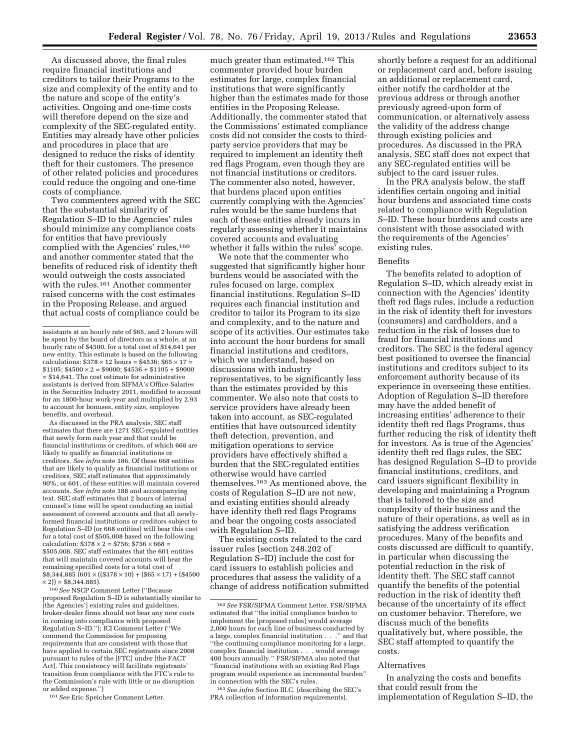As discussed above, the final rules require financial institutions and creditors to tailor their Programs to the size and complexity of the entity and to the nature and scope of the entity's activities. Ongoing and one-time costs will therefore depend on the size and complexity of the SEC-regulated entity. Entities may already have other policies and procedures in place that are designed to reduce the risks of identity theft for their customers. The presence of other related policies and procedures could reduce the ongoing and one-time costs of compliance.

Two commenters agreed with the SEC that the substantial similarity of Regulation S–ID to the Agencies' rules should minimize any compliance costs for entities that have previously complied with the Agencies' rules,[160] and another commenter stated that the benefits of reduced risk of identity theft would outweigh the costs associated with the rules.[161] Another commenter raised concerns with the cost estimates in the Proposing Release, and argued that actual costs of compliance could be much greater than estimated.[162] This commenter provided hour burden estimates for large, complex financial institutions that were significantly higher than the estimates made for those entities in the Proposing Release. Additionally, the commenter stated that the Commissions' estimated compliance costs did not consider the costs to third-party service providers that may be required to implement an identity theft red flags Program, even though they are not financial institutions or creditors. The commenter also noted, however, that burdens placed upon entities currently complying with the Agencies' rules would be the same burdens that each of these entities already incurs in regularly assessing whether it maintains covered accounts and evaluating whether it falls within the rules' scope.

We note that the commenter who suggested that significantly higher hour burdens would be associated with the rules focused on large, complex financial institutions. Regulation S–ID requires each financial institution and creditor to tailor its Program to its size and complexity, and to the nature and scope of its activities. Our estimates take into account the hour burdens for small financial institutions and creditors, which we understand, based on discussions with industry representatives, to be significantly less than the estimates provided by this commenter. We also note that costs to service providers have already been taken into account, as SEC-regulated entities that have outsourced identity theft detection, prevention, and mitigation operations to service providers have effectively shifted a burden that the SEC-regulated entities otherwise would have carried themselves.[163] As mentioned above, the costs of Regulation S–ID are not new, and existing entities should already have identity theft red flags Programs and bear the ongoing costs associated with Regulation S–ID.

The existing costs related to the card issuer rules (section 248.202 of Regulation S–ID) include the cost for card issuers to establish policies and procedures that assess the validity of a change of address notification submitted shortly before a request for an additional or replacement card and, before issuing an additional or replacement card, either notify the cardholder at the previous address or through another previously agreed-upon form of communication, or alternatively assess the validity of the address change through existing policies and procedures. As discussed in the PRA analysis, SEC staff does not expect that any SEC-regulated entities will be subject to the card issuer rules.

In the PRA analysis below, the staff identifies certain ongoing and initial hour burdens and associated time costs related to compliance with Regulation S–ID. These hour burdens and costs are consistent with those associated with the requirements of the Agencies' existing rules.

Benefits

The benefits related to adoption of Regulation S–ID, which already exist in connection with the Agencies' identity theft red flags rules, include a reduction in the risk of identity theft for investors (consumers) and cardholders, and a reduction in the risk of losses due to fraud for financial institutions and creditors. The SEC is the federal agency best positioned to oversee the financial institutions and creditors subject to its enforcement authority because of its experience in overseeing these entities. Adoption of Regulation S–ID therefore may have the added benefit of increasing entities' adherence to their identity theft red flags Programs, thus further reducing the risk of identity theft for investors. As is true of the Agencies' identity theft red flags rules, the SEC has designed Regulation S–ID to provide financial institutions, creditors, and card issuers significant flexibility in developing and maintaining a Program that is tailored to the size and complexity of their business and the nature of their operations, as well as in satisfying the address verification procedures. Many of the benefits and costs discussed are difficult to quantify, in particular when discussing the potential reduction in the risk of identity theft. The SEC staff cannot quantify the benefits of the potential reduction in the risk of identity theft because of the uncertainty of its effect on customer behavior. Therefore, we discuss much of the benefits qualitatively but, where possible, the SEC staff attempted to quantify the costs.

Alternatives

In analyzing the costs and benefits that could result from the implementation of Regulation S–ID, the

---

assistants at an hourly rate of \$65, and 2 hours will be spent by the board of directors as a whole, at an hourly rate of \$4500, for a total cost of \$14,641 per new entity. This estimate is based on the following calculations: $\$378 \times 12$ hours = \$4536; $\$65 \times 17$ = \$1105; $\$4500 \times 2$ = \$9000; \$4536 + \$1105 + \$9000 = \$14,641. The cost estimate for administrative assistants is derived from SIFMA's Office Salaries in the Securities Industry 2011, modified to account for an 1800-hour work-year and multiplied by 2.93 to account for bonuses, entity size, employee benefits, and overhead.

As discussed in the PRA analysis, SEC staff estimates that there are 1271 SEC-regulated entities that newly form each year and that could be financial institutions or creditors, of which 668 are likely to qualify as financial institutions or creditors. *See infra* note 186. Of these 668 entities that are likely to qualify as financial institutions or creditors, SEC staff estimates that approximately 90%, or 601, of these entities will maintain covered accounts. *See infra* note 188 and accompanying text. SEC staff estimates that 2 hours of internal counsel's time will be spent conducting an initial assessment of covered accounts and that all newly-formed financial institutions or creditors subject to Regulation S–ID (or 668 entities) will bear this cost for a total cost of \$505,008 based on the following calculation: $\$378 \times 2$ = \$756; $\$756 \times 668$ = \$505,008. SEC staff estimates that the 601 entities that will maintain covered accounts will bear the remaining specified costs for a total cost of \$8,344,885 ($601 \times ((\$378 \times 10) + (\$65 \times 17) + (\$4500 \times 2))$ = \$8,344,885).

[160] *See* NSCP Comment Letter ("Because proposed Regulation S–ID is substantially similar to [the Agencies'] existing rules and guidelines, broker-dealer firms should not bear any new costs in coming into compliance with proposed Regulation S–ID."); ICI Comment Letter ("We commend the Commission for proposing requirements that are consistent with those that have applied to certain SEC registrants since 2008 pursuant to rules of the [FTC] under [the FACT Act]. This consistency will facilitate registrants' transition from compliance with the FTC's rule to the Commission's rule with little or no disruption or added expense.")

[161] *See* Eric Speicher Comment Letter.

[162] *See* FSR/SIFMA Comment Letter. FSR/SIFMA estimated that "the initial compliance burden to implement the [proposed rules] would average 2,000 hours for each line of business conducted by a large, complex financial institution . . ." and that "the continuing compliance monitoring for a large, complex financial institution . . . would average 400 hours annually." FSR/SIFMA also noted that "financial institutions with an existing Red Flags program would experience an incremental burden" in connection with the SEC's rules.

[163] *See infra* Section III.C. (describing the SEC's PRA collection of information requirements).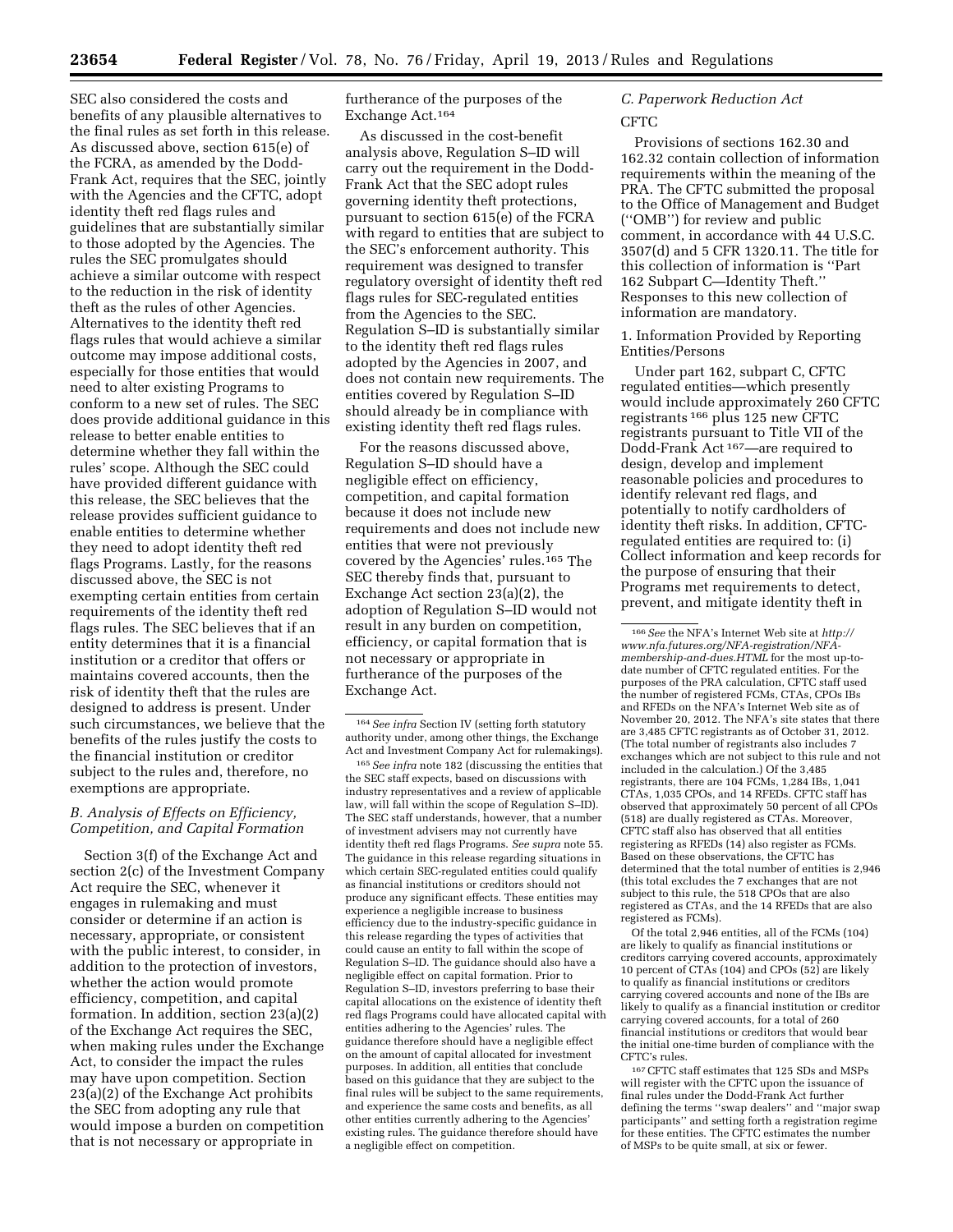SEC also considered the costs and benefits of any plausible alternatives to the final rules as set forth in this release. As discussed above, section 615(e) of the FCRA, as amended by the Dodd-Frank Act, requires that the SEC, jointly with the Agencies and the CFTC, adopt identity theft red flags rules and guidelines that are substantially similar to those adopted by the Agencies. The rules the SEC promulgates should achieve a similar outcome with respect to the reduction in the risk of identity theft as the rules of other Agencies. Alternatives to the identity theft red flags rules that would achieve a similar outcome may impose additional costs, especially for those entities that would need to alter existing Programs to conform to a new set of rules. The SEC does provide additional guidance in this release to better enable entities to determine whether they fall within the rules' scope. Although the SEC could have provided different guidance with this release, the SEC believes that the release provides sufficient guidance to enable entities to determine whether they need to adopt identity theft red flags Programs. Lastly, for the reasons discussed above, the SEC is not exempting certain entities from certain requirements of the identity theft red flags rules. The SEC believes that if an entity determines that it is a financial institution or a creditor that offers or maintains covered accounts, then the risk of identity theft that the rules are designed to address is present. Under such circumstances, we believe that the benefits of the rules justify the costs to the financial institution or creditor subject to the rules and, therefore, no exemptions are appropriate.

### *B. Analysis of Effects on Efficiency, Competition, and Capital Formation*

Section 3(f) of the Exchange Act and section 2(c) of the Investment Company Act require the SEC, whenever it engages in rulemaking and must consider or determine if an action is necessary, appropriate, or consistent with the public interest, to consider, in addition to the protection of investors, whether the action would promote efficiency, competition, and capital formation. In addition, section 23(a)(2) of the Exchange Act requires the SEC, when making rules under the Exchange Act, to consider the impact the rules may have upon competition. Section 23(a)(2) of the Exchange Act prohibits the SEC from adopting any rule that would impose a burden on competition that is not necessary or appropriate in furtherance of the purposes of the Exchange Act.[164]

As discussed in the cost-benefit analysis above, Regulation S–ID will carry out the requirement in the Dodd-Frank Act that the SEC adopt rules governing identity theft protections, pursuant to section 615(e) of the FCRA with regard to entities that are subject to the SEC's enforcement authority. This requirement was designed to transfer regulatory oversight of identity theft red flags rules for SEC-regulated entities from the Agencies to the SEC. Regulation S–ID is substantially similar to the identity theft red flags rules adopted by the Agencies in 2007, and does not contain new requirements. The entities covered by Regulation S–ID should already be in compliance with existing identity theft red flags rules.

For the reasons discussed above, Regulation S–ID should have a negligible effect on efficiency, competition, and capital formation because it does not include new requirements and does not include new entities that were not previously covered by the Agencies' rules.[165] The SEC thereby finds that, pursuant to Exchange Act section 23(a)(2), the adoption of Regulation S–ID would not result in any burden on competition, efficiency, or capital formation that is not necessary or appropriate in furtherance of the purposes of the Exchange Act.

[164] *See infra* Section IV (setting forth statutory authority under, among other things, the Exchange Act and Investment Company Act for rulemakings).

[165] *See infra* note 182 (discussing the entities that the SEC staff expects, based on discussions with industry representatives and a review of applicable law, will fall within the scope of Regulation S–ID). The SEC staff understands, however, that a number of investment advisers may not currently have identity theft red flags Programs. *See supra* note 55. The guidance in this release regarding situations in which certain SEC-regulated entities could qualify as financial institutions or creditors should not produce any significant effects. These entities may experience a negligible increase to business efficiency due to the industry-specific guidance in this release regarding the types of activities that could cause an entity to fall within the scope of Regulation S–ID. The guidance should also have a negligible effect on capital formation. Prior to Regulation S–ID, investors preferring to base their capital allocations on the existence of identity theft red flags Programs could have allocated capital with entities adhering to the Agencies' rules. The guidance therefore should have a negligible effect on the amount of capital allocated for investment purposes. In addition, all entities that conclude based on this guidance that they are subject to the final rules will be subject to the same requirements, and experience the same costs and benefits, as all other entities currently adhering to the Agencies' existing rules. The guidance therefore should have a negligible effect on competition.

### *C. Paperwork Reduction Act*

CFTC

Provisions of sections 162.30 and 162.32 contain collection of information requirements within the meaning of the PRA. The CFTC submitted the proposal to the Office of Management and Budget (''OMB'') for review and public comment, in accordance with 44 U.S.C. 3507(d) and 5 CFR 1320.11. The title for this collection of information is ''Part 162 Subpart C—Identity Theft.'' Responses to this new collection of information are mandatory.

1. Information Provided by Reporting Entities/Persons

Under part 162, subpart C, CFTC regulated entities—which presently would include approximately 260 CFTC registrants[166] plus 125 new CFTC registrants pursuant to Title VII of the Dodd-Frank Act[167]—are required to design, develop and implement reasonable policies and procedures to identify relevant red flags, and potentially to notify cardholders of identity theft risks. In addition, CFTC-regulated entities are required to: (i) Collect information and keep records for the purpose of ensuring that their Programs met requirements to detect, prevent, and mitigate identity theft in

[166] *See* the NFA's Internet Web site at *http://www.nfa.futures.org/NFA-registration/NFA-membership-and-dues.HTML* for the most up-to-date number of CFTC regulated entities. For the purposes of the PRA calculation, CFTC staff used the number of registered FCMs, CTAs, CPOs IBs and RFEDs on the NFA's Internet Web site as of November 20, 2012. The NFA's site states that there are 3,485 CFTC registrants as of October 31, 2012. (The total number of registrants also includes 7 exchanges which are not subject to this rule and not included in the calculation.) Of the 3,485 registrants, there are 104 FCMs, 1,284 IBs, 1,041 CTAs, 1,035 CPOs, and 14 RFEDs. CFTC staff has observed that approximately 50 percent of all CPOs (518) are dually registered as CTAs. Moreover, CFTC staff also has observed that all entities registering as RFEDs (14) also register as FCMs. Based on these observations, the CFTC has determined that the total number of entities is 2,946 (this total excludes the 7 exchanges that are not subject to this rule, the 518 CPOs that are also registered as CTAs, and the 14 RFEDs that are also registered as FCMs).

Of the total 2,946 entities, all of the FCMs (104) are likely to qualify as financial institutions or creditors carrying covered accounts, approximately 10 percent of CTAs (104) and CPOs (52) are likely to qualify as financial institutions or creditors carrying covered accounts and none of the IBs are likely to qualify as a financial institution or creditor carrying covered accounts, for a total of 260 financial institutions or creditors that would bear the initial one-time burden of compliance with the CFTC's rules.

[167] CFTC staff estimates that 125 SDs and MSPs will register with the CFTC upon the issuance of final rules under the Dodd-Frank Act further defining the terms ''swap dealers'' and ''major swap participants'' and setting forth a registration regime for these entities. The CFTC estimates the number of MSPs to be quite small, at six or fewer.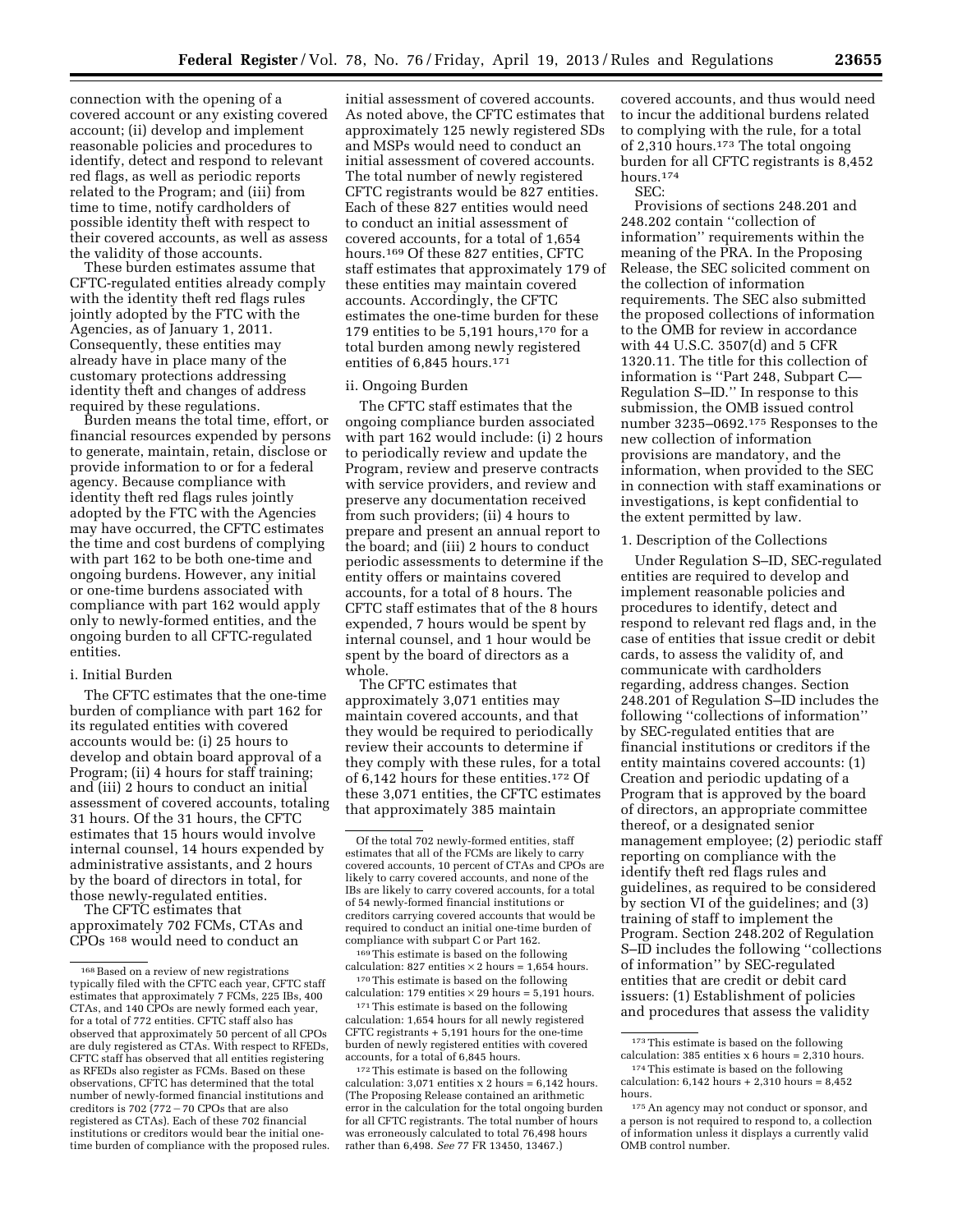connection with the opening of a covered account or any existing covered account; (ii) develop and implement reasonable policies and procedures to identify, detect and respond to relevant red flags, as well as periodic reports related to the Program; and (iii) from time to time, notify cardholders of possible identity theft with respect to their covered accounts, as well as assess the validity of those accounts.

These burden estimates assume that CFTC-regulated entities already comply with the identity theft red flags rules jointly adopted by the FTC with the Agencies, as of January 1, 2011. Consequently, these entities may already have in place many of the customary protections addressing identity theft and changes of address required by these regulations.

Burden means the total time, effort, or financial resources expended by persons to generate, maintain, retain, disclose or provide information to or for a federal agency. Because compliance with identity theft red flags rules jointly adopted by the FTC with the Agencies may have occurred, the CFTC estimates the time and cost burdens of complying with part 162 to be both one-time and ongoing burdens. However, any initial or one-time burdens associated with compliance with part 162 would apply only to newly-formed entities, and the ongoing burden to all CFTC-regulated entities.

i. Initial Burden

The CFTC estimates that the one-time burden of compliance with part 162 for its regulated entities with covered accounts would be: (i) 25 hours to develop and obtain board approval of a Program; (ii) 4 hours for staff training; and (iii) 2 hours to conduct an initial assessment of covered accounts, totaling 31 hours. Of the 31 hours, the CFTC estimates that 15 hours would involve internal counsel, 14 hours expended by administrative assistants, and 2 hours by the board of directors in total, for those newly-regulated entities.

The CFTC estimates that approximately 702 FCMs, CTAs and CPOs [168] would need to conduct an initial assessment of covered accounts. As noted above, the CFTC estimates that approximately 125 newly registered SDs and MSPs would need to conduct an initial assessment of covered accounts. The total number of newly registered CFTC registrants would be 827 entities. Each of these 827 entities would need to conduct an initial assessment of covered accounts, for a total of 1,654 hours.[169] Of these 827 entities, CFTC staff estimates that approximately 179 of these entities may maintain covered accounts. Accordingly, the CFTC estimates the one-time burden for these 179 entities to be 5,191 hours,[170] for a total burden among newly registered entities of 6,845 hours.[171]

ii. Ongoing Burden

The CFTC staff estimates that the ongoing compliance burden associated with part 162 would include: (i) 2 hours to periodically review and update the Program, review and preserve contracts with service providers, and review and preserve any documentation received from such providers; (ii) 4 hours to prepare and present an annual report to the board; and (iii) 2 hours to conduct periodic assessments to determine if the entity offers or maintains covered accounts, for a total of 8 hours. The CFTC staff estimates that of the 8 hours expended, 7 hours would be spent by internal counsel, and 1 hour would be spent by the board of directors as a whole.

The CFTC estimates that approximately 3,071 entities may maintain covered accounts, and that they would be required to periodically review their accounts to determine if they comply with these rules, for a total of 6,142 hours for these entities.[172] Of these 3,071 entities, the CFTC estimates that approximately 385 maintain covered accounts, and thus would need to incur the additional burdens related to complying with the rule, for a total of 2,310 hours.[173] The total ongoing burden for all CFTC registrants is 8,452 hours.[174]

SEC:

Provisions of sections 248.201 and 248.202 contain "collection of information" requirements within the meaning of the PRA. In the Proposing Release, the SEC solicited comment on the collection of information requirements. The SEC also submitted the proposed collections of information to the OMB for review in accordance with 44 U.S.C. 3507(d) and 5 CFR 1320.11. The title for this collection of information is "Part 248, Subpart C—Regulation S–ID." In response to this submission, the OMB issued control number 3235–0692.[175] Responses to the new collection of information provisions are mandatory, and the information, when provided to the SEC in connection with staff examinations or investigations, is kept confidential to the extent permitted by law.

1. Description of the Collections

Under Regulation S–ID, SEC-regulated entities are required to develop and implement reasonable policies and procedures to identify, detect and respond to relevant red flags and, in the case of entities that issue credit or debit cards, to assess the validity of, and communicate with cardholders regarding, address changes. Section 248.201 of Regulation S–ID includes the following "collections of information" by SEC-regulated entities that are financial institutions or creditors if the entity maintains covered accounts: (1) Creation and periodic updating of a Program that is approved by the board of directors, an appropriate committee thereof, or a designated senior management employee; (2) periodic staff reporting on compliance with the identify theft red flags rules and guidelines, as required to be considered by section VI of the guidelines; and (3) training of staff to implement the Program. Section 248.202 of Regulation S–ID includes the following "collections of information" by SEC-regulated entities that are credit or debit card issuers: (1) Establishment of policies and procedures that assess the validity

---

[168] Based on a review of new registrations typically filed with the CFTC each year, CFTC staff estimates that approximately 7 FCMs, 225 IBs, 400 CTAs, and 140 CPOs are newly formed each year, for a total of 772 entities. CFTC staff also has observed that approximately 50 percent of all CPOs are duly registered as CTAs. With respect to RFEDs, CFTC staff has observed that all entities registering as RFEDs also register as FCMs. Based on these observations, CFTC has determined that the total number of newly-formed financial institutions and creditors is 702 (772 − 70 CPOs that are also registered as CTAs). Each of these 702 financial institutions or creditors would bear the initial one-time burden of compliance with the proposed rules. Of the total 702 newly-formed entities, staff estimates that all of the FCMs are likely to carry covered accounts, 10 percent of CTAs and CPOs are likely to carry covered accounts, and none of the IBs are likely to carry covered accounts, for a total of 54 newly-formed financial institutions or creditors carrying covered accounts that would be required to conduct an initial one-time burden of compliance with subpart C or Part 162.

[169] This estimate is based on the following calculation: 827 entities × 2 hours = 1,654 hours.

[170] This estimate is based on the following calculation: 179 entities × 29 hours = 5,191 hours.

[171] This estimate is based on the following calculation: 1,654 hours for all newly registered CFTC registrants + 5,191 hours for the one-time burden of newly registered entities with covered accounts, for a total of 6,845 hours.

[172] This estimate is based on the following calculation: 3,071 entities x 2 hours = 6,142 hours. (The Proposing Release contained an arithmetic error in the calculation for the total ongoing burden for all CFTC registrants. The total number of hours was erroneously calculated to total 76,498 hours rather than 6,498. *See* 77 FR 13450, 13467.)

[173] This estimate is based on the following calculation: 385 entities x 6 hours = 2,310 hours.

[174] This estimate is based on the following calculation: 6,142 hours + 2,310 hours = 8,452 hours.

[175] An agency may not conduct or sponsor, and a person is not required to respond to, a collection of information unless it displays a currently valid OMB control number.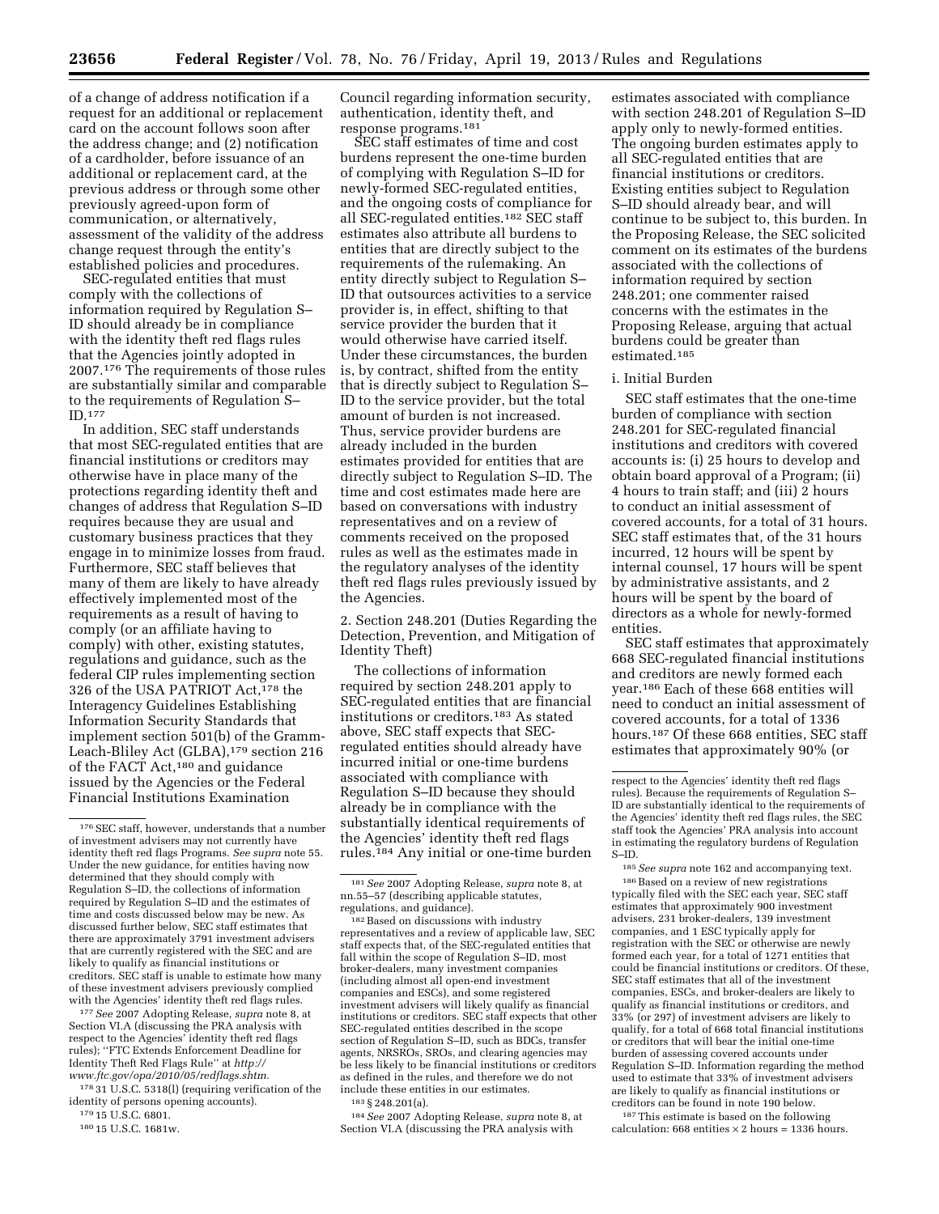of a change of address notification if a request for an additional or replacement card on the account follows soon after the address change; and (2) notification of a cardholder, before issuance of an additional or replacement card, at the previous address or through some other previously agreed-upon form of communication, or alternatively, assessment of the validity of the address change request through the entity's established policies and procedures.

SEC-regulated entities that must comply with the collections of information required by Regulation S–ID should already be in compliance with the identity theft red flags rules that the Agencies jointly adopted in 2007.[176] The requirements of those rules are substantially similar and comparable to the requirements of Regulation S–ID.[177]

In addition, SEC staff understands that most SEC-regulated entities that are financial institutions or creditors may otherwise have in place many of the protections regarding identity theft and changes of address that Regulation S–ID requires because they are usual and customary business practices that they engage in to minimize losses from fraud. Furthermore, SEC staff believes that many of them are likely to have already effectively implemented most of the requirements as a result of having to comply (or an affiliate having to comply) with other, existing statutes, regulations and guidance, such as the federal CIP rules implementing section 326 of the USA PATRIOT Act,[178] the Interagency Guidelines Establishing Information Security Standards that implement section 501(b) of the Gramm-Leach-Bliley Act (GLBA),[179] section 216 of the FACT Act,[180] and guidance issued by the Agencies or the Federal Financial Institutions Examination Council regarding information security, authentication, identity theft, and response programs.[181]

SEC staff estimates of time and cost burdens represent the one-time burden of complying with Regulation S–ID for newly-formed SEC-regulated entities, and the ongoing costs of compliance for all SEC-regulated entities.[182] SEC staff estimates also attribute all burdens to entities that are directly subject to the requirements of the rulemaking. An entity directly subject to Regulation S–ID that outsources activities to a service provider is, in effect, shifting to that service provider the burden that it would otherwise have carried itself. Under these circumstances, the burden is, by contract, shifted from the entity that is directly subject to Regulation S–ID to the service provider, but the total amount of burden is not increased. Thus, service provider burdens are already included in the burden estimates provided for entities that are directly subject to Regulation S–ID. The time and cost estimates made here are based on conversations with industry representatives and on a review of comments received on the proposed rules as well as the estimates made in the regulatory analyses of the identity theft red flags rules previously issued by the Agencies.

2. Section 248.201 (Duties Regarding the Detection, Prevention, and Mitigation of Identity Theft)

The collections of information required by section 248.201 apply to SEC-regulated entities that are financial institutions or creditors.[183] As stated above, SEC staff expects that SEC-regulated entities should already have incurred initial or one-time burdens associated with compliance with Regulation S–ID because they should already be in compliance with the substantially identical requirements of the Agencies' identity theft red flags rules.[184] Any initial or one-time burden estimates associated with compliance with section 248.201 of Regulation S–ID apply only to newly-formed entities. The ongoing burden estimates apply to all SEC-regulated entities that are financial institutions or creditors. Existing entities subject to Regulation S–ID should already bear, and will continue to be subject to, this burden. In the Proposing Release, the SEC solicited comment on its estimates of the burdens associated with the collections of information required by section 248.201; one commenter raised concerns with the estimates in the Proposing Release, arguing that actual burdens could be greater than estimated.[185]

i. Initial Burden

SEC staff estimates that the one-time burden of compliance with section 248.201 for SEC-regulated financial institutions and creditors with covered accounts is: (i) 25 hours to develop and obtain board approval of a Program; (ii) 4 hours to train staff; and (iii) 2 hours to conduct an initial assessment of covered accounts, for a total of 31 hours. SEC staff estimates that, of the 31 hours incurred, 12 hours will be spent by internal counsel, 17 hours will be spent by administrative assistants, and 2 hours will be spent by the board of directors as a whole for newly-formed entities.

SEC staff estimates that approximately 668 SEC-regulated financial institutions and creditors are newly formed each year.[186] Each of these 668 entities will need to conduct an initial assessment of covered accounts, for a total of 1336 hours.[187] Of these 668 entities, SEC staff estimates that approximately 90% (or

---

[176] SEC staff, however, understands that a number of investment advisers may not currently have identity theft red flags Programs. *See supra* note 55. Under the new guidance, for entities having now determined that they should comply with Regulation S–ID, the collections of information required by Regulation S–ID and the estimates of time and costs discussed below may be new. As discussed further below, SEC staff estimates that there are approximately 3791 investment advisers that are currently registered with the SEC and are likely to qualify as financial institutions or creditors. SEC staff is unable to estimate how many of these investment advisers previously complied with the Agencies' identity theft red flags rules.

[177] *See* 2007 Adopting Release, *supra* note 8, at Section VI.A (discussing the PRA analysis with respect to the Agencies' identity theft red flags rules); "FTC Extends Enforcement Deadline for Identity Theft Red Flags Rule" at *http://www.ftc.gov/opa/2010/05/redflags.shtm.*

[178] 31 U.S.C. 5318(l) (requiring verification of the identity of persons opening accounts).

[179] 15 U.S.C. 6801.

[180] 15 U.S.C. 1681w.

[181] *See* 2007 Adopting Release, *supra* note 8, at nn.55–57 (describing applicable statutes, regulations, and guidance).

[182] Based on discussions with industry representatives and a review of applicable law, SEC staff expects that, of the SEC-regulated entities that fall within the scope of Regulation S–ID, most broker-dealers, many investment companies (including almost all open-end investment companies and ESCs), and some registered investment advisers will likely qualify as financial institutions or creditors. SEC staff expects that other SEC-regulated entities described in the scope section of Regulation S–ID, such as BDCs, transfer agents, NRSROs, SROs, and clearing agencies may be less likely to be financial institutions or creditors as defined in the rules, and therefore we do not include these entities in our estimates.

[183] § 248.201(a).

[184] *See* 2007 Adopting Release, *supra* note 8, at Section VI.A (discussing the PRA analysis with respect to the Agencies' identity theft red flags rules). Because the requirements of Regulation S–ID are substantially identical to the requirements of the Agencies' identity theft red flags rules, the SEC staff took the Agencies' PRA analysis into account in estimating the regulatory burdens of Regulation S–ID.

[185] *See supra* note 162 and accompanying text.

[186] Based on a review of new registrations typically filed with the SEC each year, SEC staff estimates that approximately 900 investment advisers, 231 broker-dealers, 139 investment companies, and 1 ESC typically apply for registration with the SEC or otherwise are newly formed each year, for a total of 1271 entities that could be financial institutions or creditors. Of these, SEC staff estimates that all of the investment companies, ESCs, and broker-dealers are likely to qualify as financial institutions or creditors, and 33% (or 297) of investment advisers are likely to qualify, for a total of 668 total financial institutions or creditors that will bear the initial one-time burden of assessing covered accounts under Regulation S–ID. Information regarding the method used to estimate that 33% of investment advisers are likely to qualify as financial institutions or creditors can be found in note 190 below.

[187] This estimate is based on the following calculation: 668 entities $\times$ 2 hours = 1336 hours.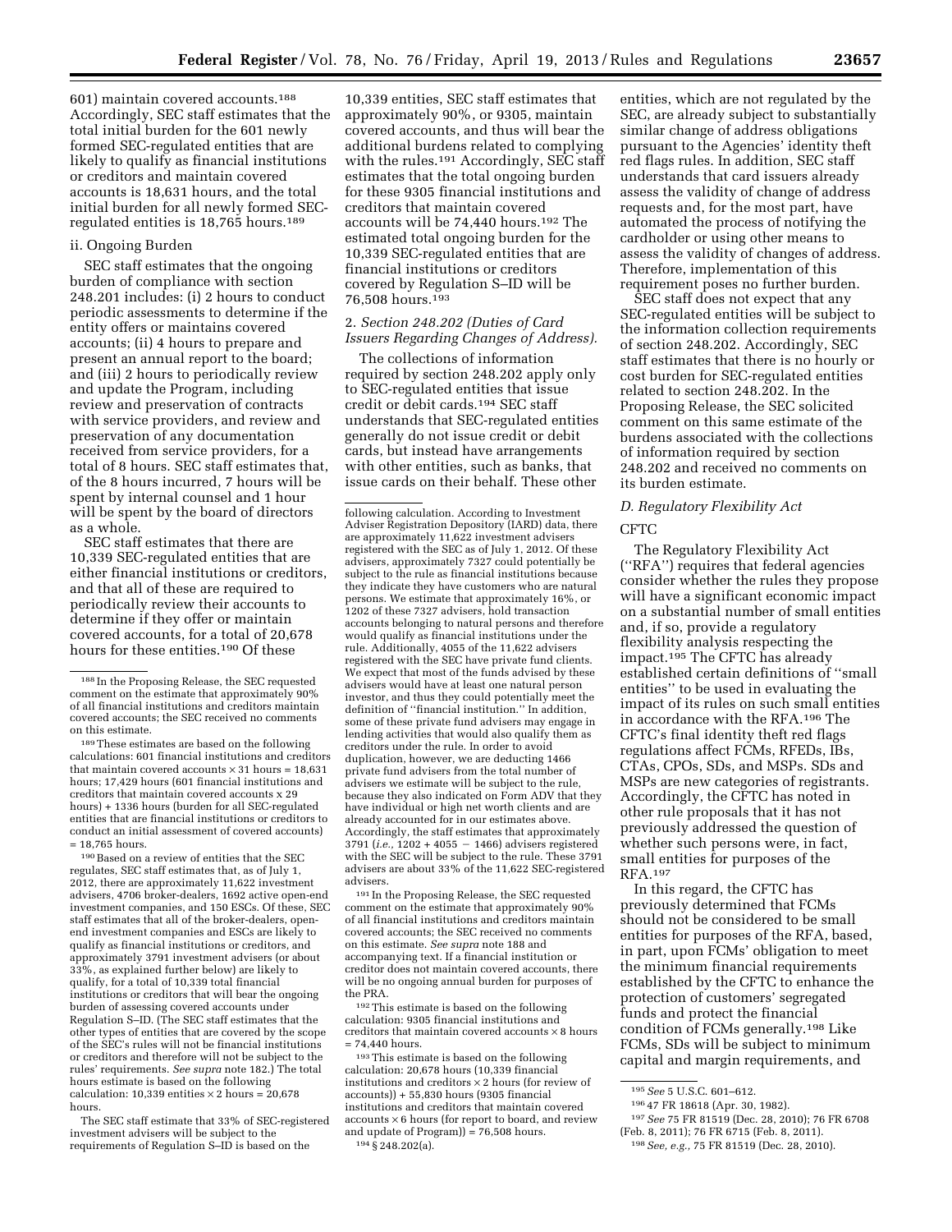601) maintain covered accounts.[188] Accordingly, SEC staff estimates that the total initial burden for the 601 newly formed SEC-regulated entities that are likely to qualify as financial institutions or creditors and maintain covered accounts is 18,631 hours, and the total initial burden for all newly formed SEC-regulated entities is 18,765 hours.[189]

ii. Ongoing Burden

SEC staff estimates that the ongoing burden of compliance with section 248.201 includes: (i) 2 hours to conduct periodic assessments to determine if the entity offers or maintains covered accounts; (ii) 4 hours to prepare and present an annual report to the board; and (iii) 2 hours to periodically review and update the Program, including review and preservation of contracts with service providers, and review and preservation of any documentation received from service providers, for a total of 8 hours. SEC staff estimates that, of the 8 hours incurred, 7 hours will be spent by internal counsel and 1 hour will be spent by the board of directors as a whole.

SEC staff estimates that there are 10,339 SEC-regulated entities that are either financial institutions or creditors, and that all of these are required to periodically review their accounts to determine if they offer or maintain covered accounts, for a total of 20,678 hours for these entities.[190] Of these 10,339 entities, SEC staff estimates that approximately 90%, or 9305, maintain covered accounts, and thus will bear the additional burdens related to complying with the rules.[191] Accordingly, SEC staff estimates that the total ongoing burden for these 9305 financial institutions and creditors that maintain covered accounts will be 74,440 hours.[192] The estimated total ongoing burden for the 10,339 SEC-regulated entities that are financial institutions or creditors covered by Regulation S–ID will be 76,508 hours.[193]

2. *Section 248.202 (Duties of Card Issuers Regarding Changes of Address).*

The collections of information required by section 248.202 apply only to SEC-regulated entities that issue credit or debit cards.[194] SEC staff understands that SEC-regulated entities generally do not issue credit or debit cards, but instead have arrangements with other entities, such as banks, that issue cards on their behalf. These other entities, which are not regulated by the SEC, are already subject to substantially similar change of address obligations pursuant to the Agencies' identity theft red flags rules. In addition, SEC staff understands that card issuers already assess the validity of change of address requests and, for the most part, have automated the process of notifying the cardholder or using other means to assess the validity of changes of address. Therefore, implementation of this requirement poses no further burden.

SEC staff does not expect that any SEC-regulated entities will be subject to the information collection requirements of section 248.202. Accordingly, SEC staff estimates that there is no hourly or cost burden for SEC-regulated entities related to section 248.202. In the Proposing Release, the SEC solicited comment on this same estimate of the burdens associated with the collections of information required by section 248.202 and received no comments on its burden estimate.

### *D. Regulatory Flexibility Act*

CFTC

The Regulatory Flexibility Act (''RFA'') requires that federal agencies consider whether the rules they propose will have a significant economic impact on a substantial number of small entities and, if so, provide a regulatory flexibility analysis respecting the impact.[195] The CFTC has already established certain definitions of ''small entities'' to be used in evaluating the impact of its rules on such small entities in accordance with the RFA.[196] The CFTC's final identity theft red flags regulations affect FCMs, RFEDs, IBs, CTAs, CPOs, SDs, and MSPs. SDs and MSPs are new categories of registrants. Accordingly, the CFTC has noted in other rule proposals that it has not previously addressed the question of whether such persons were, in fact, small entities for purposes of the RFA.[197]

In this regard, the CFTC has previously determined that FCMs should not be considered to be small entities for purposes of the RFA, based, in part, upon FCMs' obligation to meet the minimum financial requirements established by the CFTC to enhance the protection of customers' segregated funds and protect the financial condition of FCMs generally.[198] Like FCMs, SDs will be subject to minimum capital and margin requirements, and

---

[188] In the Proposing Release, the SEC requested comment on the estimate that approximately 90% of all financial institutions and creditors maintain covered accounts; the SEC received no comments on this estimate.

[189] These estimates are based on the following calculations: 601 financial institutions and creditors that maintain covered accounts × 31 hours = 18,631 hours; 17,429 hours (601 financial institutions and creditors that maintain covered accounts x 29 hours) + 1336 hours (burden for all SEC-regulated entities that are financial institutions or creditors to conduct an initial assessment of covered accounts) = 18,765 hours.

[190] Based on a review of entities that the SEC regulates, SEC staff estimates that, as of July 1, 2012, there are approximately 11,622 investment advisers, 4706 broker-dealers, 1692 active open-end investment companies, and 150 ESCs. Of these, SEC staff estimates that all of the broker-dealers, open-end investment companies and ESCs are likely to qualify as financial institutions or creditors, and approximately 3791 investment advisers (or about 33%, as explained further below) are likely to qualify, for a total of 10,339 total financial institutions or creditors that will bear the ongoing burden of assessing covered accounts under Regulation S–ID. (The SEC staff estimates that the other types of entities that are covered by the scope of the SEC's rules will not be financial institutions or creditors and therefore will not be subject to the rules' requirements. *See supra* note 182.) The total hours estimate is based on the following calculation: 10,339 entities × 2 hours = 20,678 hours.

The SEC staff estimate that 33% of SEC-registered investment advisers will be subject to the requirements of Regulation S–ID is based on the following calculation. According to Investment Adviser Registration Depository (IARD) data, there are approximately 11,622 investment advisers registered with the SEC as of July 1, 2012. Of these advisers, approximately 7327 could potentially be subject to the rule as financial institutions because they indicate they have customers who are natural persons. We estimate that approximately 16%, or 1202 of these 7327 advisers, hold transaction accounts belonging to natural persons and therefore would qualify as financial institutions under the rule. Additionally, 4055 of the 11,622 advisers registered with the SEC have private fund clients. We expect that most of the funds advised by these advisers would have at least one natural person investor, and thus they could potentially meet the definition of ''financial institution.'' In addition, some of these private fund advisers may engage in lending activities that would also qualify them as creditors under the rule. In order to avoid duplication, however, we are deducting 1466 private fund advisers from the total number of advisers we estimate will be subject to the rule, because they also indicated on Form ADV that they have individual or high net worth clients and are already accounted for in our estimates above. Accordingly, the staff estimates that approximately 3791 (*i.e.*, 1202 + 4055 − 1466) advisers registered with the SEC will be subject to the rule. These 3791 advisers are about 33% of the 11,622 SEC-registered advisers.

[191] In the Proposing Release, the SEC requested comment on the estimate that approximately 90% of all financial institutions and creditors maintain covered accounts; the SEC received no comments on this estimate. *See supra* note 188 and accompanying text. If a financial institution or creditor does not maintain covered accounts, there will be no ongoing annual burden for purposes of the PRA.

[192] This estimate is based on the following calculation: 9305 financial institutions and creditors that maintain covered accounts × 8 hours = 74,440 hours.

[193] This estimate is based on the following calculation: 20,678 hours (10,339 financial institutions and creditors × 2 hours (for review of accounts)) + 55,830 hours (9305 financial institutions and creditors that maintain covered accounts × 6 hours (for report to board, and review and update of Program)) = 76,508 hours.

[194] § 248.202(a).

[195] *See* 5 U.S.C. 601–612.

[196] 47 FR 18618 (Apr. 30, 1982).

[197] *See* 75 FR 81519 (Dec. 28, 2010); 76 FR 6708 (Feb. 8, 2011); 76 FR 6715 (Feb. 8, 2011).

[198] *See, e.g.,* 75 FR 81519 (Dec. 28, 2010).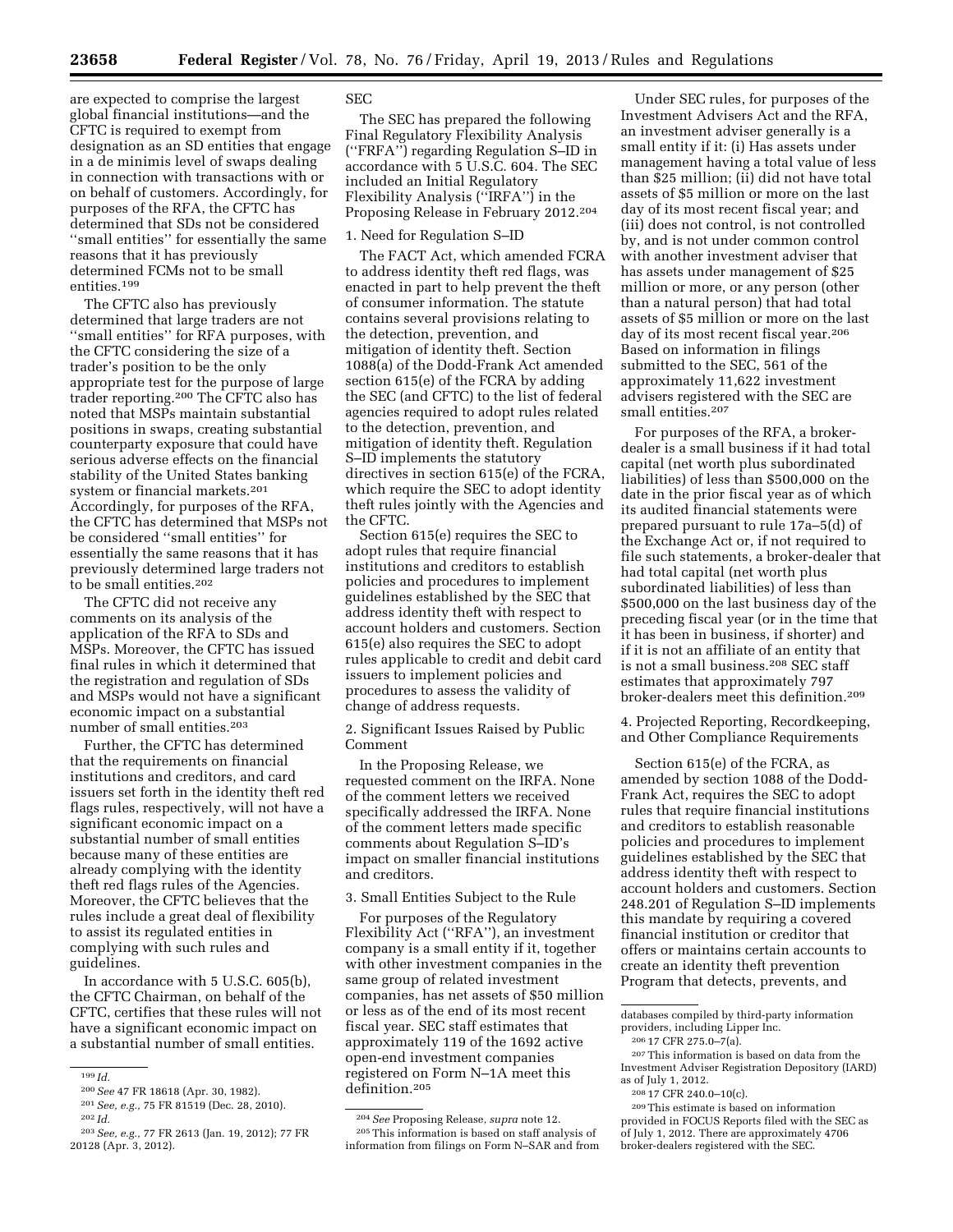are expected to comprise the largest global financial institutions—and the CFTC is required to exempt from designation as an SD entities that engage in a de minimis level of swaps dealing in connection with transactions with or on behalf of customers. Accordingly, for purposes of the RFA, the CFTC has determined that SDs not be considered ''small entities'' for essentially the same reasons that it has previously determined FCMs not to be small entities.[199]

The CFTC also has previously determined that large traders are not ''small entities'' for RFA purposes, with the CFTC considering the size of a trader's position to be the only appropriate test for the purpose of large trader reporting.[200] The CFTC also has noted that MSPs maintain substantial positions in swaps, creating substantial counterparty exposure that could have serious adverse effects on the financial stability of the United States banking system or financial markets.[201] Accordingly, for purposes of the RFA, the CFTC has determined that MSPs not be considered ''small entities'' for essentially the same reasons that it has previously determined large traders not to be small entities.[202]

The CFTC did not receive any comments on its analysis of the application of the RFA to SDs and MSPs. Moreover, the CFTC has issued final rules in which it determined that the registration and regulation of SDs and MSPs would not have a significant economic impact on a substantial number of small entities.[203]

Further, the CFTC has determined that the requirements on financial institutions and creditors, and card issuers set forth in the identity theft red flags rules, respectively, will not have a significant economic impact on a substantial number of small entities because many of these entities are already complying with the identity theft red flags rules of the Agencies. Moreover, the CFTC believes that the rules include a great deal of flexibility to assist its regulated entities in complying with such rules and guidelines.

In accordance with 5 U.S.C. 605(b), the CFTC Chairman, on behalf of the CFTC, certifies that these rules will not have a significant economic impact on a substantial number of small entities.

SEC

The SEC has prepared the following Final Regulatory Flexibility Analysis (''FRFA'') regarding Regulation S–ID in accordance with 5 U.S.C. 604. The SEC included an Initial Regulatory Flexibility Analysis (''IRFA'') in the Proposing Release in February 2012.[204]

1. Need for Regulation S–ID

The FACT Act, which amended FCRA to address identity theft red flags, was enacted in part to help prevent the theft of consumer information. The statute contains several provisions relating to the detection, prevention, and mitigation of identity theft. Section 1088(a) of the Dodd-Frank Act amended section 615(e) of the FCRA by adding the SEC (and CFTC) to the list of federal agencies required to adopt rules related to the detection, prevention, and mitigation of identity theft. Regulation S–ID implements the statutory directives in section 615(e) of the FCRA, which require the SEC to adopt identity theft rules jointly with the Agencies and the CFTC.

Section 615(e) requires the SEC to adopt rules that require financial institutions and creditors to establish policies and procedures to implement guidelines established by the SEC that address identity theft with respect to account holders and customers. Section 615(e) also requires the SEC to adopt rules applicable to credit and debit card issuers to implement policies and procedures to assess the validity of change of address requests.

2. Significant Issues Raised by Public Comment

In the Proposing Release, we requested comment on the IRFA. None of the comment letters we received specifically addressed the IRFA. None of the comment letters made specific comments about Regulation S–ID's impact on smaller financial institutions and creditors.

3. Small Entities Subject to the Rule

For purposes of the Regulatory Flexibility Act (''RFA''), an investment company is a small entity if it, together with other investment companies in the same group of related investment companies, has net assets of $50 million or less as of the end of its most recent fiscal year. SEC staff estimates that approximately 119 of the 1692 active open-end investment companies registered on Form N–1A meet this definition.[205]

Under SEC rules, for purposes of the Investment Advisers Act and the RFA, an investment adviser generally is a small entity if it: (i) Has assets under management having a total value of less than $25 million; (ii) did not have total assets of $5 million or more on the last day of its most recent fiscal year; and (iii) does not control, is not controlled by, and is not under common control with another investment adviser that has assets under management of $25 million or more, or any person (other than a natural person) that had total assets of $5 million or more on the last day of its most recent fiscal year.[206] Based on information in filings submitted to the SEC, 561 of the approximately 11,622 investment advisers registered with the SEC are small entities.[207]

For purposes of the RFA, a broker-dealer is a small business if it had total capital (net worth plus subordinated liabilities) of less than $500,000 on the date in the prior fiscal year as of which its audited financial statements were prepared pursuant to rule 17a–5(d) of the Exchange Act or, if not required to file such statements, a broker-dealer that had total capital (net worth plus subordinated liabilities) of less than $500,000 on the last business day of the preceding fiscal year (or in the time that it has been in business, if shorter) and if it is not an affiliate of an entity that is not a small business.[208] SEC staff estimates that approximately 797 broker-dealers meet this definition.[209]

4. Projected Reporting, Recordkeeping, and Other Compliance Requirements

Section 615(e) of the FCRA, as amended by section 1088 of the Dodd-Frank Act, requires the SEC to adopt rules that require financial institutions and creditors to establish reasonable policies and procedures to implement guidelines established by the SEC that address identity theft with respect to account holders and customers. Section 248.201 of Regulation S–ID implements this mandate by requiring a covered financial institution or creditor that offers or maintains certain accounts to create an identity theft prevention Program that detects, prevents, and

---

[199] *Id.*

[200] *See* 47 FR 18618 (Apr. 30, 1982).

[201] *See, e.g.,* 75 FR 81519 (Dec. 28, 2010).

[202] *Id.*

[203] *See, e.g.,* 77 FR 2613 (Jan. 19, 2012); 77 FR 20128 (Apr. 3, 2012).

[204] *See* Proposing Release, *supra* note 12.

[205] This information is based on staff analysis of information from filings on Form N–SAR and from databases compiled by third-party information providers, including Lipper Inc.

[206] 17 CFR 275.0–7(a).

[207] This information is based on data from the Investment Adviser Registration Depository (IARD) as of July 1, 2012.

[208] 17 CFR 240.0–10(c).

[209] This estimate is based on information provided in FOCUS Reports filed with the SEC as of July 1, 2012. There are approximately 4706 broker-dealers registered with the SEC.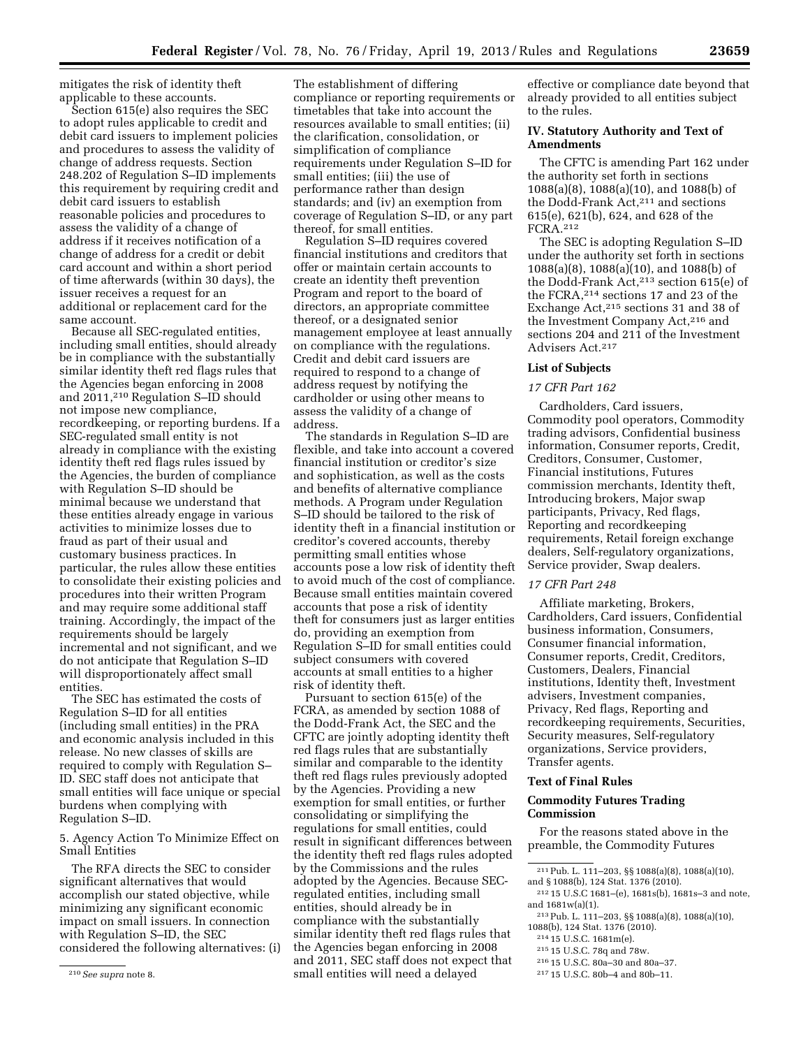mitigates the risk of identity theft applicable to these accounts.

Section 615(e) also requires the SEC to adopt rules applicable to credit and debit card issuers to implement policies and procedures to assess the validity of change of address requests. Section 248.202 of Regulation S–ID implements this requirement by requiring credit and debit card issuers to establish reasonable policies and procedures to assess the validity of a change of address if it receives notification of a change of address for a credit or debit card account and within a short period of time afterwards (within 30 days), the issuer receives a request for an additional or replacement card for the same account.

Because all SEC-regulated entities, including small entities, should already be in compliance with the substantially similar identity theft red flags rules that the Agencies began enforcing in 2008 and 2011,[210] Regulation S–ID should not impose new compliance, recordkeeping, or reporting burdens. If a SEC-regulated small entity is not already in compliance with the existing identity theft red flags rules issued by the Agencies, the burden of compliance with Regulation S–ID should be minimal because we understand that these entities already engage in various activities to minimize losses due to fraud as part of their usual and customary business practices. In particular, the rules allow these entities to consolidate their existing policies and procedures into their written Program and may require some additional staff training. Accordingly, the impact of the requirements should be largely incremental and not significant, and we do not anticipate that Regulation S–ID will disproportionately affect small entities.

The SEC has estimated the costs of Regulation S–ID for all entities (including small entities) in the PRA and economic analysis included in this release. No new classes of skills are required to comply with Regulation S–ID. SEC staff does not anticipate that small entities will face unique or special burdens when complying with Regulation S–ID.

5. Agency Action To Minimize Effect on Small Entities

The RFA directs the SEC to consider significant alternatives that would accomplish our stated objective, while minimizing any significant economic impact on small issuers. In connection with Regulation S–ID, the SEC considered the following alternatives: (i) The establishment of differing compliance or reporting requirements or timetables that take into account the resources available to small entities; (ii) the clarification, consolidation, or simplification of compliance requirements under Regulation S–ID for small entities; (iii) the use of performance rather than design standards; and (iv) an exemption from coverage of Regulation S–ID, or any part thereof, for small entities.

Regulation S–ID requires covered financial institutions and creditors that offer or maintain certain accounts to create an identity theft prevention Program and report to the board of directors, an appropriate committee thereof, or a designated senior management employee at least annually on compliance with the regulations. Credit and debit card issuers are required to respond to a change of address request by notifying the cardholder or using other means to assess the validity of a change of address.

The standards in Regulation S–ID are flexible, and take into account a covered financial institution or creditor's size and sophistication, as well as the costs and benefits of alternative compliance methods. A Program under Regulation S–ID should be tailored to the risk of identity theft in a financial institution or creditor's covered accounts, thereby permitting small entities whose accounts pose a low risk of identity theft to avoid much of the cost of compliance. Because small entities maintain covered accounts that pose a risk of identity theft for consumers just as larger entities do, providing an exemption from Regulation S–ID for small entities could subject consumers with covered accounts at small entities to a higher risk of identity theft.

Pursuant to section 615(e) of the FCRA, as amended by section 1088 of the Dodd-Frank Act, the SEC and the CFTC are jointly adopting identity theft red flags rules that are substantially similar and comparable to the identity theft red flags rules previously adopted by the Agencies. Providing a new exemption for small entities, or further consolidating or simplifying the regulations for small entities, could result in significant differences between the identity theft red flags rules adopted by the Commissions and the rules adopted by the Agencies. Because SEC-regulated entities, including small entities, should already be in compliance with the substantially similar identity theft red flags rules that the Agencies began enforcing in 2008 and 2011, SEC staff does not expect that small entities will need a delayed effective or compliance date beyond that already provided to all entities subject to the rules.

## IV. Statutory Authority and Text of Amendments

The CFTC is amending Part 162 under the authority set forth in sections 1088(a)(8), 1088(a)(10), and 1088(b) of the Dodd-Frank Act,[211] and sections 615(e), 621(b), 624, and 628 of the FCRA.[212]

The SEC is adopting Regulation S–ID under the authority set forth in sections 1088(a)(8), 1088(a)(10), and 1088(b) of the Dodd-Frank Act,[213] section 615(e) of the FCRA,[214] sections 17 and 23 of the Exchange Act,[215] sections 31 and 38 of the Investment Company Act,[216] and sections 204 and 211 of the Investment Advisers Act.[217]

### List of Subjects

*17 CFR Part 162*

Cardholders, Card issuers, Commodity pool operators, Commodity trading advisors, Confidential business information, Consumer reports, Credit, Creditors, Consumer, Customer, Financial institutions, Futures commission merchants, Identity theft, Introducing brokers, Major swap participants, Privacy, Red flags, Reporting and recordkeeping requirements, Retail foreign exchange dealers, Self-regulatory organizations, Service provider, Swap dealers.

*17 CFR Part 248*

Affiliate marketing, Brokers, Cardholders, Card issuers, Confidential business information, Consumers, Consumer financial information, Consumer reports, Credit, Creditors, Customers, Dealers, Financial institutions, Identity theft, Investment advisers, Investment companies, Privacy, Red flags, Reporting and recordkeeping requirements, Securities, Security measures, Self-regulatory organizations, Service providers, Transfer agents.

### Text of Final Rules

### Commodity Futures Trading Commission

For the reasons stated above in the preamble, the Commodity Futures

---

[210] *See supra* note 8.

[211] Pub. L. 111–203, §§ 1088(a)(8), 1088(a)(10), and § 1088(b), 124 Stat. 1376 (2010).

[212] 15 U.S.C 1681–(e), 1681s(b), 1681s–3 and note, and 1681w(a)(1).

[213] Pub. L. 111–203, §§ 1088(a)(8), 1088(a)(10), 1088(b), 124 Stat. 1376 (2010).

[214] 15 U.S.C. 1681m(e).

[215] 15 U.S.C. 78q and 78w.

[216] 15 U.S.C. 80a–30 and 80a–37.

[217] 15 U.S.C. 80b–4 and 80b–11.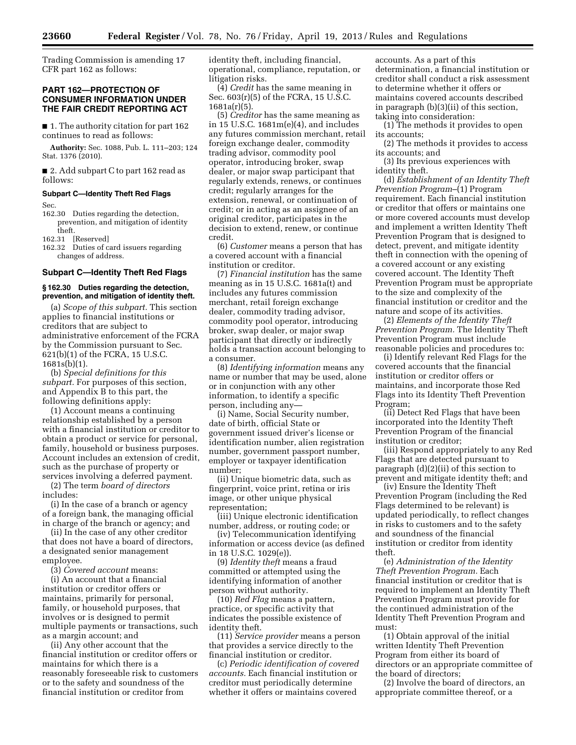Trading Commission is amending 17 CFR part 162 as follows:

## PART 162—PROTECTION OF CONSUMER INFORMATION UNDER THE FAIR CREDIT REPORTING ACT

■ 1. The authority citation for part 162 continues to read as follows:

**Authority:** Sec. 1088, Pub. L. 111–203; 124 Stat. 1376 (2010).

■ 2. Add subpart C to part 162 read as follows:

### Subpart C—Identity Theft Red Flags

Sec.

162.30 Duties regarding the detection, prevention, and mitigation of identity theft.

162.31 [Reserved]

162.32 Duties of card issuers regarding changes of address.

### Subpart C—Identity Theft Red Flags

#### § 162.30 Duties regarding the detection, prevention, and mitigation of identity theft.

(a) *Scope of this subpart.* This section applies to financial institutions or creditors that are subject to administrative enforcement of the FCRA by the Commission pursuant to Sec. 621(b)(1) of the FCRA, 15 U.S.C. 1681s(b)(1).

(b) *Special definitions for this subpart.* For purposes of this section, and Appendix B to this part, the following definitions apply:

(1) Account means a continuing relationship established by a person with a financial institution or creditor to obtain a product or service for personal, family, household or business purposes. Account includes an extension of credit, such as the purchase of property or services involving a deferred payment.

(2) The term *board of directors* includes:

(i) In the case of a branch or agency of a foreign bank, the managing official in charge of the branch or agency; and

(ii) In the case of any other creditor that does not have a board of directors, a designated senior management employee.

(3) *Covered account* means:

(i) An account that a financial institution or creditor offers or maintains, primarily for personal, family, or household purposes, that involves or is designed to permit multiple payments or transactions, such as a margin account; and

(ii) Any other account that the financial institution or creditor offers or maintains for which there is a reasonably foreseeable risk to customers or to the safety and soundness of the financial institution or creditor from identity theft, including financial, operational, compliance, reputation, or litigation risks.

(4) *Credit* has the same meaning in Sec. 603(r)(5) of the FCRA, 15 U.S.C. 1681a(r)(5).

(5) *Creditor* has the same meaning as in 15 U.S.C. 1681m(e)(4), and includes any futures commission merchant, retail foreign exchange dealer, commodity trading advisor, commodity pool operator, introducing broker, swap dealer, or major swap participant that regularly extends, renews, or continues credit; regularly arranges for the extension, renewal, or continuation of credit; or in acting as an assignee of an original creditor, participates in the decision to extend, renew, or continue credit.

(6) *Customer* means a person that has a covered account with a financial institution or creditor.

(7) *Financial institution* has the same meaning as in 15 U.S.C. 1681a(t) and includes any futures commission merchant, retail foreign exchange dealer, commodity trading advisor, commodity pool operator, introducing broker, swap dealer, or major swap participant that directly or indirectly holds a transaction account belonging to a consumer.

(8) *Identifying information* means any name or number that may be used, alone or in conjunction with any other information, to identify a specific person, including any—

(i) Name, Social Security number, date of birth, official State or government issued driver's license or identification number, alien registration number, government passport number, employer or taxpayer identification number;

(ii) Unique biometric data, such as fingerprint, voice print, retina or iris image, or other unique physical representation;

(iii) Unique electronic identification number, address, or routing code; or

(iv) Telecommunication identifying information or access device (as defined in 18 U.S.C. 1029(e)).

(9) *Identity theft* means a fraud committed or attempted using the identifying information of another person without authority.

(10) *Red Flag* means a pattern, practice, or specific activity that indicates the possible existence of identity theft.

(11) *Service provider* means a person that provides a service directly to the financial institution or creditor.

(c) *Periodic identification of covered accounts.* Each financial institution or creditor must periodically determine whether it offers or maintains covered accounts. As a part of this determination, a financial institution or creditor shall conduct a risk assessment to determine whether it offers or maintains covered accounts described in paragraph (b)(3)(ii) of this section, taking into consideration:

(1) The methods it provides to open its accounts;

(2) The methods it provides to access its accounts; and

(3) Its previous experiences with identity theft.

(d) *Establishment of an Identity Theft Prevention Program*–(1) Program requirement. Each financial institution or creditor that offers or maintains one or more covered accounts must develop and implement a written Identity Theft Prevention Program that is designed to detect, prevent, and mitigate identity theft in connection with the opening of a covered account or any existing covered account. The Identity Theft Prevention Program must be appropriate to the size and complexity of the financial institution or creditor and the nature and scope of its activities.

(2) *Elements of the Identity Theft Prevention Program.* The Identity Theft Prevention Program must include reasonable policies and procedures to:

(i) Identify relevant Red Flags for the covered accounts that the financial institution or creditor offers or maintains, and incorporate those Red Flags into its Identity Theft Prevention Program;

(ii) Detect Red Flags that have been incorporated into the Identity Theft Prevention Program of the financial institution or creditor;

(iii) Respond appropriately to any Red Flags that are detected pursuant to paragraph (d)(2)(ii) of this section to prevent and mitigate identity theft; and

(iv) Ensure the Identity Theft Prevention Program (including the Red Flags determined to be relevant) is updated periodically, to reflect changes in risks to customers and to the safety and soundness of the financial institution or creditor from identity theft.

(e) *Administration of the Identity Theft Prevention Program.* Each financial institution or creditor that is required to implement an Identity Theft Prevention Program must provide for the continued administration of the Identity Theft Prevention Program and must:

(1) Obtain approval of the initial written Identity Theft Prevention Program from either its board of directors or an appropriate committee of the board of directors;

(2) Involve the board of directors, an appropriate committee thereof, or a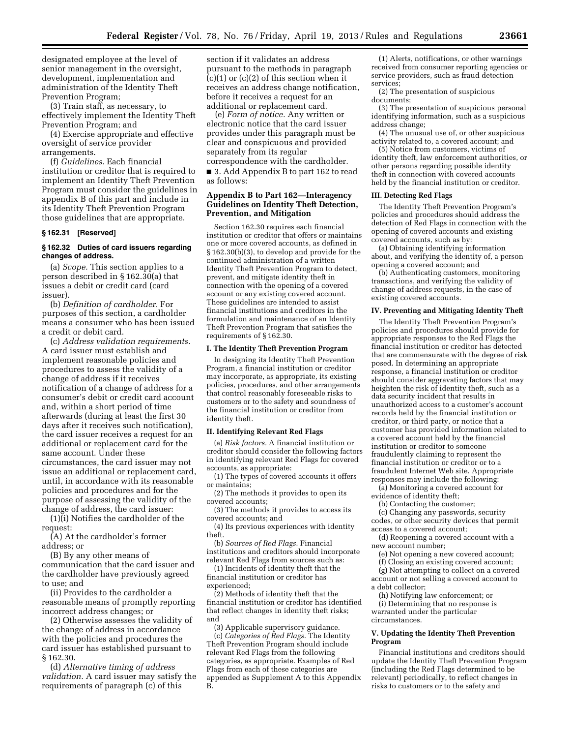designated employee at the level of senior management in the oversight, development, implementation and administration of the Identity Theft Prevention Program;

(3) Train staff, as necessary, to effectively implement the Identity Theft Prevention Program; and

(4) Exercise appropriate and effective oversight of service provider arrangements.

(f) *Guidelines.* Each financial institution or creditor that is required to implement an Identity Theft Prevention Program must consider the guidelines in appendix B of this part and include in its Identity Theft Prevention Program those guidelines that are appropriate.

### § 162.31 [Reserved]

### § 162.32 Duties of card issuers regarding changes of address.

(a) *Scope.* This section applies to a person described in § 162.30(a) that issues a debit or credit card (card issuer).

(b) *Definition of cardholder.* For purposes of this section, a cardholder means a consumer who has been issued a credit or debit card.

(c) *Address validation requirements.* A card issuer must establish and implement reasonable policies and procedures to assess the validity of a change of address if it receives notification of a change of address for a consumer's debit or credit card account and, within a short period of time afterwards (during at least the first 30 days after it receives such notification), the card issuer receives a request for an additional or replacement card for the same account. Under these circumstances, the card issuer may not issue an additional or replacement card, until, in accordance with its reasonable policies and procedures and for the purpose of assessing the validity of the change of address, the card issuer:

(1)(i) Notifies the cardholder of the request:

(A) At the cardholder's former address; or

(B) By any other means of communication that the card issuer and the cardholder have previously agreed to use; and

(ii) Provides to the cardholder a reasonable means of promptly reporting incorrect address changes; or

(2) Otherwise assesses the validity of the change of address in accordance with the policies and procedures the card issuer has established pursuant to § 162.30.

(d) *Alternative timing of address validation.* A card issuer may satisfy the requirements of paragraph (c) of this section if it validates an address pursuant to the methods in paragraph (c)(1) or (c)(2) of this section when it receives an address change notification, before it receives a request for an additional or replacement card.

(e) *Form of notice.* Any written or electronic notice that the card issuer provides under this paragraph must be clear and conspicuous and provided separately from its regular correspondence with the cardholder.

■ 3. Add Appendix B to part 162 to read as follows:

### Appendix B to Part 162—Interagency Guidelines on Identity Theft Detection, Prevention, and Mitigation

Section 162.30 requires each financial institution or creditor that offers or maintains one or more covered accounts, as defined in § 162.30(b)(3), to develop and provide for the continued administration of a written Identity Theft Prevention Program to detect, prevent, and mitigate identity theft in connection with the opening of a covered account or any existing covered account. These guidelines are intended to assist financial institutions and creditors in the formulation and maintenance of an Identity Theft Prevention Program that satisfies the requirements of § 162.30.

#### I. The Identity Theft Prevention Program

In designing its Identity Theft Prevention Program, a financial institution or creditor may incorporate, as appropriate, its existing policies, procedures, and other arrangements that control reasonably foreseeable risks to customers or to the safety and soundness of the financial institution or creditor from identity theft.

#### II. Identifying Relevant Red Flags

(a) *Risk factors.* A financial institution or creditor should consider the following factors in identifying relevant Red Flags for covered accounts, as appropriate:

(1) The types of covered accounts it offers or maintains;

(2) The methods it provides to open its covered accounts;

(3) The methods it provides to access its covered accounts; and

(4) Its previous experiences with identity theft.

(b) *Sources of Red Flags.* Financial institutions and creditors should incorporate relevant Red Flags from sources such as:

(1) Incidents of identity theft that the financial institution or creditor has experienced;

(2) Methods of identity theft that the financial institution or creditor has identified that reflect changes in identity theft risks; and

(3) Applicable supervisory guidance.

(c) *Categories of Red Flags.* The Identity Theft Prevention Program should include relevant Red Flags from the following categories, as appropriate. Examples of Red Flags from each of these categories are appended as Supplement A to this Appendix B.

(1) Alerts, notifications, or other warnings received from consumer reporting agencies or service providers, such as fraud detection services;

(2) The presentation of suspicious documents;

(3) The presentation of suspicious personal identifying information, such as a suspicious address change;

(4) The unusual use of, or other suspicious activity related to, a covered account; and

(5) Notice from customers, victims of identity theft, law enforcement authorities, or other persons regarding possible identity theft in connection with covered accounts held by the financial institution or creditor.

#### III. Detecting Red Flags

The Identity Theft Prevention Program's policies and procedures should address the detection of Red Flags in connection with the opening of covered accounts and existing covered accounts, such as by:

(a) Obtaining identifying information about, and verifying the identity of, a person opening a covered account; and

(b) Authenticating customers, monitoring transactions, and verifying the validity of change of address requests, in the case of existing covered accounts.

#### IV. Preventing and Mitigating Identity Theft

The Identity Theft Prevention Program's policies and procedures should provide for appropriate responses to the Red Flags the financial institution or creditor has detected that are commensurate with the degree of risk posed. In determining an appropriate response, a financial institution or creditor should consider aggravating factors that may heighten the risk of identity theft, such as a data security incident that results in unauthorized access to a customer's account records held by the financial institution or creditor, or third party, or notice that a customer has provided information related to a covered account held by the financial institution or creditor to someone fraudulently claiming to represent the financial institution or creditor or to a fraudulent Internet Web site. Appropriate responses may include the following:

(a) Monitoring a covered account for evidence of identity theft;

(b) Contacting the customer;

(c) Changing any passwords, security codes, or other security devices that permit access to a covered account;

(d) Reopening a covered account with a new account number;

(e) Not opening a new covered account;

(f) Closing an existing covered account;

(g) Not attempting to collect on a covered account or not selling a covered account to a debt collector;

(h) Notifying law enforcement; or

(i) Determining that no response is warranted under the particular circumstances.

#### V. Updating the Identity Theft Prevention Program

Financial institutions and creditors should update the Identity Theft Prevention Program (including the Red Flags determined to be relevant) periodically, to reflect changes in risks to customers or to the safety and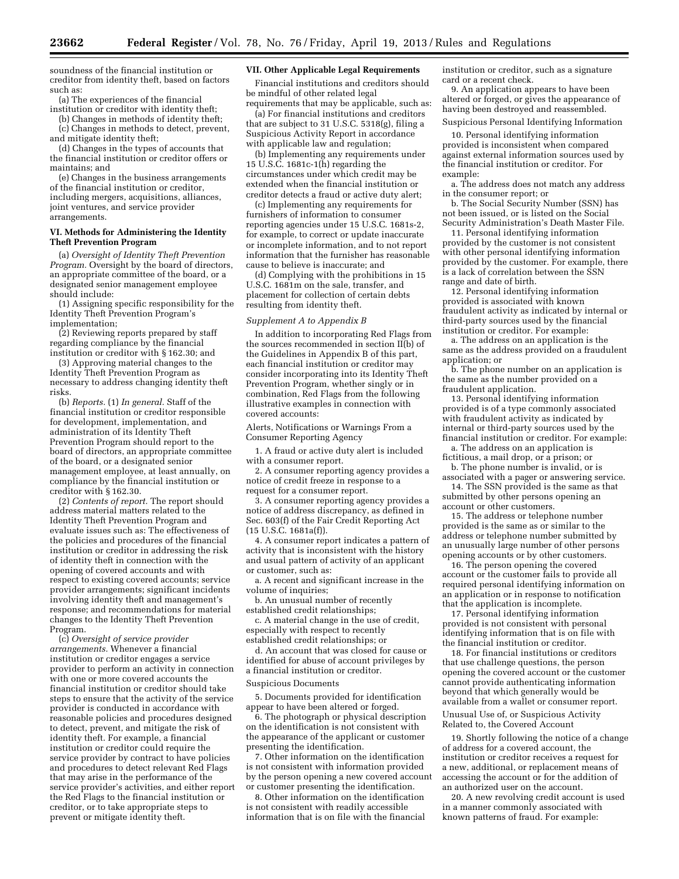soundness of the financial institution or creditor from identity theft, based on factors such as:

(a) The experiences of the financial institution or creditor with identity theft;

(b) Changes in methods of identity theft;

(c) Changes in methods to detect, prevent, and mitigate identity theft;

(d) Changes in the types of accounts that the financial institution or creditor offers or maintains; and

(e) Changes in the business arrangements of the financial institution or creditor, including mergers, acquisitions, alliances, joint ventures, and service provider arrangements.

**VI. Methods for Administering the Identity Theft Prevention Program**

(a) *Oversight of Identity Theft Prevention Program.* Oversight by the board of directors, an appropriate committee of the board, or a designated senior management employee should include:

(1) Assigning specific responsibility for the Identity Theft Prevention Program's implementation;

(2) Reviewing reports prepared by staff regarding compliance by the financial institution or creditor with § 162.30; and

(3) Approving material changes to the Identity Theft Prevention Program as necessary to address changing identity theft risks.

(b) *Reports.* (1) *In general.* Staff of the financial institution or creditor responsible for development, implementation, and administration of its Identity Theft Prevention Program should report to the board of directors, an appropriate committee of the board, or a designated senior management employee, at least annually, on compliance by the financial institution or creditor with § 162.30.

(2) *Contents of report.* The report should address material matters related to the Identity Theft Prevention Program and evaluate issues such as: The effectiveness of the policies and procedures of the financial institution or creditor in addressing the risk of identity theft in connection with the opening of covered accounts and with respect to existing covered accounts; service provider arrangements; significant incidents involving identity theft and management's response; and recommendations for material changes to the Identity Theft Prevention Program.

(c) *Oversight of service provider arrangements.* Whenever a financial institution or creditor engages a service provider to perform an activity in connection with one or more covered accounts the financial institution or creditor should take steps to ensure that the activity of the service provider is conducted in accordance with reasonable policies and procedures designed to detect, prevent, and mitigate the risk of identity theft. For example, a financial institution or creditor could require the service provider by contract to have policies and procedures to detect relevant Red Flags that may arise in the performance of the service provider's activities, and either report the Red Flags to the financial institution or creditor, or to take appropriate steps to prevent or mitigate identity theft.

**VII. Other Applicable Legal Requirements**

Financial institutions and creditors should be mindful of other related legal requirements that may be applicable, such as:

(a) For financial institutions and creditors that are subject to 31 U.S.C. 5318(g), filing a Suspicious Activity Report in accordance with applicable law and regulation;

(b) Implementing any requirements under 15 U.S.C. 1681c-1(h) regarding the circumstances under which credit may be extended when the financial institution or creditor detects a fraud or active duty alert;

(c) Implementing any requirements for furnishers of information to consumer reporting agencies under 15 U.S.C. 1681s-2, for example, to correct or update inaccurate or incomplete information, and to not report information that the furnisher has reasonable cause to believe is inaccurate; and

(d) Complying with the prohibitions in 15 U.S.C. 1681m on the sale, transfer, and placement for collection of certain debts resulting from identity theft.

*Supplement A to Appendix B*

In addition to incorporating Red Flags from the sources recommended in section II(b) of the Guidelines in Appendix B of this part, each financial institution or creditor may consider incorporating into its Identity Theft Prevention Program, whether singly or in combination, Red Flags from the following illustrative examples in connection with covered accounts:

Alerts, Notifications or Warnings From a Consumer Reporting Agency

1. A fraud or active duty alert is included with a consumer report.

2. A consumer reporting agency provides a notice of credit freeze in response to a request for a consumer report.

3. A consumer reporting agency provides a notice of address discrepancy, as defined in Sec. 603(f) of the Fair Credit Reporting Act (15 U.S.C. 1681a(f)).

4. A consumer report indicates a pattern of activity that is inconsistent with the history and usual pattern of activity of an applicant or customer, such as:

a. A recent and significant increase in the volume of inquiries;

b. An unusual number of recently established credit relationships;

c. A material change in the use of credit, especially with respect to recently established credit relationships; or

d. An account that was closed for cause or identified for abuse of account privileges by a financial institution or creditor.

Suspicious Documents

5. Documents provided for identification appear to have been altered or forged.

6. The photograph or physical description on the identification is not consistent with the appearance of the applicant or customer presenting the identification.

7. Other information on the identification is not consistent with information provided by the person opening a new covered account or customer presenting the identification.

8. Other information on the identification is not consistent with readily accessible information that is on file with the financial institution or creditor, such as a signature card or a recent check.

9. An application appears to have been altered or forged, or gives the appearance of having been destroyed and reassembled.

Suspicious Personal Identifying Information

10. Personal identifying information provided is inconsistent when compared against external information sources used by the financial institution or creditor. For example:

a. The address does not match any address in the consumer report; or

b. The Social Security Number (SSN) has not been issued, or is listed on the Social Security Administration's Death Master File.

11. Personal identifying information provided by the customer is not consistent with other personal identifying information provided by the customer. For example, there is a lack of correlation between the SSN range and date of birth.

12. Personal identifying information provided is associated with known fraudulent activity as indicated by internal or third-party sources used by the financial institution or creditor. For example:

a. The address on an application is the same as the address provided on a fraudulent application; or

b. The phone number on an application is the same as the number provided on a fraudulent application.

13. Personal identifying information provided is of a type commonly associated with fraudulent activity as indicated by internal or third-party sources used by the financial institution or creditor. For example:

a. The address on an application is fictitious, a mail drop, or a prison; or

b. The phone number is invalid, or is associated with a pager or answering service.

14. The SSN provided is the same as that submitted by other persons opening an account or other customers.

15. The address or telephone number provided is the same as or similar to the address or telephone number submitted by an unusually large number of other persons opening accounts or by other customers.

16. The person opening the covered account or the customer fails to provide all required personal identifying information on an application or in response to notification that the application is incomplete.

17. Personal identifying information provided is not consistent with personal identifying information that is on file with the financial institution or creditor.

18. For financial institutions or creditors that use challenge questions, the person opening the covered account or the customer cannot provide authenticating information beyond that which generally would be available from a wallet or consumer report.

Unusual Use of, or Suspicious Activity Related to, the Covered Account

19. Shortly following the notice of a change of address for a covered account, the institution or creditor receives a request for a new, additional, or replacement means of accessing the account or for the addition of an authorized user on the account.

20. A new revolving credit account is used in a manner commonly associated with known patterns of fraud. For example: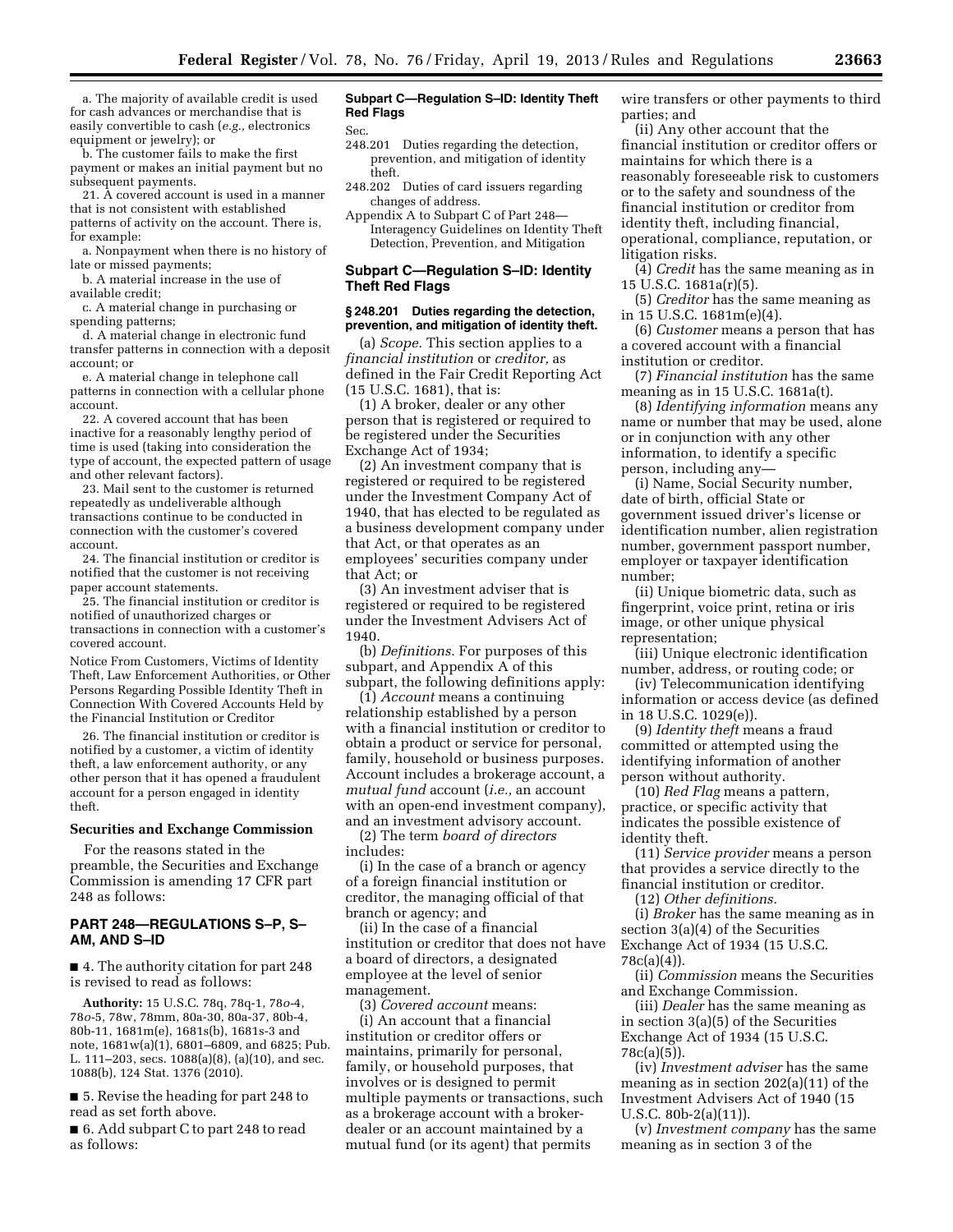a. The majority of available credit is used for cash advances or merchandise that is easily convertible to cash (*e.g.,* electronics equipment or jewelry); or

b. The customer fails to make the first payment or makes an initial payment but no subsequent payments.

21. A covered account is used in a manner that is not consistent with established patterns of activity on the account. There is, for example:

a. Nonpayment when there is no history of late or missed payments;

b. A material increase in the use of available credit;

c. A material change in purchasing or spending patterns;

d. A material change in electronic fund transfer patterns in connection with a deposit account; or

e. A material change in telephone call patterns in connection with a cellular phone account.

22. A covered account that has been inactive for a reasonably lengthy period of time is used (taking into consideration the type of account, the expected pattern of usage and other relevant factors).

23. Mail sent to the customer is returned repeatedly as undeliverable although transactions continue to be conducted in connection with the customer's covered account.

24. The financial institution or creditor is notified that the customer is not receiving paper account statements.

25. The financial institution or creditor is notified of unauthorized charges or transactions in connection with a customer's covered account.

Notice From Customers, Victims of Identity Theft, Law Enforcement Authorities, or Other Persons Regarding Possible Identity Theft in Connection With Covered Accounts Held by the Financial Institution or Creditor

26. The financial institution or creditor is notified by a customer, a victim of identity theft, a law enforcement authority, or any other person that it has opened a fraudulent account for a person engaged in identity theft.

**Securities and Exchange Commission**

For the reasons stated in the preamble, the Securities and Exchange Commission is amending 17 CFR part 248 as follows:

## PART 248—REGULATIONS S–P, S–AM, AND S–ID

■ 4. The authority citation for part 248 is revised to read as follows:

**Authority:** 15 U.S.C. 78q, 78q-1, 78*o*-4, 78*o*-5, 78w, 78mm, 80a-30, 80a-37, 80b-4, 80b-11, 1681m(e), 1681s(b), 1681s-3 and note, 1681w(a)(1), 6801–6809, and 6825; Pub. L. 111–203, secs. 1088(a)(8), (a)(10), and sec. 1088(b), 124 Stat. 1376 (2010).

■ 5. Revise the heading for part 248 to read as set forth above.

■ 6. Add subpart C to part 248 to read as follows:

**Subpart C—Regulation S–ID: Identity Theft Red Flags**

Sec.
248.201 Duties regarding the detection, prevention, and mitigation of identity theft.
248.202 Duties of card issuers regarding changes of address.
Appendix A to Subpart C of Part 248—Interagency Guidelines on Identity Theft Detection, Prevention, and Mitigation

### Subpart C—Regulation S–ID: Identity Theft Red Flags

#### § 248.201 Duties regarding the detection, prevention, and mitigation of identity theft.

(a) *Scope.* This section applies to a *financial institution* or *creditor,* as defined in the Fair Credit Reporting Act (15 U.S.C. 1681), that is:

(1) A broker, dealer or any other person that is registered or required to be registered under the Securities Exchange Act of 1934;

(2) An investment company that is registered or required to be registered under the Investment Company Act of 1940, that has elected to be regulated as a business development company under that Act, or that operates as an employees' securities company under that Act; or

(3) An investment adviser that is registered or required to be registered under the Investment Advisers Act of 1940.

(b) *Definitions.* For purposes of this subpart, and Appendix A of this subpart, the following definitions apply:

(1) *Account* means a continuing relationship established by a person with a financial institution or creditor to obtain a product or service for personal, family, household or business purposes. Account includes a brokerage account, a *mutual fund* account (*i.e.,* an account with an open-end investment company), and an investment advisory account.

(2) The term *board of directors* includes:

(i) In the case of a branch or agency of a foreign financial institution or creditor, the managing official of that branch or agency; and

(ii) In the case of a financial institution or creditor that does not have a board of directors, a designated employee at the level of senior management.

(3) *Covered account* means:

(i) An account that a financial institution or creditor offers or maintains, primarily for personal, family, or household purposes, that involves or is designed to permit multiple payments or transactions, such as a brokerage account with a broker-dealer or an account maintained by a mutual fund (or its agent) that permits wire transfers or other payments to third parties; and

(ii) Any other account that the financial institution or creditor offers or maintains for which there is a reasonably foreseeable risk to customers or to the safety and soundness of the financial institution or creditor from identity theft, including financial, operational, compliance, reputation, or litigation risks.

(4) *Credit* has the same meaning as in 15 U.S.C. 1681a(r)(5).

(5) *Creditor* has the same meaning as in 15 U.S.C. 1681m(e)(4).

(6) *Customer* means a person that has a covered account with a financial institution or creditor.

(7) *Financial institution* has the same meaning as in 15 U.S.C. 1681a(t).

(8) *Identifying information* means any name or number that may be used, alone or in conjunction with any other information, to identify a specific person, including any—

(i) Name, Social Security number, date of birth, official State or government issued driver's license or identification number, alien registration number, government passport number, employer or taxpayer identification number;

(ii) Unique biometric data, such as fingerprint, voice print, retina or iris image, or other unique physical representation;

(iii) Unique electronic identification number, address, or routing code; or

(iv) Telecommunication identifying information or access device (as defined in 18 U.S.C. 1029(e)).

(9) *Identity theft* means a fraud committed or attempted using the identifying information of another person without authority.

(10) *Red Flag* means a pattern, practice, or specific activity that indicates the possible existence of identity theft.

(11) *Service provider* means a person that provides a service directly to the financial institution or creditor.

(12) *Other definitions.*

(i) *Broker* has the same meaning as in section 3(a)(4) of the Securities Exchange Act of 1934 (15 U.S.C. 78c(a)(4)).

(ii) *Commission* means the Securities and Exchange Commission.

(iii) *Dealer* has the same meaning as in section 3(a)(5) of the Securities Exchange Act of 1934 (15 U.S.C. 78c(a)(5)).

(iv) *Investment adviser* has the same meaning as in section 202(a)(11) of the Investment Advisers Act of 1940 (15 U.S.C. 80b-2(a)(11)).

(v) *Investment company* has the same meaning as in section 3 of the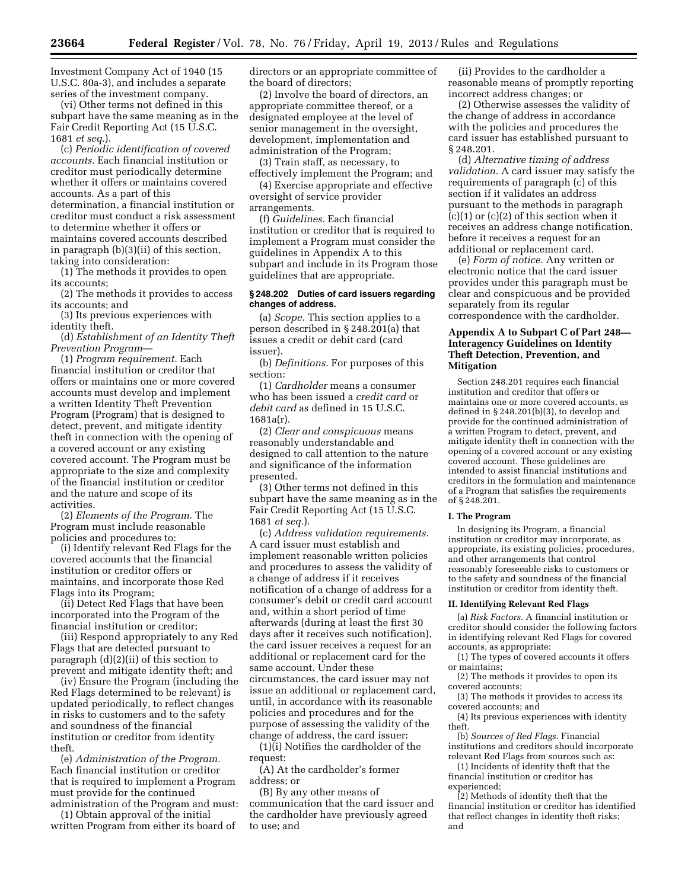Investment Company Act of 1940 (15 U.S.C. 80a-3), and includes a separate series of the investment company.

(vi) Other terms not defined in this subpart have the same meaning as in the Fair Credit Reporting Act (15 U.S.C. 1681 *et seq.*).

(c) *Periodic identification of covered accounts.* Each financial institution or creditor must periodically determine whether it offers or maintains covered accounts. As a part of this determination, a financial institution or creditor must conduct a risk assessment to determine whether it offers or maintains covered accounts described in paragraph (b)(3)(ii) of this section, taking into consideration:

(1) The methods it provides to open its accounts;

(2) The methods it provides to access its accounts; and

(3) Its previous experiences with identity theft.

(d) *Establishment of an Identity Theft Prevention Program*—

(1) *Program requirement.* Each financial institution or creditor that offers or maintains one or more covered accounts must develop and implement a written Identity Theft Prevention Program (Program) that is designed to detect, prevent, and mitigate identity theft in connection with the opening of a covered account or any existing covered account. The Program must be appropriate to the size and complexity of the financial institution or creditor and the nature and scope of its activities.

(2) *Elements of the Program.* The Program must include reasonable policies and procedures to:

(i) Identify relevant Red Flags for the covered accounts that the financial institution or creditor offers or maintains, and incorporate those Red Flags into its Program;

(ii) Detect Red Flags that have been incorporated into the Program of the financial institution or creditor;

(iii) Respond appropriately to any Red Flags that are detected pursuant to paragraph (d)(2)(ii) of this section to prevent and mitigate identity theft; and

(iv) Ensure the Program (including the Red Flags determined to be relevant) is updated periodically, to reflect changes in risks to customers and to the safety and soundness of the financial institution or creditor from identity theft.

(e) *Administration of the Program.* Each financial institution or creditor that is required to implement a Program must provide for the continued administration of the Program and must:

(1) Obtain approval of the initial written Program from either its board of directors or an appropriate committee of the board of directors;

(2) Involve the board of directors, an appropriate committee thereof, or a designated employee at the level of senior management in the oversight, development, implementation and administration of the Program;

(3) Train staff, as necessary, to effectively implement the Program; and

(4) Exercise appropriate and effective oversight of service provider arrangements.

(f) *Guidelines.* Each financial institution or creditor that is required to implement a Program must consider the guidelines in Appendix A to this subpart and include in its Program those guidelines that are appropriate.

#### § 248.202 Duties of card issuers regarding changes of address.

(a) *Scope.* This section applies to a person described in § 248.201(a) that issues a credit or debit card (card issuer).

(b) *Definitions.* For purposes of this section:

(1) *Cardholder* means a consumer who has been issued a *credit card* or *debit card* as defined in 15 U.S.C. 1681a(r).

(2) *Clear and conspicuous* means reasonably understandable and designed to call attention to the nature and significance of the information presented.

(3) Other terms not defined in this subpart have the same meaning as in the Fair Credit Reporting Act (15 U.S.C. 1681 *et seq.*).

(c) *Address validation requirements.* A card issuer must establish and implement reasonable written policies and procedures to assess the validity of a change of address if it receives notification of a change of address for a consumer's debit or credit card account and, within a short period of time afterwards (during at least the first 30 days after it receives such notification), the card issuer receives a request for an additional or replacement card for the same account. Under these circumstances, the card issuer may not issue an additional or replacement card, until, in accordance with its reasonable policies and procedures and for the purpose of assessing the validity of the change of address, the card issuer:

(1)(i) Notifies the cardholder of the request:

(A) At the cardholder's former address; or

(B) By any other means of communication that the card issuer and the cardholder have previously agreed to use; and

(ii) Provides to the cardholder a reasonable means of promptly reporting incorrect address changes; or

(2) Otherwise assesses the validity of the change of address in accordance with the policies and procedures the card issuer has established pursuant to § 248.201.

(d) *Alternative timing of address validation.* A card issuer may satisfy the requirements of paragraph (c) of this section if it validates an address pursuant to the methods in paragraph (c)(1) or (c)(2) of this section when it receives an address change notification, before it receives a request for an additional or replacement card.

(e) *Form of notice.* Any written or electronic notice that the card issuer provides under this paragraph must be clear and conspicuous and be provided separately from its regular correspondence with the cardholder.

### Appendix A to Subpart C of Part 248—Interagency Guidelines on Identity Theft Detection, Prevention, and Mitigation

Section 248.201 requires each financial institution and creditor that offers or maintains one or more covered accounts, as defined in § 248.201(b)(3), to develop and provide for the continued administration of a written Program to detect, prevent, and mitigate identity theft in connection with the opening of a covered account or any existing covered account. These guidelines are intended to assist financial institutions and creditors in the formulation and maintenance of a Program that satisfies the requirements of § 248.201.

#### I. The Program

In designing its Program, a financial institution or creditor may incorporate, as appropriate, its existing policies, procedures, and other arrangements that control reasonably foreseeable risks to customers or to the safety and soundness of the financial institution or creditor from identity theft.

#### II. Identifying Relevant Red Flags

(a) *Risk Factors.* A financial institution or creditor should consider the following factors in identifying relevant Red Flags for covered accounts, as appropriate:

(1) The types of covered accounts it offers or maintains;

(2) The methods it provides to open its covered accounts;

(3) The methods it provides to access its covered accounts; and

(4) Its previous experiences with identity theft.

(b) *Sources of Red Flags.* Financial institutions and creditors should incorporate relevant Red Flags from sources such as:

(1) Incidents of identity theft that the financial institution or creditor has experienced;

(2) Methods of identity theft that the financial institution or creditor has identified that reflect changes in identity theft risks; and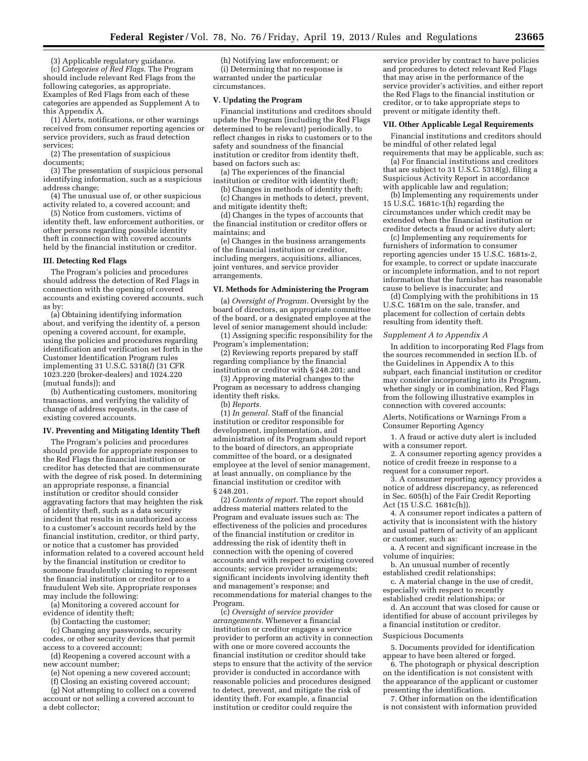(3) Applicable regulatory guidance.

(c) *Categories of Red Flags.* The Program should include relevant Red Flags from the following categories, as appropriate. Examples of Red Flags from each of these categories are appended as Supplement A to this Appendix A.

(1) Alerts, notifications, or other warnings received from consumer reporting agencies or service providers, such as fraud detection services;

(2) The presentation of suspicious documents;

(3) The presentation of suspicious personal identifying information, such as a suspicious address change;

(4) The unusual use of, or other suspicious activity related to, a covered account; and

(5) Notice from customers, victims of identity theft, law enforcement authorities, or other persons regarding possible identity theft in connection with covered accounts held by the financial institution or creditor.

**III. Detecting Red Flags**

The Program's policies and procedures should address the detection of Red Flags in connection with the opening of covered accounts and existing covered accounts, such as by:

(a) Obtaining identifying information about, and verifying the identity of, a person opening a covered account, for example, using the policies and procedures regarding identification and verification set forth in the Customer Identification Program rules implementing 31 U.S.C. 5318(*l*) (31 CFR 1023.220 (broker-dealers) and 1024.220 (mutual funds)); and

(b) Authenticating customers, monitoring transactions, and verifying the validity of change of address requests, in the case of existing covered accounts.

**IV. Preventing and Mitigating Identity Theft**

The Program's policies and procedures should provide for appropriate responses to the Red Flags the financial institution or creditor has detected that are commensurate with the degree of risk posed. In determining an appropriate response, a financial institution or creditor should consider aggravating factors that may heighten the risk of identity theft, such as a data security incident that results in unauthorized access to a customer's account records held by the financial institution, creditor, or third party, or notice that a customer has provided information related to a covered account held by the financial institution or creditor to someone fraudulently claiming to represent the financial institution or creditor or to a fraudulent Web site. Appropriate responses may include the following:

(a) Monitoring a covered account for evidence of identity theft;

(b) Contacting the customer;

(c) Changing any passwords, security codes, or other security devices that permit access to a covered account;

(d) Reopening a covered account with a new account number;

(e) Not opening a new covered account;

(f) Closing an existing covered account;

(g) Not attempting to collect on a covered account or not selling a covered account to a debt collector;

(h) Notifying law enforcement; or

(i) Determining that no response is warranted under the particular circumstances.

**V. Updating the Program**

Financial institutions and creditors should update the Program (including the Red Flags determined to be relevant) periodically, to reflect changes in risks to customers or to the safety and soundness of the financial institution or creditor from identity theft, based on factors such as:

(a) The experiences of the financial institution or creditor with identity theft;

(b) Changes in methods of identity theft;

(c) Changes in methods to detect, prevent, and mitigate identity theft;

(d) Changes in the types of accounts that the financial institution or creditor offers or maintains; and

(e) Changes in the business arrangements of the financial institution or creditor, including mergers, acquisitions, alliances, joint ventures, and service provider arrangements.

**VI. Methods for Administering the Program**

(a) *Oversight of Program.* Oversight by the board of directors, an appropriate committee of the board, or a designated employee at the level of senior management should include:

(1) Assigning specific responsibility for the Program's implementation;

(2) Reviewing reports prepared by staff regarding compliance by the financial institution or creditor with § 248.201; and

(3) Approving material changes to the Program as necessary to address changing identity theft risks.

(b) *Reports.*

(1) *In general.* Staff of the financial institution or creditor responsible for development, implementation, and administration of its Program should report to the board of directors, an appropriate committee of the board, or a designated employee at the level of senior management, at least annually, on compliance by the financial institution or creditor with § 248.201.

(2) *Contents of report.* The report should address material matters related to the Program and evaluate issues such as: The effectiveness of the policies and procedures of the financial institution or creditor in addressing the risk of identity theft in connection with the opening of covered accounts and with respect to existing covered accounts; service provider arrangements; significant incidents involving identity theft and management's response; and recommendations for material changes to the Program.

(c) *Oversight of service provider arrangements.* Whenever a financial institution or creditor engages a service provider to perform an activity in connection with one or more covered accounts the financial institution or creditor should take steps to ensure that the activity of the service provider is conducted in accordance with reasonable policies and procedures designed to detect, prevent, and mitigate the risk of identity theft. For example, a financial institution or creditor could require the service provider by contract to have policies and procedures to detect relevant Red Flags that may arise in the performance of the service provider's activities, and either report the Red Flags to the financial institution or creditor, or to take appropriate steps to prevent or mitigate identity theft.

**VII. Other Applicable Legal Requirements**

Financial institutions and creditors should be mindful of other related legal requirements that may be applicable, such as:

(a) For financial institutions and creditors that are subject to 31 U.S.C. 5318(g), filing a Suspicious Activity Report in accordance with applicable law and regulation;

(b) Implementing any requirements under 15 U.S.C. 1681c-1(h) regarding the circumstances under which credit may be extended when the financial institution or creditor detects a fraud or active duty alert;

(c) Implementing any requirements for furnishers of information to consumer reporting agencies under 15 U.S.C. 1681s-2, for example, to correct or update inaccurate or incomplete information, and to not report information that the furnisher has reasonable cause to believe is inaccurate; and

(d) Complying with the prohibitions in 15 U.S.C. 1681m on the sale, transfer, and placement for collection of certain debts resulting from identity theft.

*Supplement A to Appendix A*

In addition to incorporating Red Flags from the sources recommended in section II.b. of the Guidelines in Appendix A to this subpart, each financial institution or creditor may consider incorporating into its Program, whether singly or in combination, Red Flags from the following illustrative examples in connection with covered accounts:

Alerts, Notifications or Warnings From a Consumer Reporting Agency

1. A fraud or active duty alert is included with a consumer report.

2. A consumer reporting agency provides a notice of credit freeze in response to a request for a consumer report.

3. A consumer reporting agency provides a notice of address discrepancy, as referenced in Sec. 605(h) of the Fair Credit Reporting Act (15 U.S.C. 1681c(h)).

4. A consumer report indicates a pattern of activity that is inconsistent with the history and usual pattern of activity of an applicant or customer, such as:

a. A recent and significant increase in the volume of inquiries;

b. An unusual number of recently established credit relationships;

c. A material change in the use of credit, especially with respect to recently established credit relationships; or

d. An account that was closed for cause or identified for abuse of account privileges by a financial institution or creditor.

Suspicious Documents

5. Documents provided for identification appear to have been altered or forged.

6. The photograph or physical description on the identification is not consistent with the appearance of the applicant or customer presenting the identification.

7. Other information on the identification is not consistent with information provided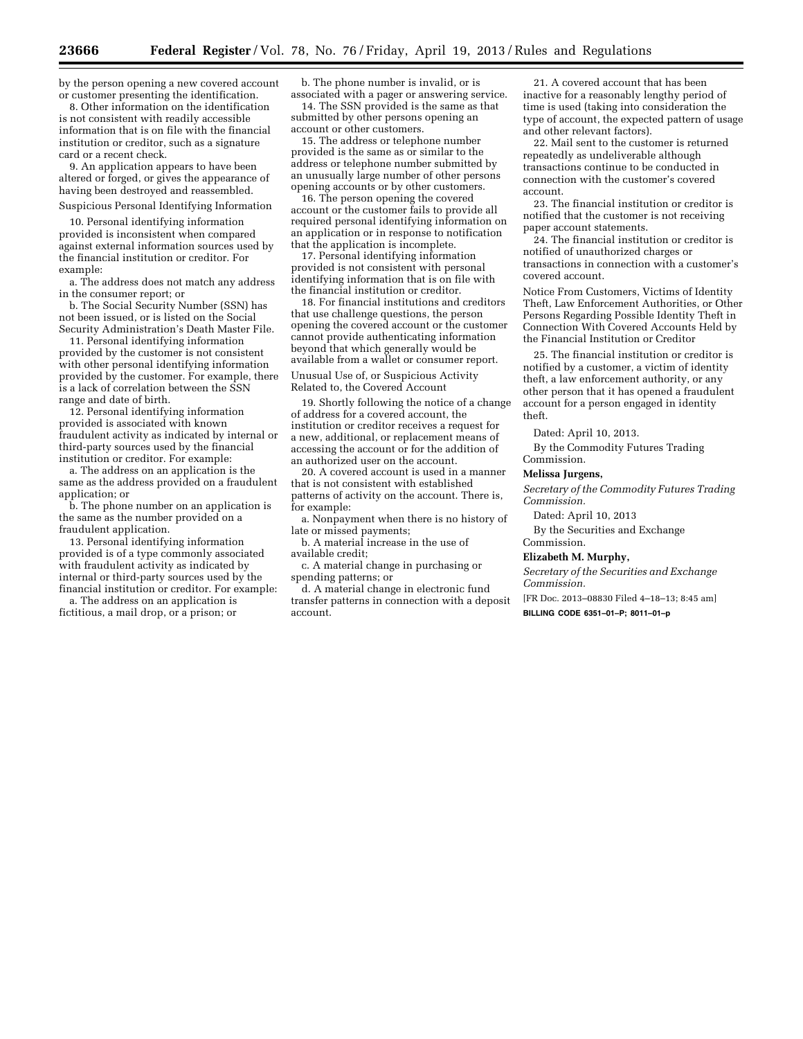by the person opening a new covered account or customer presenting the identification.

8. Other information on the identification is not consistent with readily accessible information that is on file with the financial institution or creditor, such as a signature card or a recent check.

9. An application appears to have been altered or forged, or gives the appearance of having been destroyed and reassembled.

Suspicious Personal Identifying Information

10. Personal identifying information provided is inconsistent when compared against external information sources used by the financial institution or creditor. For example:

a. The address does not match any address in the consumer report; or

b. The Social Security Number (SSN) has not been issued, or is listed on the Social Security Administration's Death Master File.

11. Personal identifying information provided by the customer is not consistent with other personal identifying information provided by the customer. For example, there is a lack of correlation between the SSN range and date of birth.

12. Personal identifying information provided is associated with known fraudulent activity as indicated by internal or third-party sources used by the financial institution or creditor. For example:

a. The address on an application is the same as the address provided on a fraudulent application; or

b. The phone number on an application is the same as the number provided on a fraudulent application.

13. Personal identifying information provided is of a type commonly associated with fraudulent activity as indicated by internal or third-party sources used by the financial institution or creditor. For example:

a. The address on an application is fictitious, a mail drop, or a prison; or

b. The phone number is invalid, or is associated with a pager or answering service.

14. The SSN provided is the same as that submitted by other persons opening an account or other customers.

15. The address or telephone number provided is the same as or similar to the address or telephone number submitted by an unusually large number of other persons opening accounts or by other customers.

16. The person opening the covered account or the customer fails to provide all required personal identifying information on an application or in response to notification that the application is incomplete.

17. Personal identifying information provided is not consistent with personal identifying information that is on file with the financial institution or creditor.

18. For financial institutions and creditors that use challenge questions, the person opening the covered account or the customer cannot provide authenticating information beyond that which generally would be available from a wallet or consumer report.

Unusual Use of, or Suspicious Activity Related to, the Covered Account

19. Shortly following the notice of a change of address for a covered account, the institution or creditor receives a request for a new, additional, or replacement means of accessing the account or for the addition of an authorized user on the account.

20. A covered account is used in a manner that is not consistent with established patterns of activity on the account. There is, for example:

a. Nonpayment when there is no history of late or missed payments;

b. A material increase in the use of available credit;

c. A material change in purchasing or spending patterns; or

d. A material change in electronic fund transfer patterns in connection with a deposit account.

21. A covered account that has been inactive for a reasonably lengthy period of time is used (taking into consideration the type of account, the expected pattern of usage and other relevant factors).

22. Mail sent to the customer is returned repeatedly as undeliverable although transactions continue to be conducted in connection with the customer's covered account.

23. The financial institution or creditor is notified that the customer is not receiving paper account statements.

24. The financial institution or creditor is notified of unauthorized charges or transactions in connection with a customer's covered account.

Notice From Customers, Victims of Identity Theft, Law Enforcement Authorities, or Other Persons Regarding Possible Identity Theft in Connection With Covered Accounts Held by the Financial Institution or Creditor

25. The financial institution or creditor is notified by a customer, a victim of identity theft, a law enforcement authority, or any other person that it has opened a fraudulent account for a person engaged in identity theft.

Dated: April 10, 2013.

By the Commodity Futures Trading Commission.

**Melissa Jurgens,**

*Secretary of the Commodity Futures Trading Commission.*

Dated: April 10, 2013

By the Securities and Exchange Commission.

**Elizabeth M. Murphy,**

*Secretary of the Securities and Exchange Commission.*

[FR Doc. 2013–08830 Filed 4–18–13; 8:45 am]

**BILLING CODE 6351–01–P; 8011–01–p**